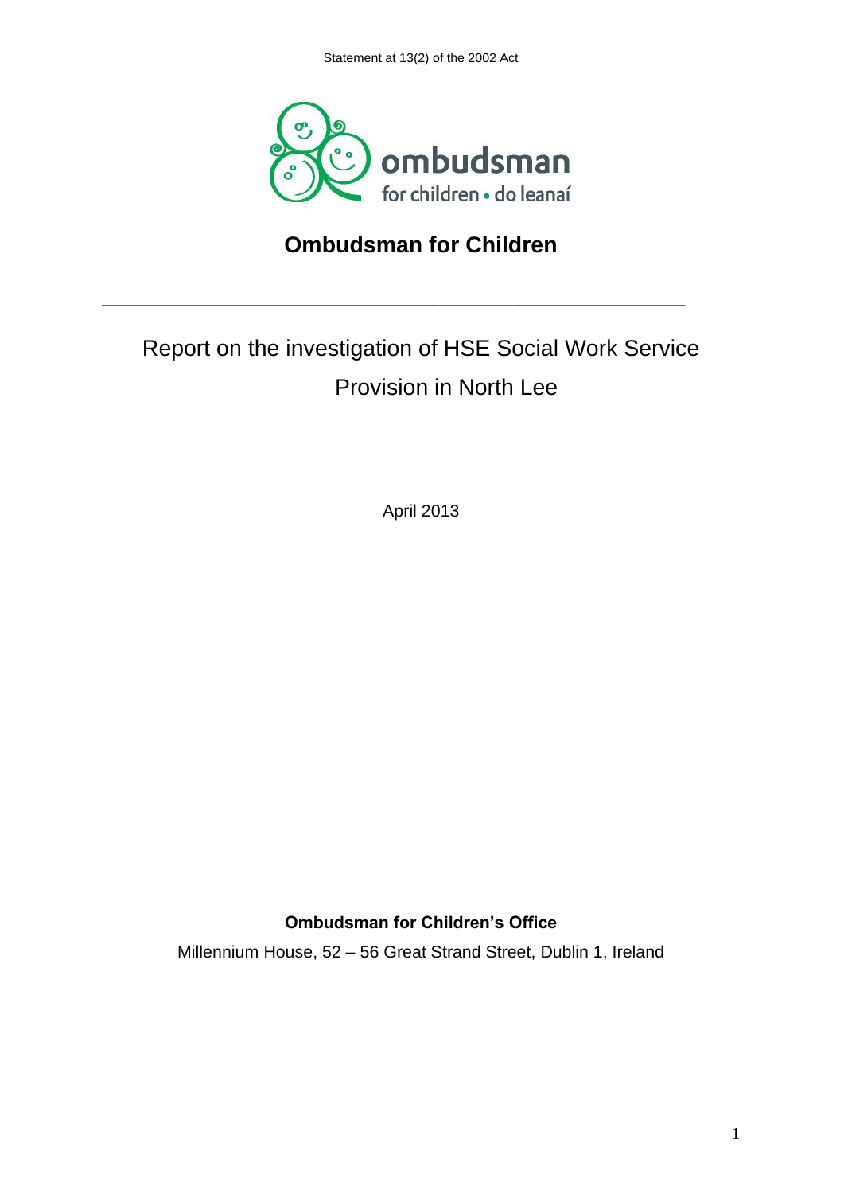Statement at 13(2) of the 2002 Act

ombudsman for children • do leanaí

# Ombudsman for Children

---

## Report on the investigation of HSE Social Work Service Provision in North Lee

April 2013

**Ombudsman for Children's Office**

Millennium House, 52 – 56 Great Strand Street, Dublin 1, Ireland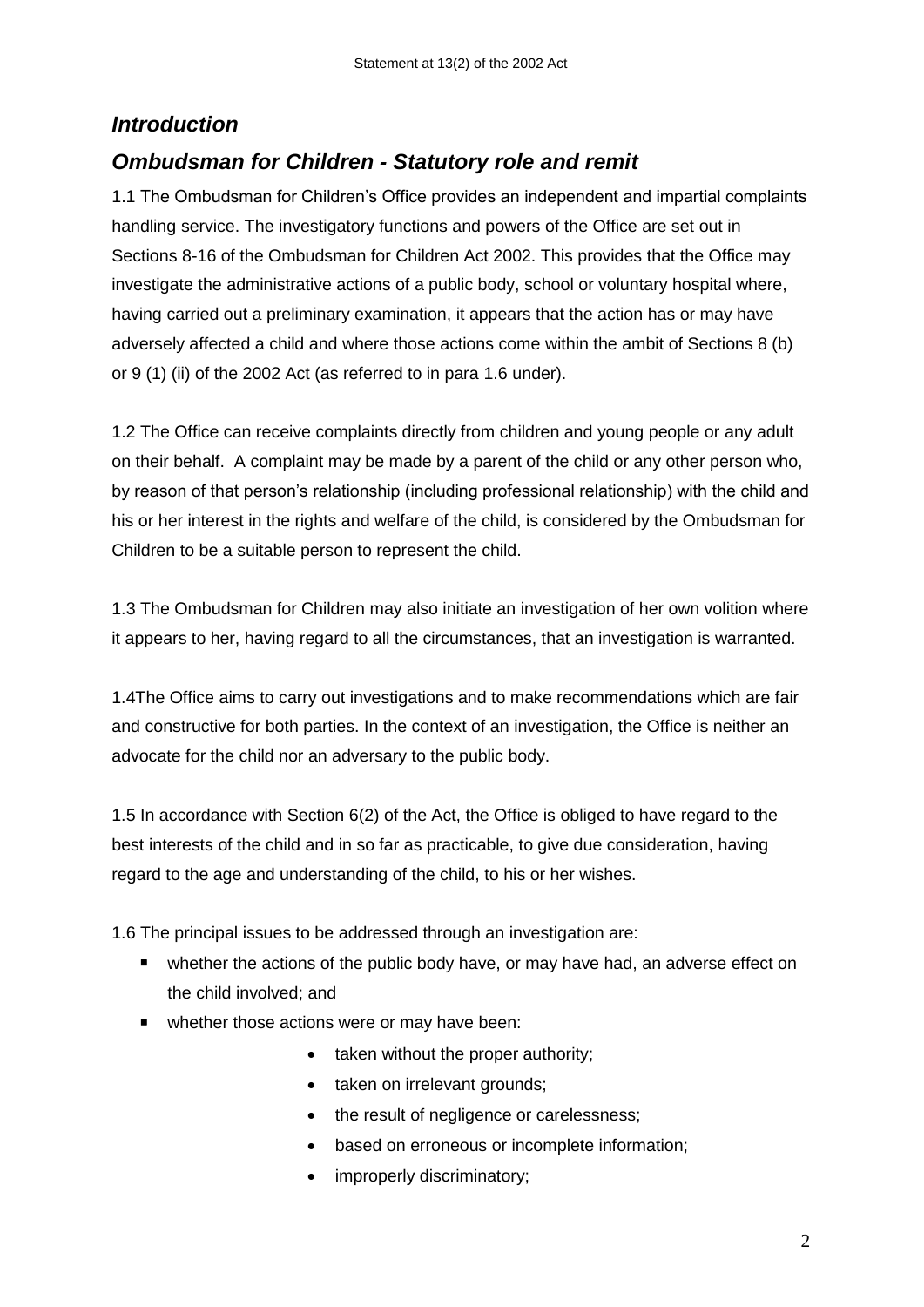## *Introduction*

## *Ombudsman for Children - Statutory role and remit*

1.1 The Ombudsman for Children's Office provides an independent and impartial complaints handling service. The investigatory functions and powers of the Office are set out in Sections 8-16 of the Ombudsman for Children Act 2002. This provides that the Office may investigate the administrative actions of a public body, school or voluntary hospital where, having carried out a preliminary examination, it appears that the action has or may have adversely affected a child and where those actions come within the ambit of Sections 8 (b) or 9 (1) (ii) of the 2002 Act (as referred to in para 1.6 under).

1.2 The Office can receive complaints directly from children and young people or any adult on their behalf. A complaint may be made by a parent of the child or any other person who, by reason of that person's relationship (including professional relationship) with the child and his or her interest in the rights and welfare of the child, is considered by the Ombudsman for Children to be a suitable person to represent the child.

1.3 The Ombudsman for Children may also initiate an investigation of her own volition where it appears to her, having regard to all the circumstances, that an investigation is warranted.

1.4The Office aims to carry out investigations and to make recommendations which are fair and constructive for both parties. In the context of an investigation, the Office is neither an advocate for the child nor an adversary to the public body.

1.5 In accordance with Section 6(2) of the Act, the Office is obliged to have regard to the best interests of the child and in so far as practicable, to give due consideration, having regard to the age and understanding of the child, to his or her wishes.

1.6 The principal issues to be addressed through an investigation are:

- whether the actions of the public body have, or may have had, an adverse effect on the child involved; and
- whether those actions were or may have been:
  - taken without the proper authority;
  - taken on irrelevant grounds;
  - the result of negligence or carelessness;
  - based on erroneous or incomplete information;
  - improperly discriminatory;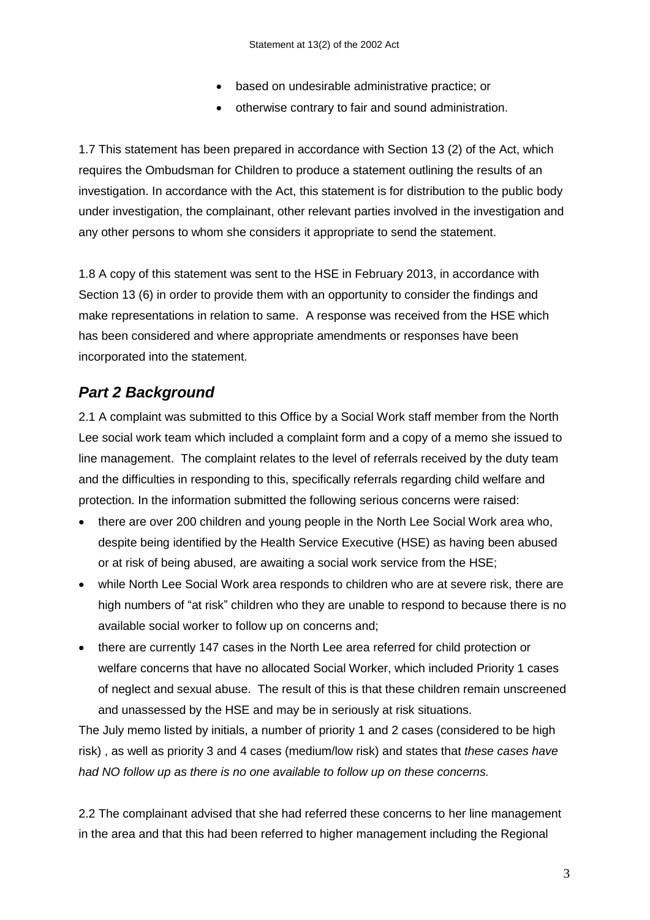- based on undesirable administrative practice; or
- otherwise contrary to fair and sound administration.

1.7 This statement has been prepared in accordance with Section 13 (2) of the Act, which requires the Ombudsman for Children to produce a statement outlining the results of an investigation. In accordance with the Act, this statement is for distribution to the public body under investigation, the complainant, other relevant parties involved in the investigation and any other persons to whom she considers it appropriate to send the statement.

1.8 A copy of this statement was sent to the HSE in February 2013, in accordance with Section 13 (6) in order to provide them with an opportunity to consider the findings and make representations in relation to same. A response was received from the HSE which has been considered and where appropriate amendments or responses have been incorporated into the statement.

## *Part 2 Background*

2.1 A complaint was submitted to this Office by a Social Work staff member from the North Lee social work team which included a complaint form and a copy of a memo she issued to line management. The complaint relates to the level of referrals received by the duty team and the difficulties in responding to this, specifically referrals regarding child welfare and protection. In the information submitted the following serious concerns were raised:

- there are over 200 children and young people in the North Lee Social Work area who, despite being identified by the Health Service Executive (HSE) as having been abused or at risk of being abused, are awaiting a social work service from the HSE;
- while North Lee Social Work area responds to children who are at severe risk, there are high numbers of "at risk" children who they are unable to respond to because there is no available social worker to follow up on concerns and;
- there are currently 147 cases in the North Lee area referred for child protection or welfare concerns that have no allocated Social Worker, which included Priority 1 cases of neglect and sexual abuse. The result of this is that these children remain unscreened and unassessed by the HSE and may be in seriously at risk situations.

The July memo listed by initials, a number of priority 1 and 2 cases (considered to be high risk) , as well as priority 3 and 4 cases (medium/low risk) and states that *these cases have had NO follow up as there is no one available to follow up on these concerns.*

2.2 The complainant advised that she had referred these concerns to her line management in the area and that this had been referred to higher management including the Regional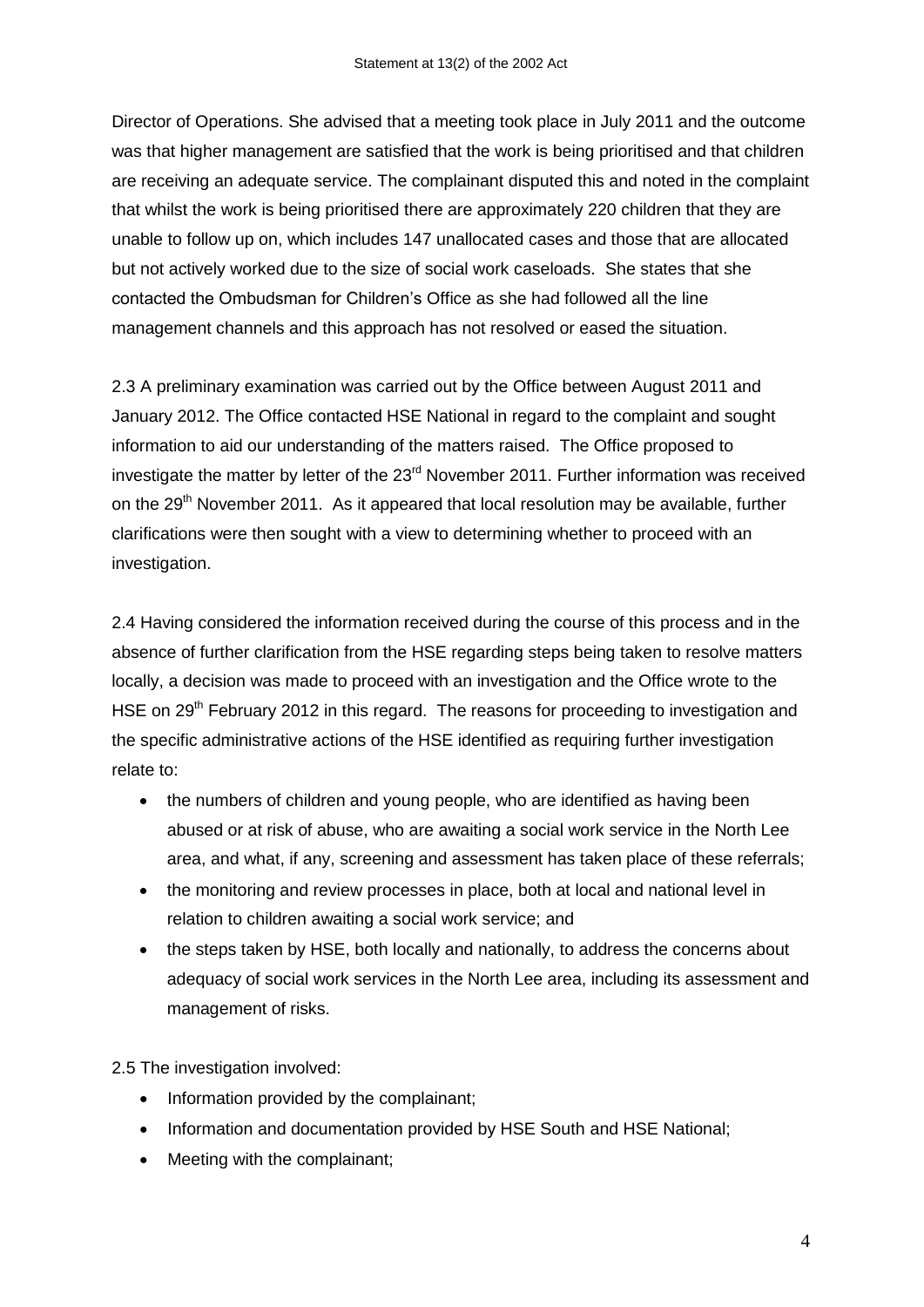Director of Operations. She advised that a meeting took place in July 2011 and the outcome was that higher management are satisfied that the work is being prioritised and that children are receiving an adequate service. The complainant disputed this and noted in the complaint that whilst the work is being prioritised there are approximately 220 children that they are unable to follow up on, which includes 147 unallocated cases and those that are allocated but not actively worked due to the size of social work caseloads. She states that she contacted the Ombudsman for Children's Office as she had followed all the line management channels and this approach has not resolved or eased the situation.

2.3 A preliminary examination was carried out by the Office between August 2011 and January 2012. The Office contacted HSE National in regard to the complaint and sought information to aid our understanding of the matters raised. The Office proposed to investigate the matter by letter of the 23rd November 2011. Further information was received on the 29th November 2011. As it appeared that local resolution may be available, further clarifications were then sought with a view to determining whether to proceed with an investigation.

2.4 Having considered the information received during the course of this process and in the absence of further clarification from the HSE regarding steps being taken to resolve matters locally, a decision was made to proceed with an investigation and the Office wrote to the HSE on 29th February 2012 in this regard. The reasons for proceeding to investigation and the specific administrative actions of the HSE identified as requiring further investigation relate to:

- the numbers of children and young people, who are identified as having been abused or at risk of abuse, who are awaiting a social work service in the North Lee area, and what, if any, screening and assessment has taken place of these referrals;
- the monitoring and review processes in place, both at local and national level in relation to children awaiting a social work service; and
- the steps taken by HSE, both locally and nationally, to address the concerns about adequacy of social work services in the North Lee area, including its assessment and management of risks.

2.5 The investigation involved:

- Information provided by the complainant;
- Information and documentation provided by HSE South and HSE National;
- Meeting with the complainant;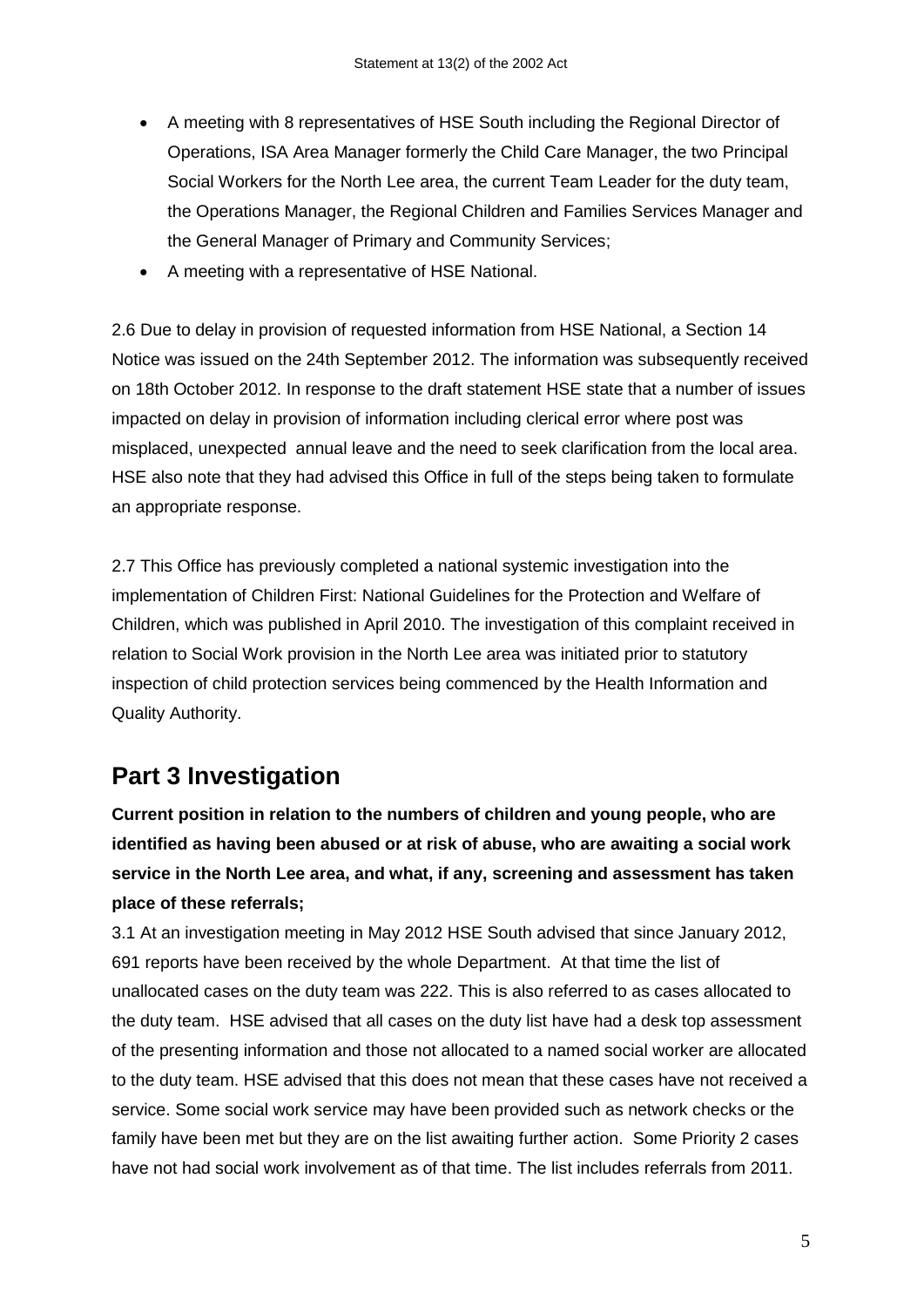- A meeting with 8 representatives of HSE South including the Regional Director of Operations, ISA Area Manager formerly the Child Care Manager, the two Principal Social Workers for the North Lee area, the current Team Leader for the duty team, the Operations Manager, the Regional Children and Families Services Manager and the General Manager of Primary and Community Services;
- A meeting with a representative of HSE National.

2.6 Due to delay in provision of requested information from HSE National, a Section 14 Notice was issued on the 24th September 2012. The information was subsequently received on 18th October 2012. In response to the draft statement HSE state that a number of issues impacted on delay in provision of information including clerical error where post was misplaced, unexpected annual leave and the need to seek clarification from the local area. HSE also note that they had advised this Office in full of the steps being taken to formulate an appropriate response.

2.7 This Office has previously completed a national systemic investigation into the implementation of Children First: National Guidelines for the Protection and Welfare of Children, which was published in April 2010. The investigation of this complaint received in relation to Social Work provision in the North Lee area was initiated prior to statutory inspection of child protection services being commenced by the Health Information and Quality Authority.

# Part 3 Investigation

**Current position in relation to the numbers of children and young people, who are identified as having been abused or at risk of abuse, who are awaiting a social work service in the North Lee area, and what, if any, screening and assessment has taken place of these referrals;**

3.1 At an investigation meeting in May 2012 HSE South advised that since January 2012, 691 reports have been received by the whole Department. At that time the list of unallocated cases on the duty team was 222. This is also referred to as cases allocated to the duty team. HSE advised that all cases on the duty list have had a desk top assessment of the presenting information and those not allocated to a named social worker are allocated to the duty team. HSE advised that this does not mean that these cases have not received a service. Some social work service may have been provided such as network checks or the family have been met but they are on the list awaiting further action. Some Priority 2 cases have not had social work involvement as of that time. The list includes referrals from 2011.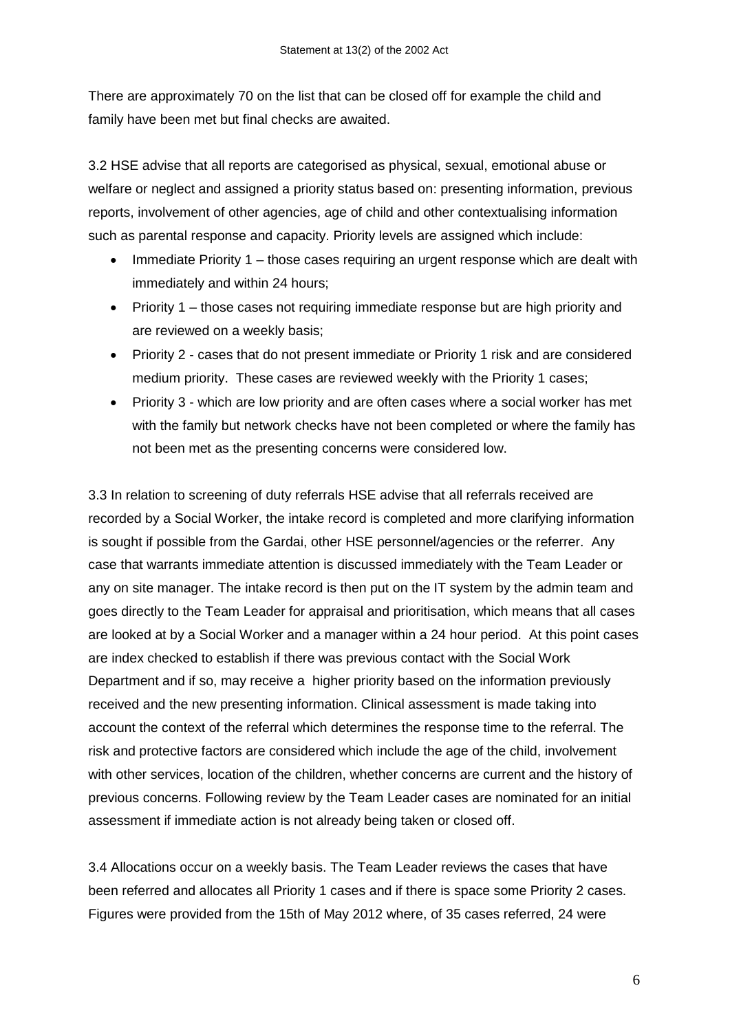There are approximately 70 on the list that can be closed off for example the child and family have been met but final checks are awaited.

3.2 HSE advise that all reports are categorised as physical, sexual, emotional abuse or welfare or neglect and assigned a priority status based on: presenting information, previous reports, involvement of other agencies, age of child and other contextualising information such as parental response and capacity. Priority levels are assigned which include:

- Immediate Priority 1 – those cases requiring an urgent response which are dealt with immediately and within 24 hours;
- Priority 1 – those cases not requiring immediate response but are high priority and are reviewed on a weekly basis;
- Priority 2 - cases that do not present immediate or Priority 1 risk and are considered medium priority. These cases are reviewed weekly with the Priority 1 cases;
- Priority 3 - which are low priority and are often cases where a social worker has met with the family but network checks have not been completed or where the family has not been met as the presenting concerns were considered low.

3.3 In relation to screening of duty referrals HSE advise that all referrals received are recorded by a Social Worker, the intake record is completed and more clarifying information is sought if possible from the Gardai, other HSE personnel/agencies or the referrer. Any case that warrants immediate attention is discussed immediately with the Team Leader or any on site manager. The intake record is then put on the IT system by the admin team and goes directly to the Team Leader for appraisal and prioritisation, which means that all cases are looked at by a Social Worker and a manager within a 24 hour period. At this point cases are index checked to establish if there was previous contact with the Social Work Department and if so, may receive a higher priority based on the information previously received and the new presenting information. Clinical assessment is made taking into account the context of the referral which determines the response time to the referral. The risk and protective factors are considered which include the age of the child, involvement with other services, location of the children, whether concerns are current and the history of previous concerns. Following review by the Team Leader cases are nominated for an initial assessment if immediate action is not already being taken or closed off.

3.4 Allocations occur on a weekly basis. The Team Leader reviews the cases that have been referred and allocates all Priority 1 cases and if there is space some Priority 2 cases. Figures were provided from the 15th of May 2012 where, of 35 cases referred, 24 were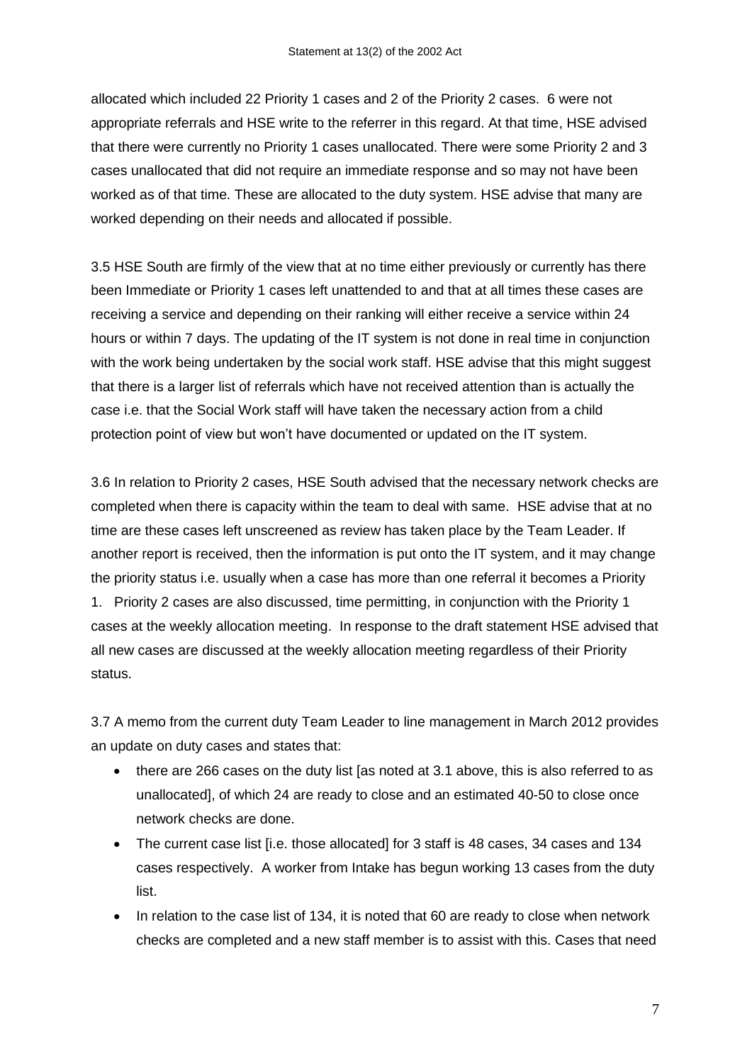allocated which included 22 Priority 1 cases and 2 of the Priority 2 cases. 6 were not appropriate referrals and HSE write to the referrer in this regard. At that time, HSE advised that there were currently no Priority 1 cases unallocated. There were some Priority 2 and 3 cases unallocated that did not require an immediate response and so may not have been worked as of that time. These are allocated to the duty system. HSE advise that many are worked depending on their needs and allocated if possible.

3.5 HSE South are firmly of the view that at no time either previously or currently has there been Immediate or Priority 1 cases left unattended to and that at all times these cases are receiving a service and depending on their ranking will either receive a service within 24 hours or within 7 days. The updating of the IT system is not done in real time in conjunction with the work being undertaken by the social work staff. HSE advise that this might suggest that there is a larger list of referrals which have not received attention than is actually the case i.e. that the Social Work staff will have taken the necessary action from a child protection point of view but won't have documented or updated on the IT system.

3.6 In relation to Priority 2 cases, HSE South advised that the necessary network checks are completed when there is capacity within the team to deal with same. HSE advise that at no time are these cases left unscreened as review has taken place by the Team Leader. If another report is received, then the information is put onto the IT system, and it may change the priority status i.e. usually when a case has more than one referral it becomes a Priority 1. Priority 2 cases are also discussed, time permitting, in conjunction with the Priority 1 cases at the weekly allocation meeting. In response to the draft statement HSE advised that all new cases are discussed at the weekly allocation meeting regardless of their Priority status.

3.7 A memo from the current duty Team Leader to line management in March 2012 provides an update on duty cases and states that:

- there are 266 cases on the duty list [as noted at 3.1 above, this is also referred to as unallocated], of which 24 are ready to close and an estimated 40-50 to close once network checks are done.
- The current case list [i.e. those allocated] for 3 staff is 48 cases, 34 cases and 134 cases respectively. A worker from Intake has begun working 13 cases from the duty list.
- In relation to the case list of 134, it is noted that 60 are ready to close when network checks are completed and a new staff member is to assist with this. Cases that need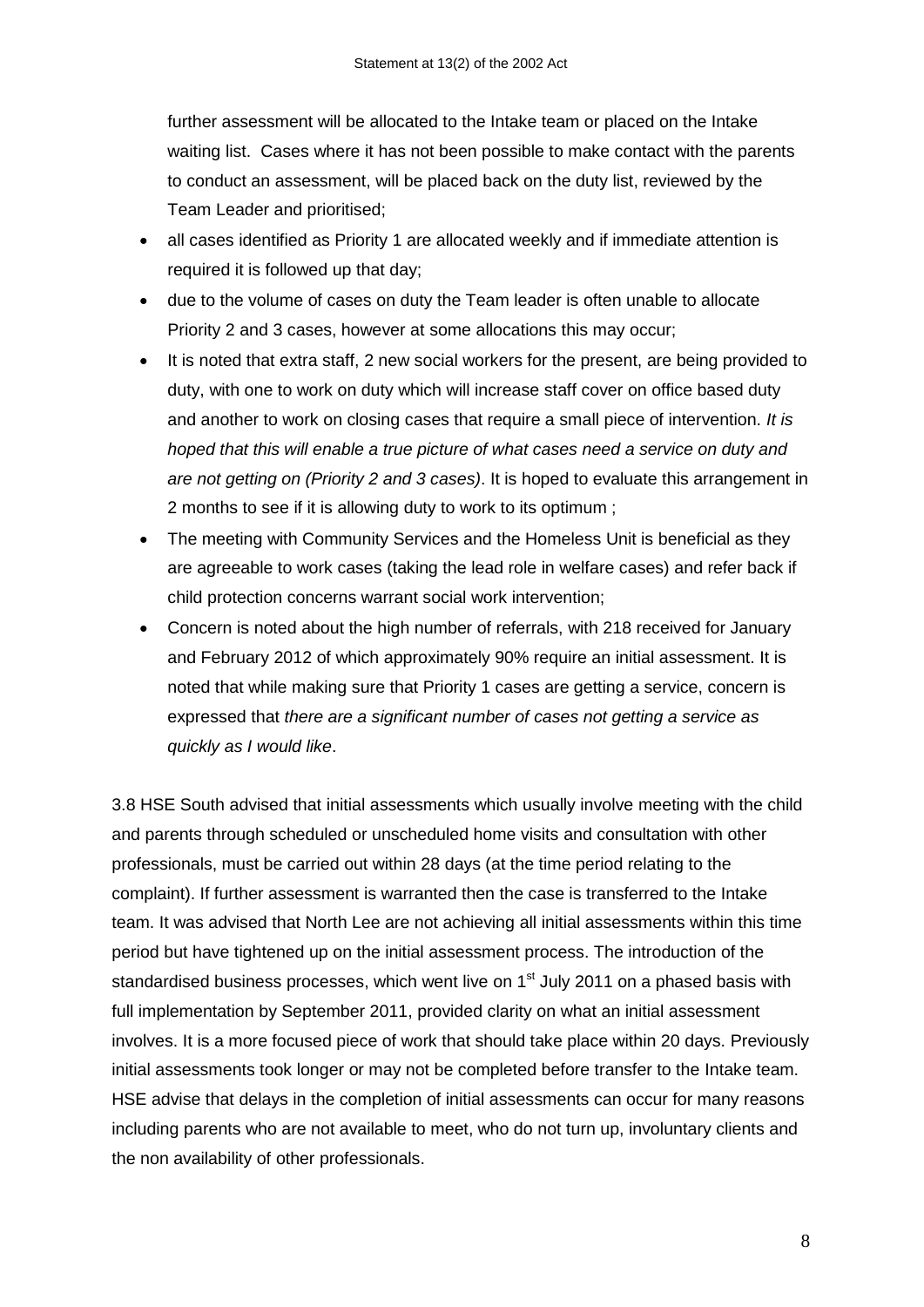further assessment will be allocated to the Intake team or placed on the Intake waiting list. Cases where it has not been possible to make contact with the parents to conduct an assessment, will be placed back on the duty list, reviewed by the Team Leader and prioritised;

- all cases identified as Priority 1 are allocated weekly and if immediate attention is required it is followed up that day;
- due to the volume of cases on duty the Team leader is often unable to allocate Priority 2 and 3 cases, however at some allocations this may occur;
- It is noted that extra staff, 2 new social workers for the present, are being provided to duty, with one to work on duty which will increase staff cover on office based duty and another to work on closing cases that require a small piece of intervention. *It is hoped that this will enable a true picture of what cases need a service on duty and are not getting on (Priority 2 and 3 cases)*. It is hoped to evaluate this arrangement in 2 months to see if it is allowing duty to work to its optimum ;
- The meeting with Community Services and the Homeless Unit is beneficial as they are agreeable to work cases (taking the lead role in welfare cases) and refer back if child protection concerns warrant social work intervention;
- Concern is noted about the high number of referrals, with 218 received for January and February 2012 of which approximately 90% require an initial assessment. It is noted that while making sure that Priority 1 cases are getting a service, concern is expressed that *there are a significant number of cases not getting a service as quickly as I would like*.

3.8 HSE South advised that initial assessments which usually involve meeting with the child and parents through scheduled or unscheduled home visits and consultation with other professionals, must be carried out within 28 days (at the time period relating to the complaint). If further assessment is warranted then the case is transferred to the Intake team. It was advised that North Lee are not achieving all initial assessments within this time period but have tightened up on the initial assessment process. The introduction of the standardised business processes, which went live on 1st July 2011 on a phased basis with full implementation by September 2011, provided clarity on what an initial assessment involves. It is a more focused piece of work that should take place within 20 days. Previously initial assessments took longer or may not be completed before transfer to the Intake team. HSE advise that delays in the completion of initial assessments can occur for many reasons including parents who are not available to meet, who do not turn up, involuntary clients and the non availability of other professionals.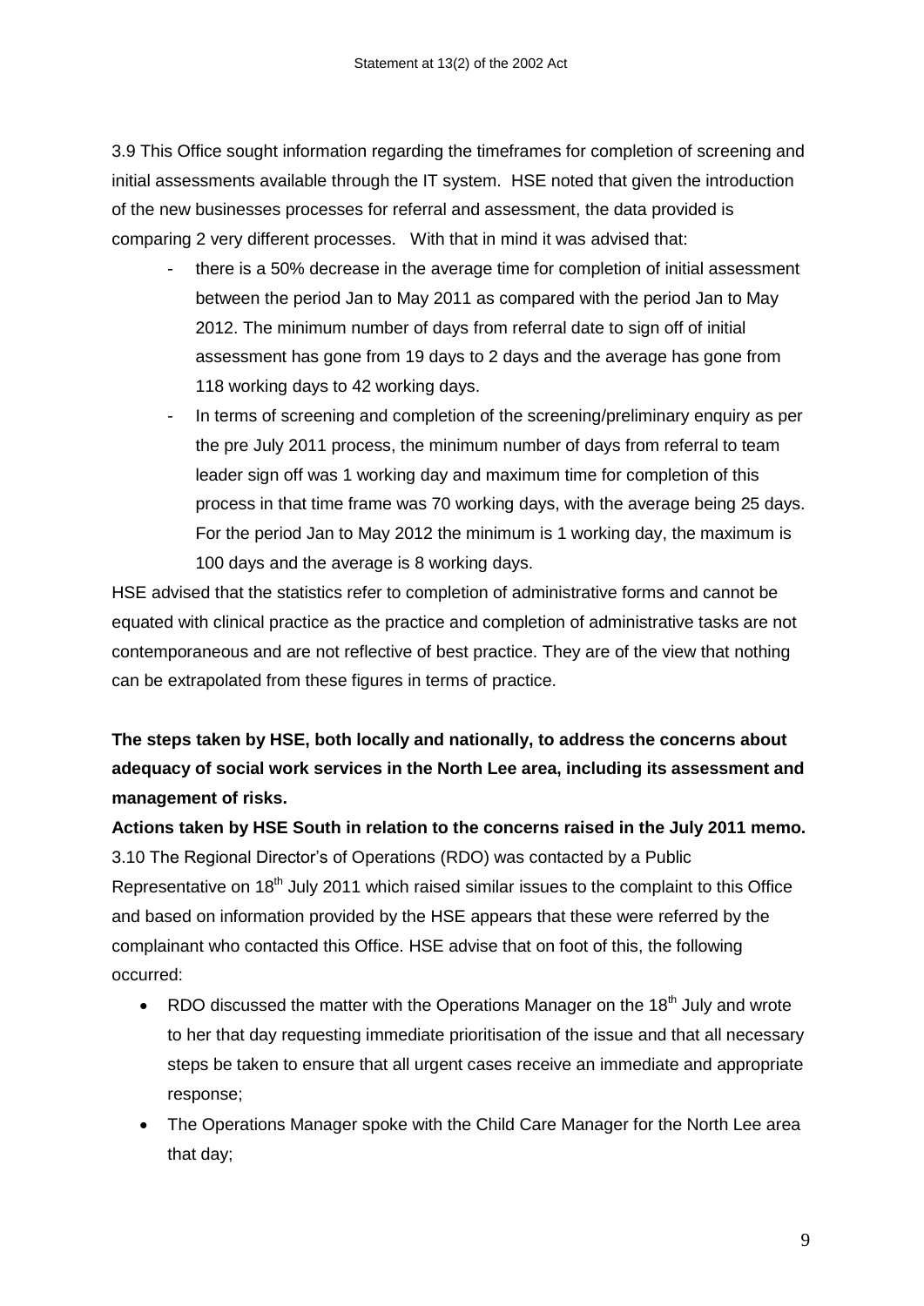3.9 This Office sought information regarding the timeframes for completion of screening and initial assessments available through the IT system. HSE noted that given the introduction of the new businesses processes for referral and assessment, the data provided is comparing 2 very different processes. With that in mind it was advised that:

- there is a 50% decrease in the average time for completion of initial assessment between the period Jan to May 2011 as compared with the period Jan to May 2012. The minimum number of days from referral date to sign off of initial assessment has gone from 19 days to 2 days and the average has gone from 118 working days to 42 working days.
- In terms of screening and completion of the screening/preliminary enquiry as per the pre July 2011 process, the minimum number of days from referral to team leader sign off was 1 working day and maximum time for completion of this process in that time frame was 70 working days, with the average being 25 days. For the period Jan to May 2012 the minimum is 1 working day, the maximum is 100 days and the average is 8 working days.

HSE advised that the statistics refer to completion of administrative forms and cannot be equated with clinical practice as the practice and completion of administrative tasks are not contemporaneous and are not reflective of best practice. They are of the view that nothing can be extrapolated from these figures in terms of practice.

**The steps taken by HSE, both locally and nationally, to address the concerns about adequacy of social work services in the North Lee area, including its assessment and management of risks.**

**Actions taken by HSE South in relation to the concerns raised in the July 2011 memo.**

3.10 The Regional Director's of Operations (RDO) was contacted by a Public Representative on 18th July 2011 which raised similar issues to the complaint to this Office and based on information provided by the HSE appears that these were referred by the complainant who contacted this Office. HSE advise that on foot of this, the following occurred:

- RDO discussed the matter with the Operations Manager on the 18th July and wrote to her that day requesting immediate prioritisation of the issue and that all necessary steps be taken to ensure that all urgent cases receive an immediate and appropriate response;
- The Operations Manager spoke with the Child Care Manager for the North Lee area that day;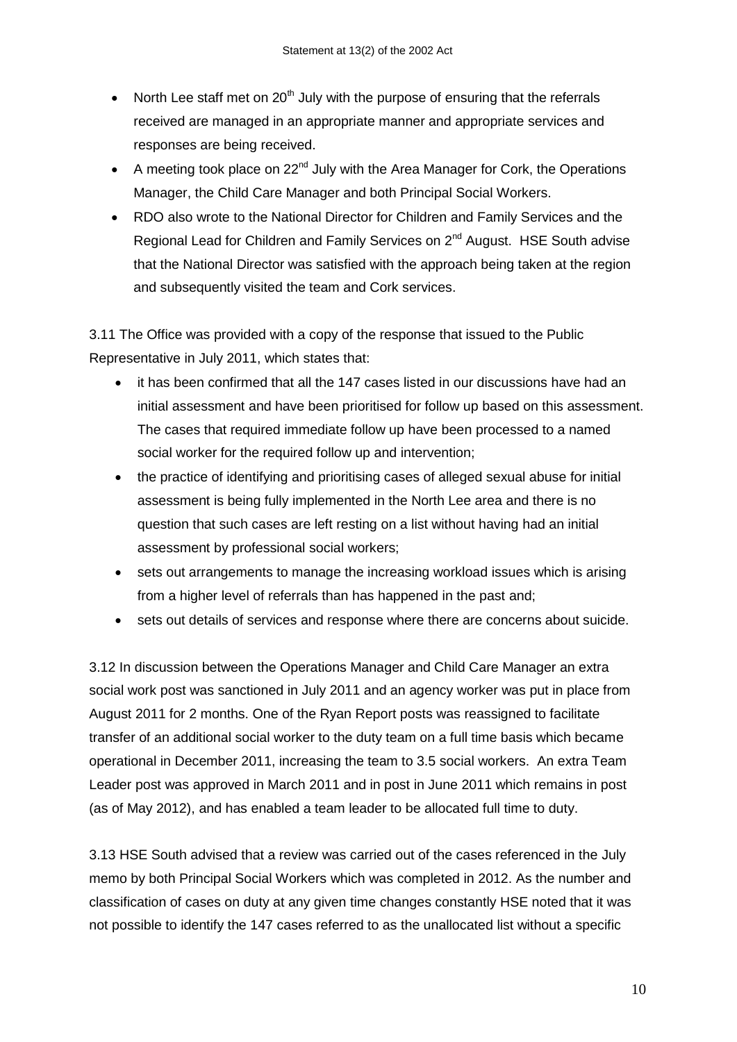- North Lee staff met on 20th July with the purpose of ensuring that the referrals received are managed in an appropriate manner and appropriate services and responses are being received.
- A meeting took place on 22nd July with the Area Manager for Cork, the Operations Manager, the Child Care Manager and both Principal Social Workers.
- RDO also wrote to the National Director for Children and Family Services and the Regional Lead for Children and Family Services on 2nd August. HSE South advise that the National Director was satisfied with the approach being taken at the region and subsequently visited the team and Cork services.

3.11 The Office was provided with a copy of the response that issued to the Public Representative in July 2011, which states that:

- it has been confirmed that all the 147 cases listed in our discussions have had an initial assessment and have been prioritised for follow up based on this assessment. The cases that required immediate follow up have been processed to a named social worker for the required follow up and intervention;
- the practice of identifying and prioritising cases of alleged sexual abuse for initial assessment is being fully implemented in the North Lee area and there is no question that such cases are left resting on a list without having had an initial assessment by professional social workers;
- sets out arrangements to manage the increasing workload issues which is arising from a higher level of referrals than has happened in the past and;
- sets out details of services and response where there are concerns about suicide.

3.12 In discussion between the Operations Manager and Child Care Manager an extra social work post was sanctioned in July 2011 and an agency worker was put in place from August 2011 for 2 months. One of the Ryan Report posts was reassigned to facilitate transfer of an additional social worker to the duty team on a full time basis which became operational in December 2011, increasing the team to 3.5 social workers. An extra Team Leader post was approved in March 2011 and in post in June 2011 which remains in post (as of May 2012), and has enabled a team leader to be allocated full time to duty.

3.13 HSE South advised that a review was carried out of the cases referenced in the July memo by both Principal Social Workers which was completed in 2012. As the number and classification of cases on duty at any given time changes constantly HSE noted that it was not possible to identify the 147 cases referred to as the unallocated list without a specific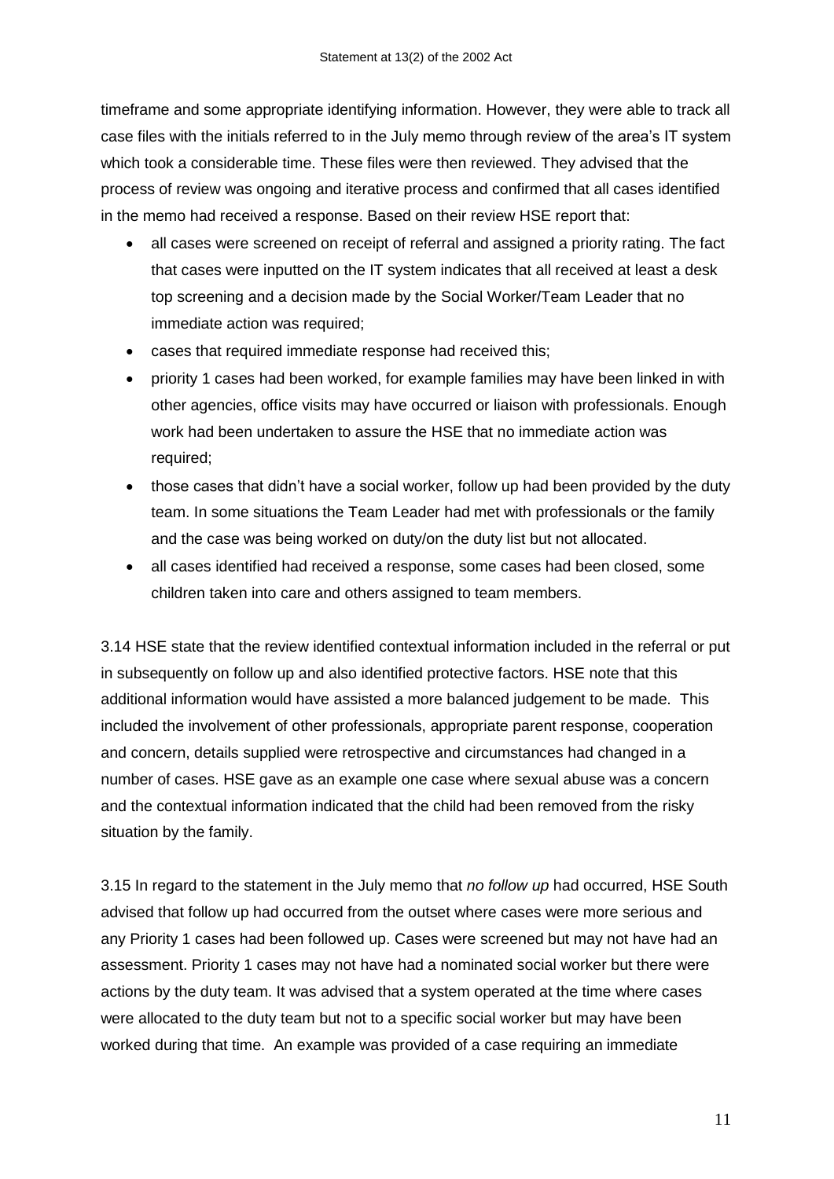timeframe and some appropriate identifying information. However, they were able to track all case files with the initials referred to in the July memo through review of the area's IT system which took a considerable time. These files were then reviewed. They advised that the process of review was ongoing and iterative process and confirmed that all cases identified in the memo had received a response. Based on their review HSE report that:

- all cases were screened on receipt of referral and assigned a priority rating. The fact that cases were inputted on the IT system indicates that all received at least a desk top screening and a decision made by the Social Worker/Team Leader that no immediate action was required;
- cases that required immediate response had received this;
- priority 1 cases had been worked, for example families may have been linked in with other agencies, office visits may have occurred or liaison with professionals. Enough work had been undertaken to assure the HSE that no immediate action was required;
- those cases that didn't have a social worker, follow up had been provided by the duty team. In some situations the Team Leader had met with professionals or the family and the case was being worked on duty/on the duty list but not allocated.
- all cases identified had received a response, some cases had been closed, some children taken into care and others assigned to team members.

3.14 HSE state that the review identified contextual information included in the referral or put in subsequently on follow up and also identified protective factors. HSE note that this additional information would have assisted a more balanced judgement to be made. This included the involvement of other professionals, appropriate parent response, cooperation and concern, details supplied were retrospective and circumstances had changed in a number of cases. HSE gave as an example one case where sexual abuse was a concern and the contextual information indicated that the child had been removed from the risky situation by the family.

3.15 In regard to the statement in the July memo that *no follow up* had occurred, HSE South advised that follow up had occurred from the outset where cases were more serious and any Priority 1 cases had been followed up. Cases were screened but may not have had an assessment. Priority 1 cases may not have had a nominated social worker but there were actions by the duty team. It was advised that a system operated at the time where cases were allocated to the duty team but not to a specific social worker but may have been worked during that time. An example was provided of a case requiring an immediate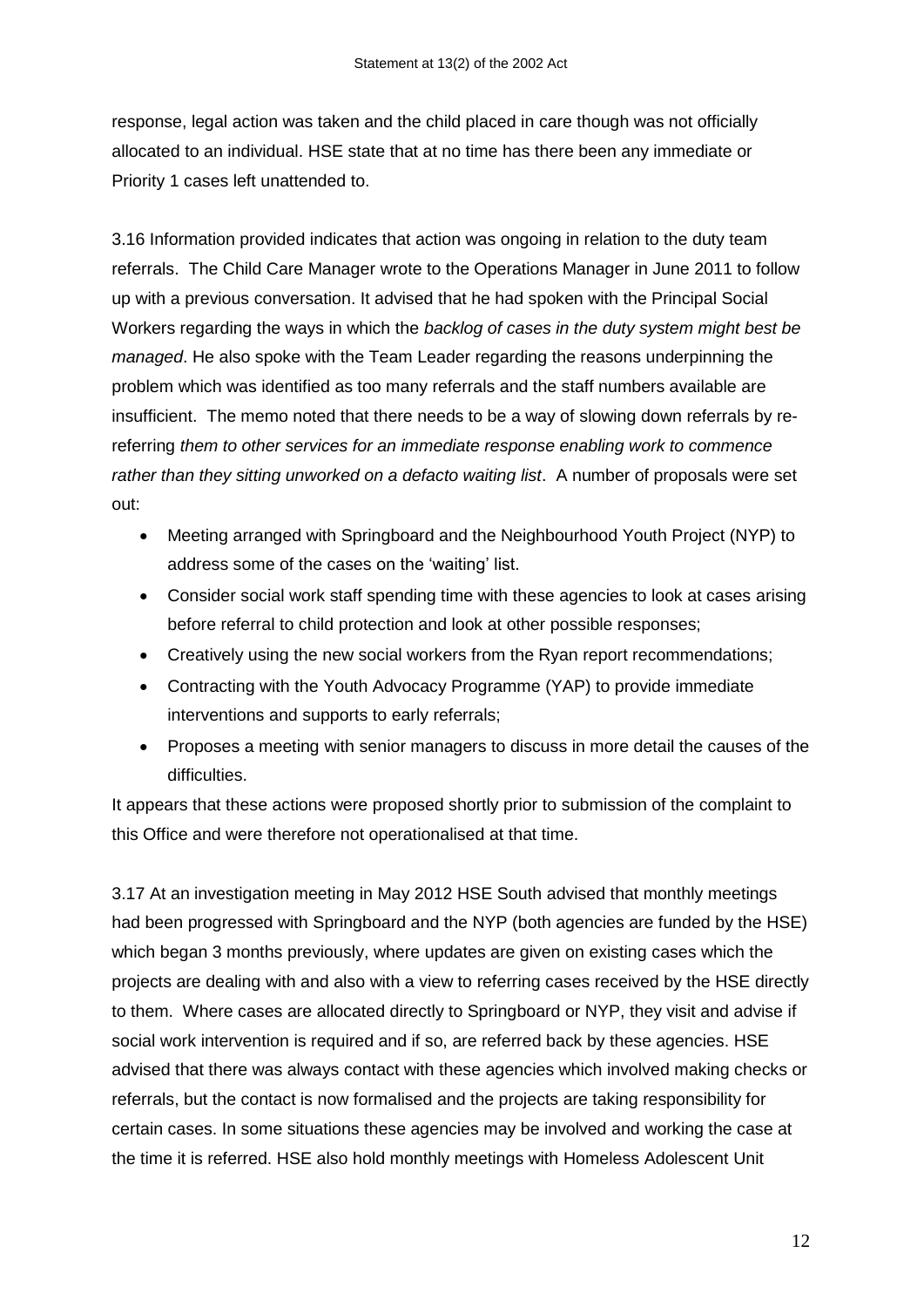response, legal action was taken and the child placed in care though was not officially allocated to an individual. HSE state that at no time has there been any immediate or Priority 1 cases left unattended to.

3.16 Information provided indicates that action was ongoing in relation to the duty team referrals. The Child Care Manager wrote to the Operations Manager in June 2011 to follow up with a previous conversation. It advised that he had spoken with the Principal Social Workers regarding the ways in which the *backlog of cases in the duty system might best be managed*. He also spoke with the Team Leader regarding the reasons underpinning the problem which was identified as too many referrals and the staff numbers available are insufficient. The memo noted that there needs to be a way of slowing down referrals by re-referring *them to other services for an immediate response enabling work to commence rather than they sitting unworked on a defacto waiting list*. A number of proposals were set out:

- Meeting arranged with Springboard and the Neighbourhood Youth Project (NYP) to address some of the cases on the 'waiting' list.
- Consider social work staff spending time with these agencies to look at cases arising before referral to child protection and look at other possible responses;
- Creatively using the new social workers from the Ryan report recommendations;
- Contracting with the Youth Advocacy Programme (YAP) to provide immediate interventions and supports to early referrals;
- Proposes a meeting with senior managers to discuss in more detail the causes of the difficulties.

It appears that these actions were proposed shortly prior to submission of the complaint to this Office and were therefore not operationalised at that time.

3.17 At an investigation meeting in May 2012 HSE South advised that monthly meetings had been progressed with Springboard and the NYP (both agencies are funded by the HSE) which began 3 months previously, where updates are given on existing cases which the projects are dealing with and also with a view to referring cases received by the HSE directly to them. Where cases are allocated directly to Springboard or NYP, they visit and advise if social work intervention is required and if so, are referred back by these agencies. HSE advised that there was always contact with these agencies which involved making checks or referrals, but the contact is now formalised and the projects are taking responsibility for certain cases. In some situations these agencies may be involved and working the case at the time it is referred. HSE also hold monthly meetings with Homeless Adolescent Unit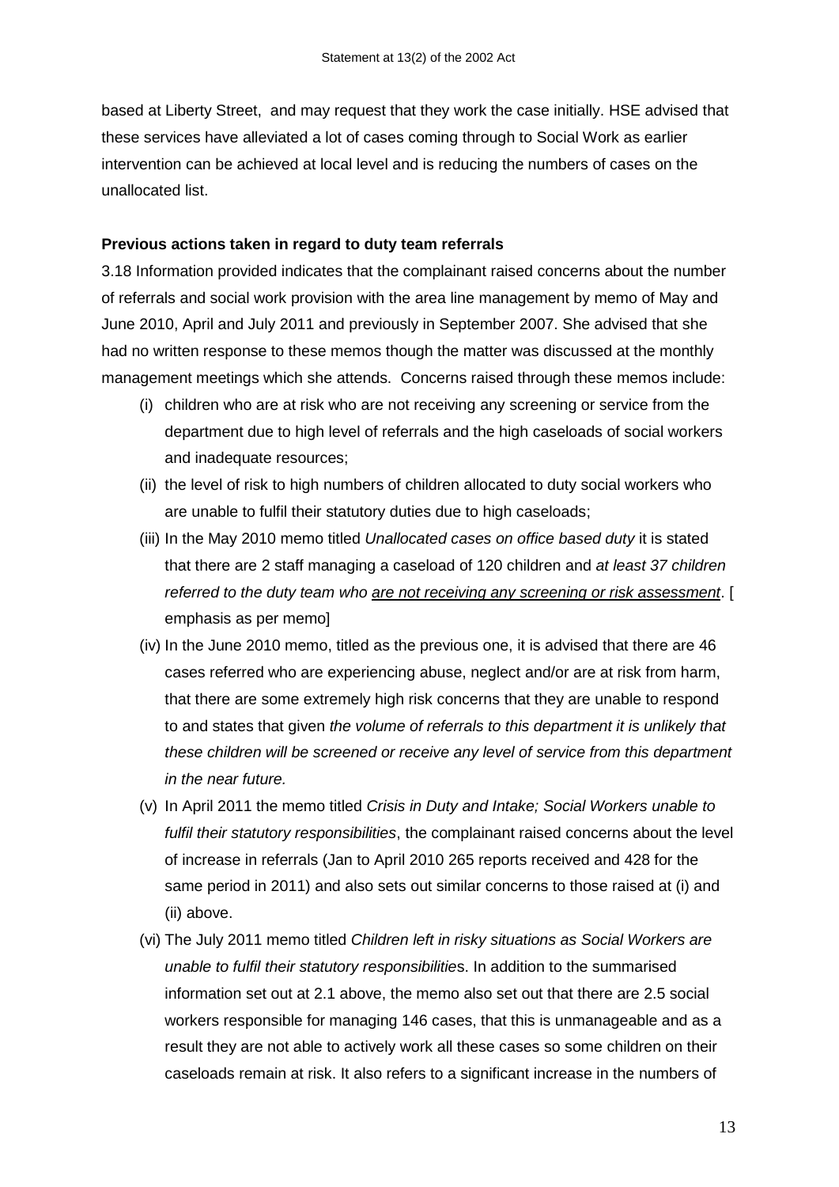based at Liberty Street, and may request that they work the case initially. HSE advised that these services have alleviated a lot of cases coming through to Social Work as earlier intervention can be achieved at local level and is reducing the numbers of cases on the unallocated list.

**Previous actions taken in regard to duty team referrals**

3.18 Information provided indicates that the complainant raised concerns about the number of referrals and social work provision with the area line management by memo of May and June 2010, April and July 2011 and previously in September 2007. She advised that she had no written response to these memos though the matter was discussed at the monthly management meetings which she attends. Concerns raised through these memos include:

(i) children who are at risk who are not receiving any screening or service from the department due to high level of referrals and the high caseloads of social workers and inadequate resources;

(ii) the level of risk to high numbers of children allocated to duty social workers who are unable to fulfil their statutory duties due to high caseloads;

(iii) In the May 2010 memo titled *Unallocated cases on office based duty* it is stated that there are 2 staff managing a caseload of 120 children and *at least 37 children referred to the duty team who <u>are not receiving any screening or risk assessment</u>*. [ emphasis as per memo]

(iv) In the June 2010 memo, titled as the previous one, it is advised that there are 46 cases referred who are experiencing abuse, neglect and/or are at risk from harm, that there are some extremely high risk concerns that they are unable to respond to and states that given *the volume of referrals to this department it is unlikely that these children will be screened or receive any level of service from this department in the near future.*

(v) In April 2011 the memo titled *Crisis in Duty and Intake; Social Workers unable to fulfil their statutory responsibilities*, the complainant raised concerns about the level of increase in referrals (Jan to April 2010 265 reports received and 428 for the same period in 2011) and also sets out similar concerns to those raised at (i) and (ii) above.

(vi) The July 2011 memo titled *Children left in risky situations as Social Workers are unable to fulfil their statutory responsibilitie*s. In addition to the summarised information set out at 2.1 above, the memo also set out that there are 2.5 social workers responsible for managing 146 cases, that this is unmanageable and as a result they are not able to actively work all these cases so some children on their caseloads remain at risk. It also refers to a significant increase in the numbers of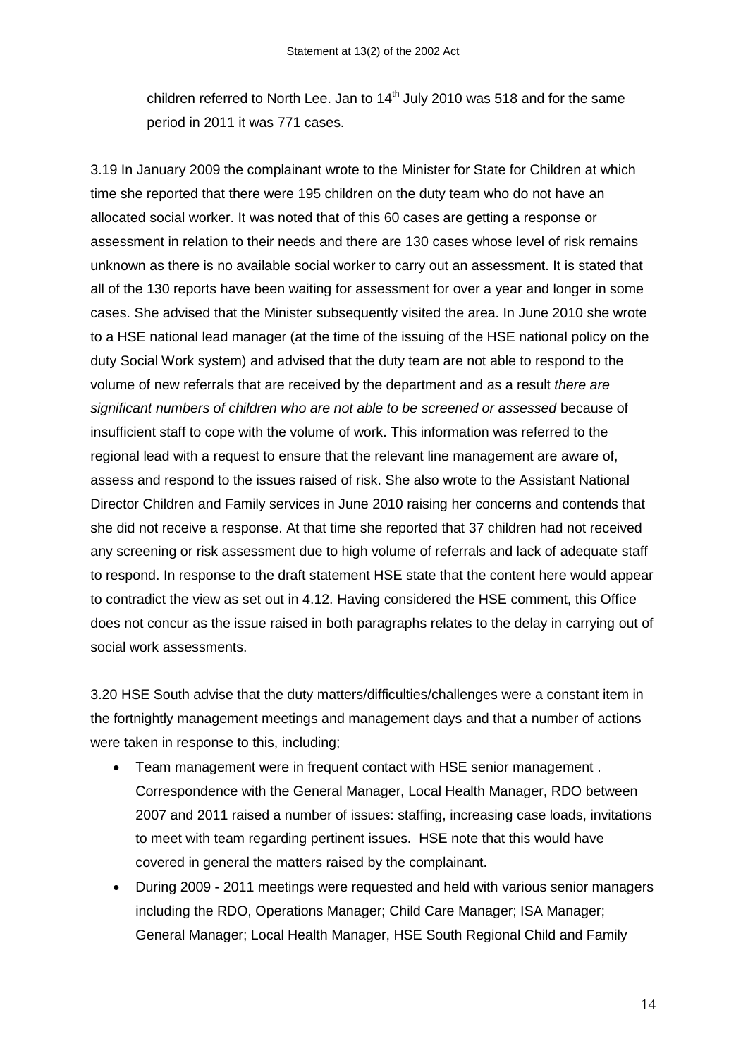children referred to North Lee. Jan to 14th July 2010 was 518 and for the same period in 2011 it was 771 cases.

3.19 In January 2009 the complainant wrote to the Minister for State for Children at which time she reported that there were 195 children on the duty team who do not have an allocated social worker. It was noted that of this 60 cases are getting a response or assessment in relation to their needs and there are 130 cases whose level of risk remains unknown as there is no available social worker to carry out an assessment. It is stated that all of the 130 reports have been waiting for assessment for over a year and longer in some cases. She advised that the Minister subsequently visited the area. In June 2010 she wrote to a HSE national lead manager (at the time of the issuing of the HSE national policy on the duty Social Work system) and advised that the duty team are not able to respond to the volume of new referrals that are received by the department and as a result *there are significant numbers of children who are not able to be screened or assessed* because of insufficient staff to cope with the volume of work. This information was referred to the regional lead with a request to ensure that the relevant line management are aware of, assess and respond to the issues raised of risk. She also wrote to the Assistant National Director Children and Family services in June 2010 raising her concerns and contends that she did not receive a response. At that time she reported that 37 children had not received any screening or risk assessment due to high volume of referrals and lack of adequate staff to respond. In response to the draft statement HSE state that the content here would appear to contradict the view as set out in 4.12. Having considered the HSE comment, this Office does not concur as the issue raised in both paragraphs relates to the delay in carrying out of social work assessments.

3.20 HSE South advise that the duty matters/difficulties/challenges were a constant item in the fortnightly management meetings and management days and that a number of actions were taken in response to this, including;

- Team management were in frequent contact with HSE senior management . Correspondence with the General Manager, Local Health Manager, RDO between 2007 and 2011 raised a number of issues: staffing, increasing case loads, invitations to meet with team regarding pertinent issues. HSE note that this would have covered in general the matters raised by the complainant.
- During 2009 - 2011 meetings were requested and held with various senior managers including the RDO, Operations Manager; Child Care Manager; ISA Manager; General Manager; Local Health Manager, HSE South Regional Child and Family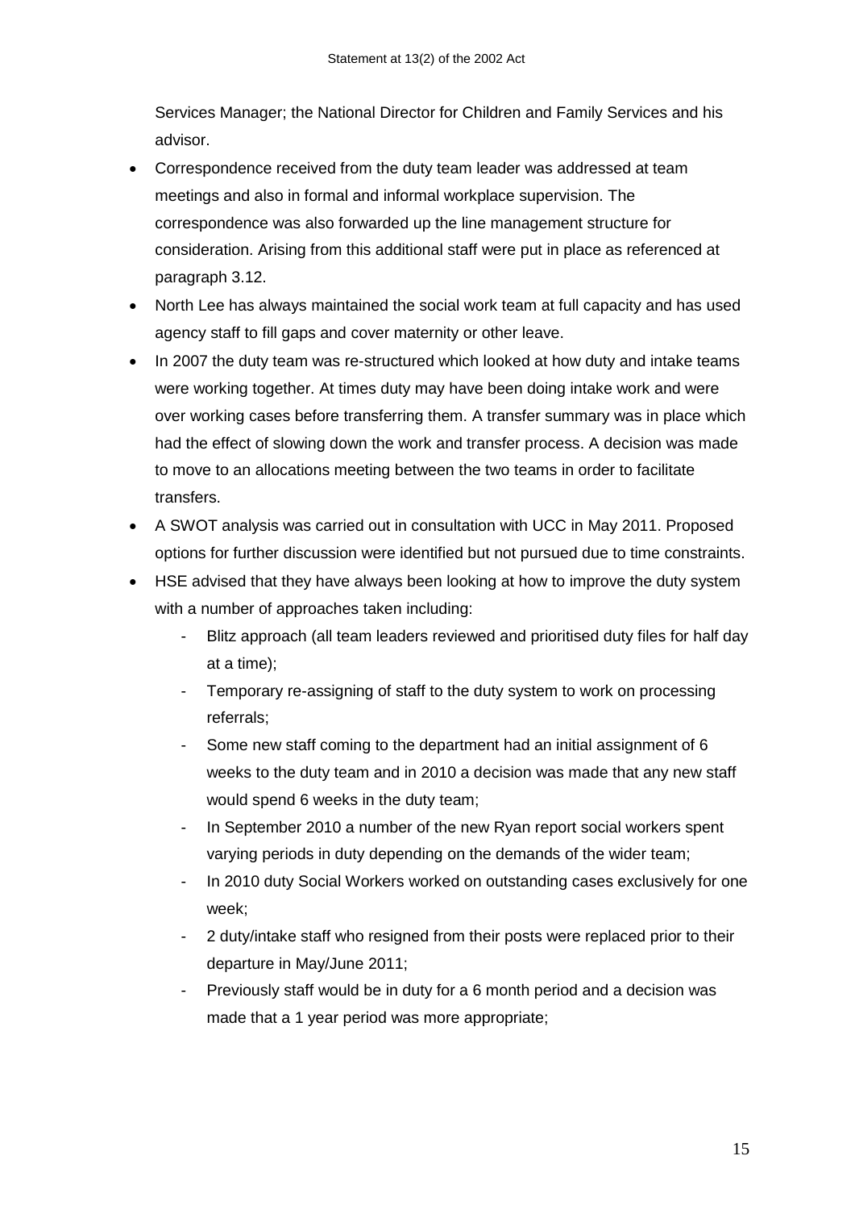Services Manager; the National Director for Children and Family Services and his advisor.

- Correspondence received from the duty team leader was addressed at team meetings and also in formal and informal workplace supervision. The correspondence was also forwarded up the line management structure for consideration. Arising from this additional staff were put in place as referenced at paragraph 3.12.
- North Lee has always maintained the social work team at full capacity and has used agency staff to fill gaps and cover maternity or other leave.
- In 2007 the duty team was re-structured which looked at how duty and intake teams were working together. At times duty may have been doing intake work and were over working cases before transferring them. A transfer summary was in place which had the effect of slowing down the work and transfer process. A decision was made to move to an allocations meeting between the two teams in order to facilitate transfers.
- A SWOT analysis was carried out in consultation with UCC in May 2011. Proposed options for further discussion were identified but not pursued due to time constraints.
- HSE advised that they have always been looking at how to improve the duty system with a number of approaches taken including:
    - Blitz approach (all team leaders reviewed and prioritised duty files for half day at a time);
    - Temporary re-assigning of staff to the duty system to work on processing referrals;
    - Some new staff coming to the department had an initial assignment of 6 weeks to the duty team and in 2010 a decision was made that any new staff would spend 6 weeks in the duty team;
    - In September 2010 a number of the new Ryan report social workers spent varying periods in duty depending on the demands of the wider team;
    - In 2010 duty Social Workers worked on outstanding cases exclusively for one week;
    - 2 duty/intake staff who resigned from their posts were replaced prior to their departure in May/June 2011;
    - Previously staff would be in duty for a 6 month period and a decision was made that a 1 year period was more appropriate;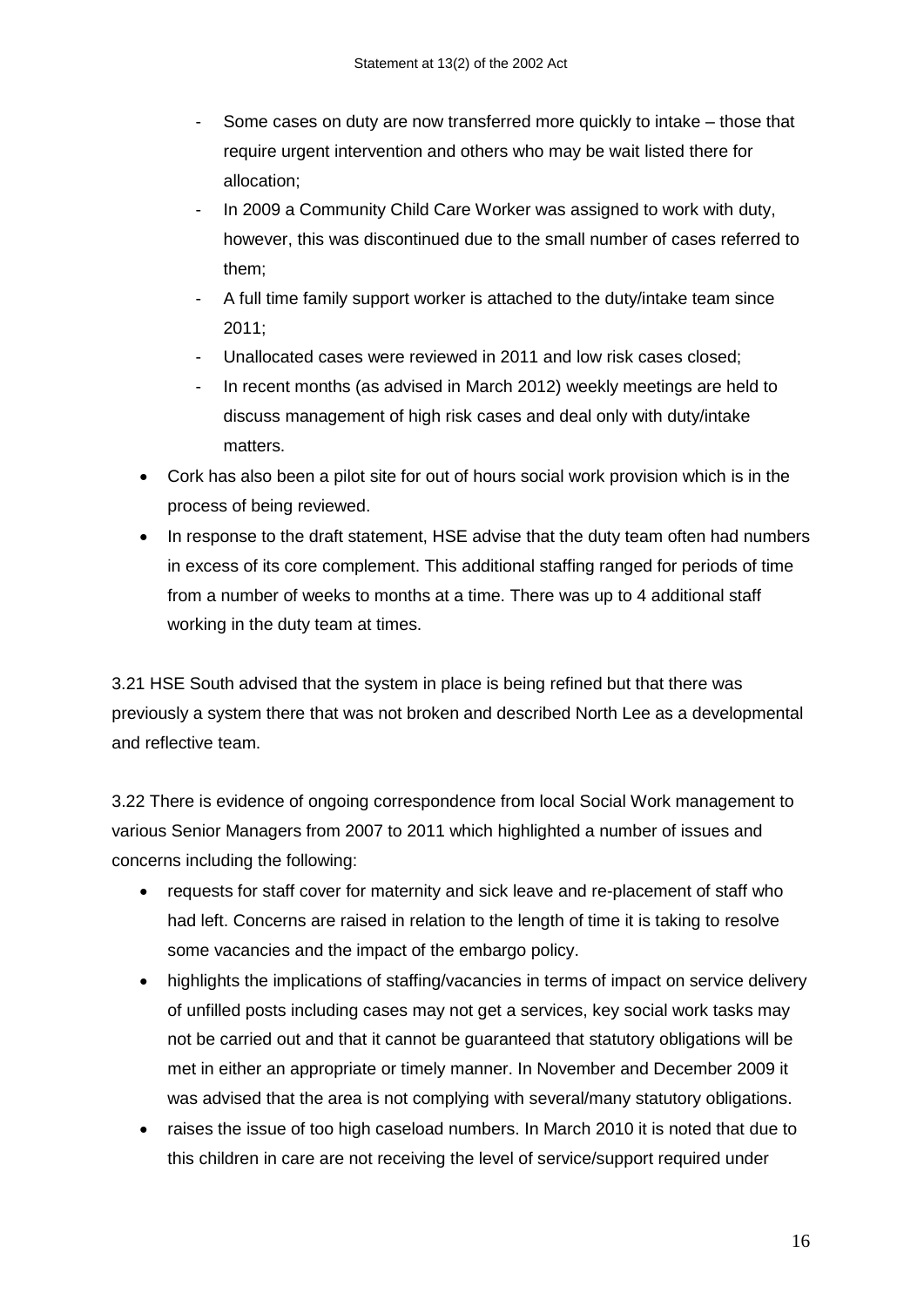- Some cases on duty are now transferred more quickly to intake – those that require urgent intervention and others who may be wait listed there for allocation;
  - In 2009 a Community Child Care Worker was assigned to work with duty, however, this was discontinued due to the small number of cases referred to them;
  - A full time family support worker is attached to the duty/intake team since 2011;
  - Unallocated cases were reviewed in 2011 and low risk cases closed;
  - In recent months (as advised in March 2012) weekly meetings are held to discuss management of high risk cases and deal only with duty/intake matters.
- Cork has also been a pilot site for out of hours social work provision which is in the process of being reviewed.
- In response to the draft statement, HSE advise that the duty team often had numbers in excess of its core complement. This additional staffing ranged for periods of time from a number of weeks to months at a time. There was up to 4 additional staff working in the duty team at times.

3.21 HSE South advised that the system in place is being refined but that there was previously a system there that was not broken and described North Lee as a developmental and reflective team.

3.22 There is evidence of ongoing correspondence from local Social Work management to various Senior Managers from 2007 to 2011 which highlighted a number of issues and concerns including the following:

- requests for staff cover for maternity and sick leave and re-placement of staff who had left. Concerns are raised in relation to the length of time it is taking to resolve some vacancies and the impact of the embargo policy.
- highlights the implications of staffing/vacancies in terms of impact on service delivery of unfilled posts including cases may not get a services, key social work tasks may not be carried out and that it cannot be guaranteed that statutory obligations will be met in either an appropriate or timely manner. In November and December 2009 it was advised that the area is not complying with several/many statutory obligations.
- raises the issue of too high caseload numbers. In March 2010 it is noted that due to this children in care are not receiving the level of service/support required under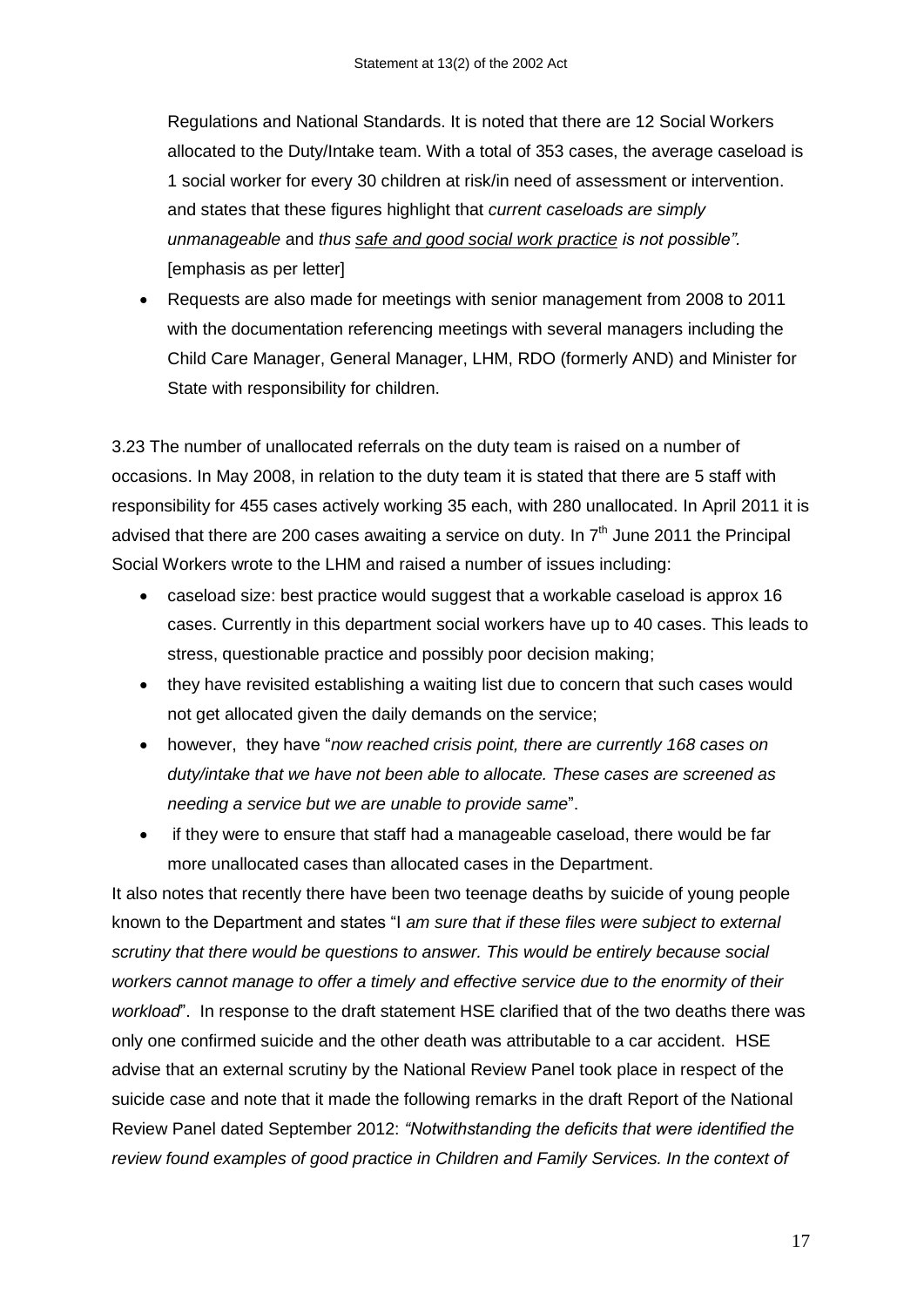Regulations and National Standards. It is noted that there are 12 Social Workers allocated to the Duty/Intake team. With a total of 353 cases, the average caseload is 1 social worker for every 30 children at risk/in need of assessment or intervention. and states that these figures highlight that *current caseloads are simply unmanageable* and *thus safe and good social work practice is not possible".* [emphasis as per letter]

- Requests are also made for meetings with senior management from 2008 to 2011 with the documentation referencing meetings with several managers including the Child Care Manager, General Manager, LHM, RDO (formerly AND) and Minister for State with responsibility for children.

3.23 The number of unallocated referrals on the duty team is raised on a number of occasions. In May 2008, in relation to the duty team it is stated that there are 5 staff with responsibility for 455 cases actively working 35 each, with 280 unallocated. In April 2011 it is advised that there are 200 cases awaiting a service on duty. In 7th June 2011 the Principal Social Workers wrote to the LHM and raised a number of issues including:

- caseload size: best practice would suggest that a workable caseload is approx 16 cases. Currently in this department social workers have up to 40 cases. This leads to stress, questionable practice and possibly poor decision making;
- they have revisited establishing a waiting list due to concern that such cases would not get allocated given the daily demands on the service;
- however, they have "*now reached crisis point, there are currently 168 cases on duty/intake that we have not been able to allocate. These cases are screened as needing a service but we are unable to provide same*".
- if they were to ensure that staff had a manageable caseload, there would be far more unallocated cases than allocated cases in the Department.

It also notes that recently there have been two teenage deaths by suicide of young people known to the Department and states "I *am sure that if these files were subject to external scrutiny that there would be questions to answer. This would be entirely because social workers cannot manage to offer a timely and effective service due to the enormity of their workload*". In response to the draft statement HSE clarified that of the two deaths there was only one confirmed suicide and the other death was attributable to a car accident. HSE advise that an external scrutiny by the National Review Panel took place in respect of the suicide case and note that it made the following remarks in the draft Report of the National Review Panel dated September 2012: *"Notwithstanding the deficits that were identified the review found examples of good practice in Children and Family Services. In the context of*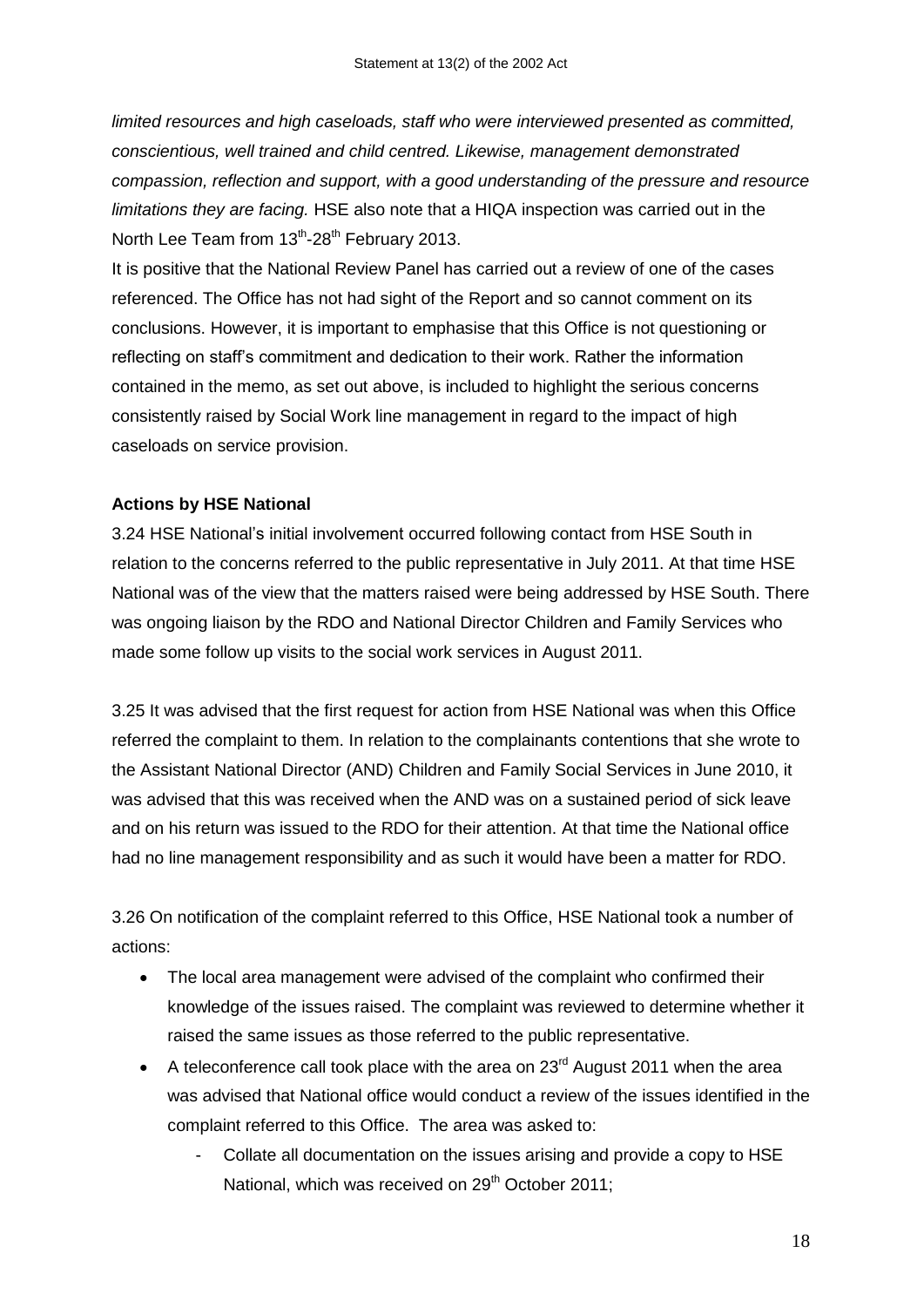*limited resources and high caseloads, staff who were interviewed presented as committed, conscientious, well trained and child centred. Likewise, management demonstrated compassion, reflection and support, with a good understanding of the pressure and resource limitations they are facing.* HSE also note that a HIQA inspection was carried out in the North Lee Team from 13th-28th February 2013.

It is positive that the National Review Panel has carried out a review of one of the cases referenced. The Office has not had sight of the Report and so cannot comment on its conclusions. However, it is important to emphasise that this Office is not questioning or reflecting on staff's commitment and dedication to their work. Rather the information contained in the memo, as set out above, is included to highlight the serious concerns consistently raised by Social Work line management in regard to the impact of high caseloads on service provision.

**Actions by HSE National**

3.24 HSE National's initial involvement occurred following contact from HSE South in relation to the concerns referred to the public representative in July 2011. At that time HSE National was of the view that the matters raised were being addressed by HSE South. There was ongoing liaison by the RDO and National Director Children and Family Services who made some follow up visits to the social work services in August 2011.

3.25 It was advised that the first request for action from HSE National was when this Office referred the complaint to them. In relation to the complainants contentions that she wrote to the Assistant National Director (AND) Children and Family Social Services in June 2010, it was advised that this was received when the AND was on a sustained period of sick leave and on his return was issued to the RDO for their attention. At that time the National office had no line management responsibility and as such it would have been a matter for RDO.

3.26 On notification of the complaint referred to this Office, HSE National took a number of actions:

- The local area management were advised of the complaint who confirmed their knowledge of the issues raised. The complaint was reviewed to determine whether it raised the same issues as those referred to the public representative.
- A teleconference call took place with the area on 23rd August 2011 when the area was advised that National office would conduct a review of the issues identified in the complaint referred to this Office. The area was asked to:
  - Collate all documentation on the issues arising and provide a copy to HSE National, which was received on 29th October 2011;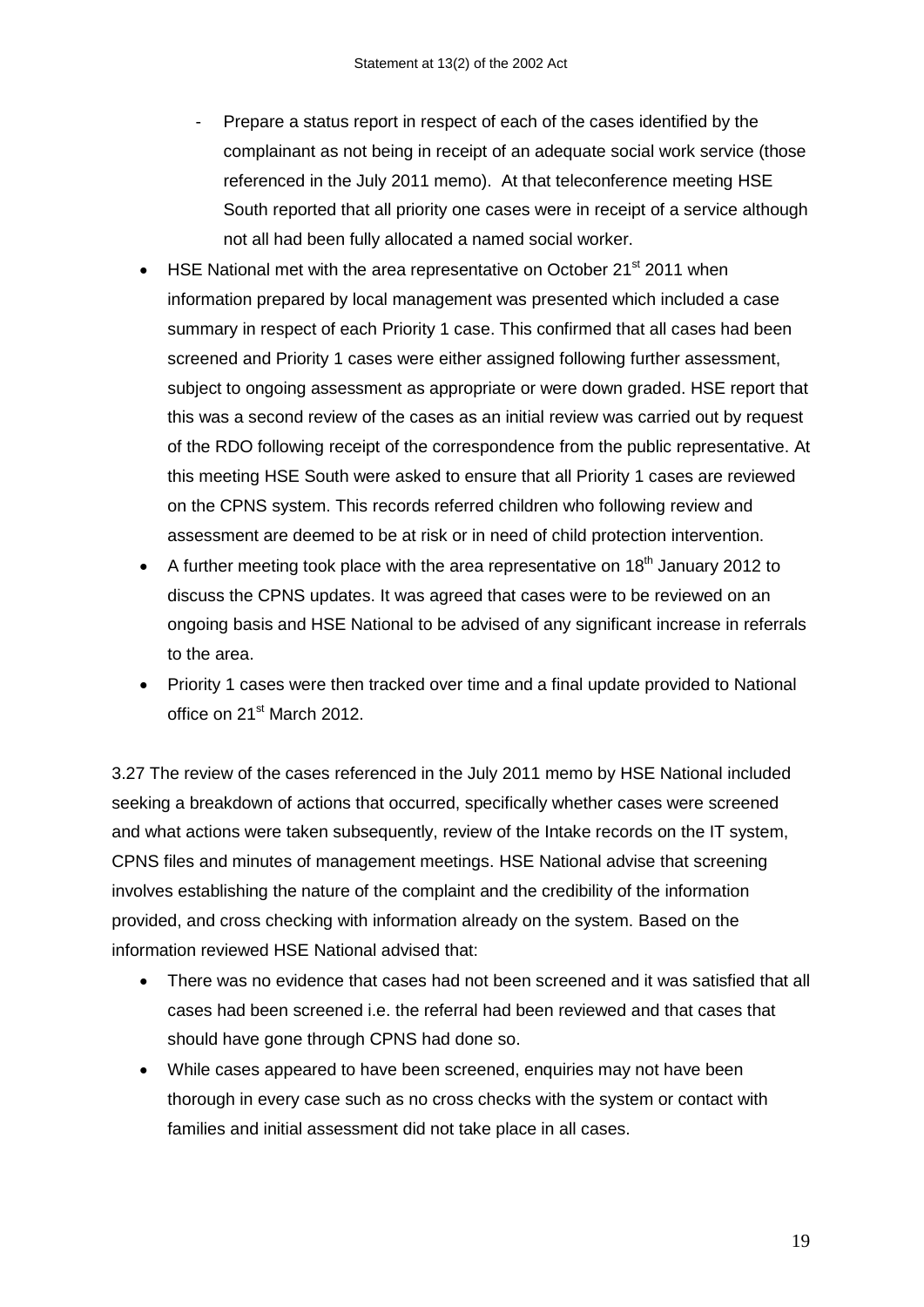- Prepare a status report in respect of each of the cases identified by the complainant as not being in receipt of an adequate social work service (those referenced in the July 2011 memo). At that teleconference meeting HSE South reported that all priority one cases were in receipt of a service although not all had been fully allocated a named social worker.

- HSE National met with the area representative on October 21st 2011 when information prepared by local management was presented which included a case summary in respect of each Priority 1 case. This confirmed that all cases had been screened and Priority 1 cases were either assigned following further assessment, subject to ongoing assessment as appropriate or were down graded. HSE report that this was a second review of the cases as an initial review was carried out by request of the RDO following receipt of the correspondence from the public representative. At this meeting HSE South were asked to ensure that all Priority 1 cases are reviewed on the CPNS system. This records referred children who following review and assessment are deemed to be at risk or in need of child protection intervention.
- A further meeting took place with the area representative on 18th January 2012 to discuss the CPNS updates. It was agreed that cases were to be reviewed on an ongoing basis and HSE National to be advised of any significant increase in referrals to the area.
- Priority 1 cases were then tracked over time and a final update provided to National office on 21st March 2012.

3.27 The review of the cases referenced in the July 2011 memo by HSE National included seeking a breakdown of actions that occurred, specifically whether cases were screened and what actions were taken subsequently, review of the Intake records on the IT system, CPNS files and minutes of management meetings. HSE National advise that screening involves establishing the nature of the complaint and the credibility of the information provided, and cross checking with information already on the system. Based on the information reviewed HSE National advised that:

- There was no evidence that cases had not been screened and it was satisfied that all cases had been screened i.e. the referral had been reviewed and that cases that should have gone through CPNS had done so.
- While cases appeared to have been screened, enquiries may not have been thorough in every case such as no cross checks with the system or contact with families and initial assessment did not take place in all cases.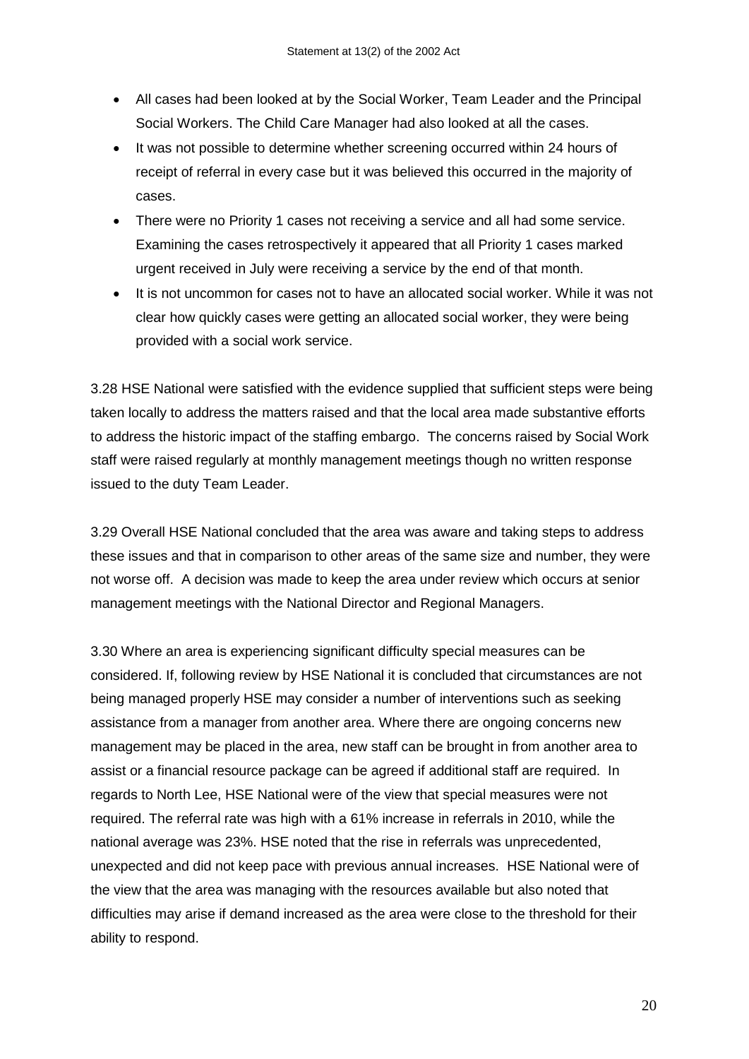- All cases had been looked at by the Social Worker, Team Leader and the Principal Social Workers. The Child Care Manager had also looked at all the cases.
- It was not possible to determine whether screening occurred within 24 hours of receipt of referral in every case but it was believed this occurred in the majority of cases.
- There were no Priority 1 cases not receiving a service and all had some service. Examining the cases retrospectively it appeared that all Priority 1 cases marked urgent received in July were receiving a service by the end of that month.
- It is not uncommon for cases not to have an allocated social worker. While it was not clear how quickly cases were getting an allocated social worker, they were being provided with a social work service.

3.28 HSE National were satisfied with the evidence supplied that sufficient steps were being taken locally to address the matters raised and that the local area made substantive efforts to address the historic impact of the staffing embargo. The concerns raised by Social Work staff were raised regularly at monthly management meetings though no written response issued to the duty Team Leader.

3.29 Overall HSE National concluded that the area was aware and taking steps to address these issues and that in comparison to other areas of the same size and number, they were not worse off. A decision was made to keep the area under review which occurs at senior management meetings with the National Director and Regional Managers.

3.30 Where an area is experiencing significant difficulty special measures can be considered. If, following review by HSE National it is concluded that circumstances are not being managed properly HSE may consider a number of interventions such as seeking assistance from a manager from another area. Where there are ongoing concerns new management may be placed in the area, new staff can be brought in from another area to assist or a financial resource package can be agreed if additional staff are required. In regards to North Lee, HSE National were of the view that special measures were not required. The referral rate was high with a 61% increase in referrals in 2010, while the national average was 23%. HSE noted that the rise in referrals was unprecedented, unexpected and did not keep pace with previous annual increases. HSE National were of the view that the area was managing with the resources available but also noted that difficulties may arise if demand increased as the area were close to the threshold for their ability to respond.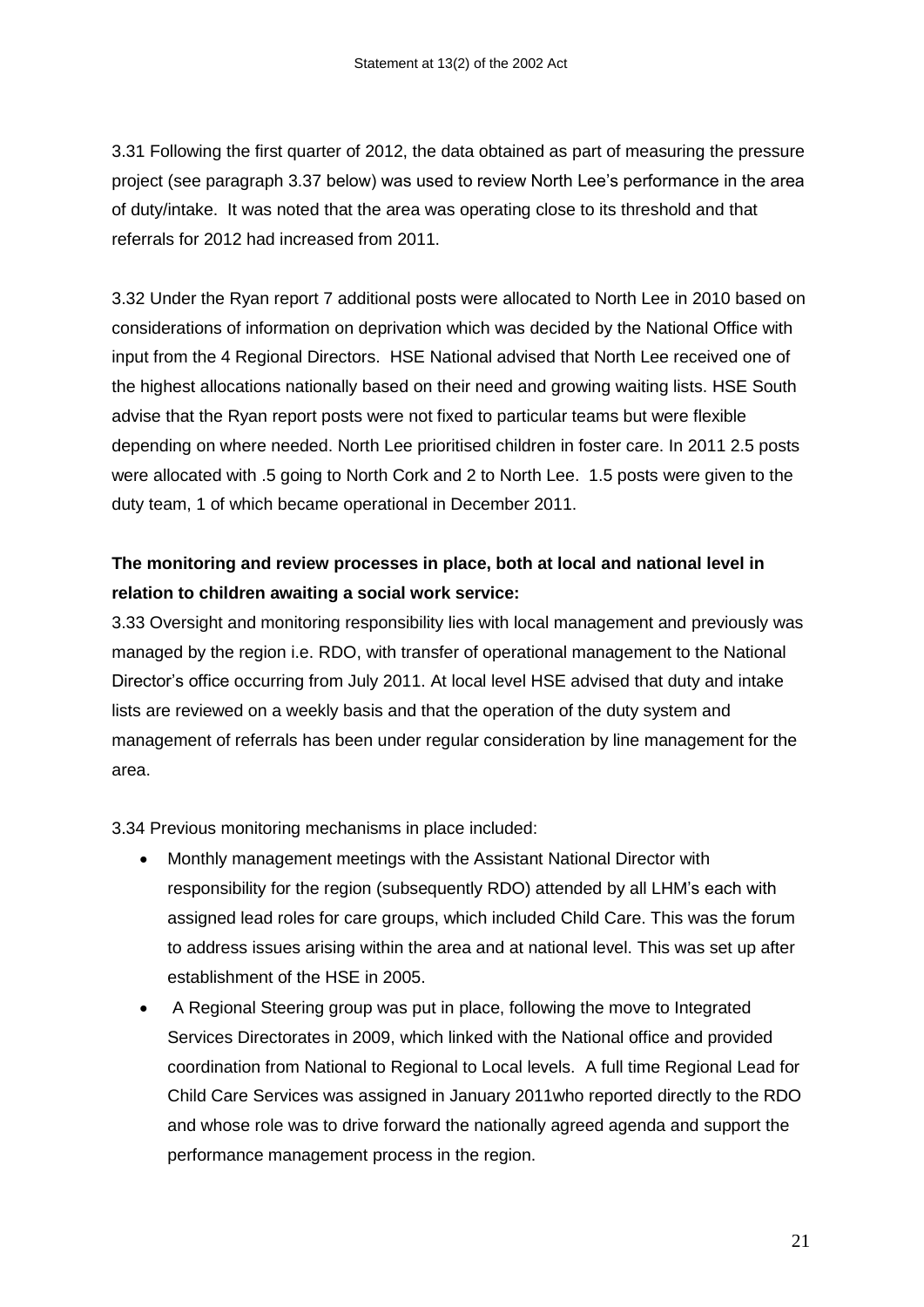3.31 Following the first quarter of 2012, the data obtained as part of measuring the pressure project (see paragraph 3.37 below) was used to review North Lee's performance in the area of duty/intake. It was noted that the area was operating close to its threshold and that referrals for 2012 had increased from 2011.

3.32 Under the Ryan report 7 additional posts were allocated to North Lee in 2010 based on considerations of information on deprivation which was decided by the National Office with input from the 4 Regional Directors. HSE National advised that North Lee received one of the highest allocations nationally based on their need and growing waiting lists. HSE South advise that the Ryan report posts were not fixed to particular teams but were flexible depending on where needed. North Lee prioritised children in foster care. In 2011 2.5 posts were allocated with .5 going to North Cork and 2 to North Lee. 1.5 posts were given to the duty team, 1 of which became operational in December 2011.

**The monitoring and review processes in place, both at local and national level in relation to children awaiting a social work service:**

3.33 Oversight and monitoring responsibility lies with local management and previously was managed by the region i.e. RDO, with transfer of operational management to the National Director's office occurring from July 2011. At local level HSE advised that duty and intake lists are reviewed on a weekly basis and that the operation of the duty system and management of referrals has been under regular consideration by line management for the area.

3.34 Previous monitoring mechanisms in place included:

- Monthly management meetings with the Assistant National Director with responsibility for the region (subsequently RDO) attended by all LHM's each with assigned lead roles for care groups, which included Child Care. This was the forum to address issues arising within the area and at national level. This was set up after establishment of the HSE in 2005.
- A Regional Steering group was put in place, following the move to Integrated Services Directorates in 2009, which linked with the National office and provided coordination from National to Regional to Local levels. A full time Regional Lead for Child Care Services was assigned in January 2011who reported directly to the RDO and whose role was to drive forward the nationally agreed agenda and support the performance management process in the region.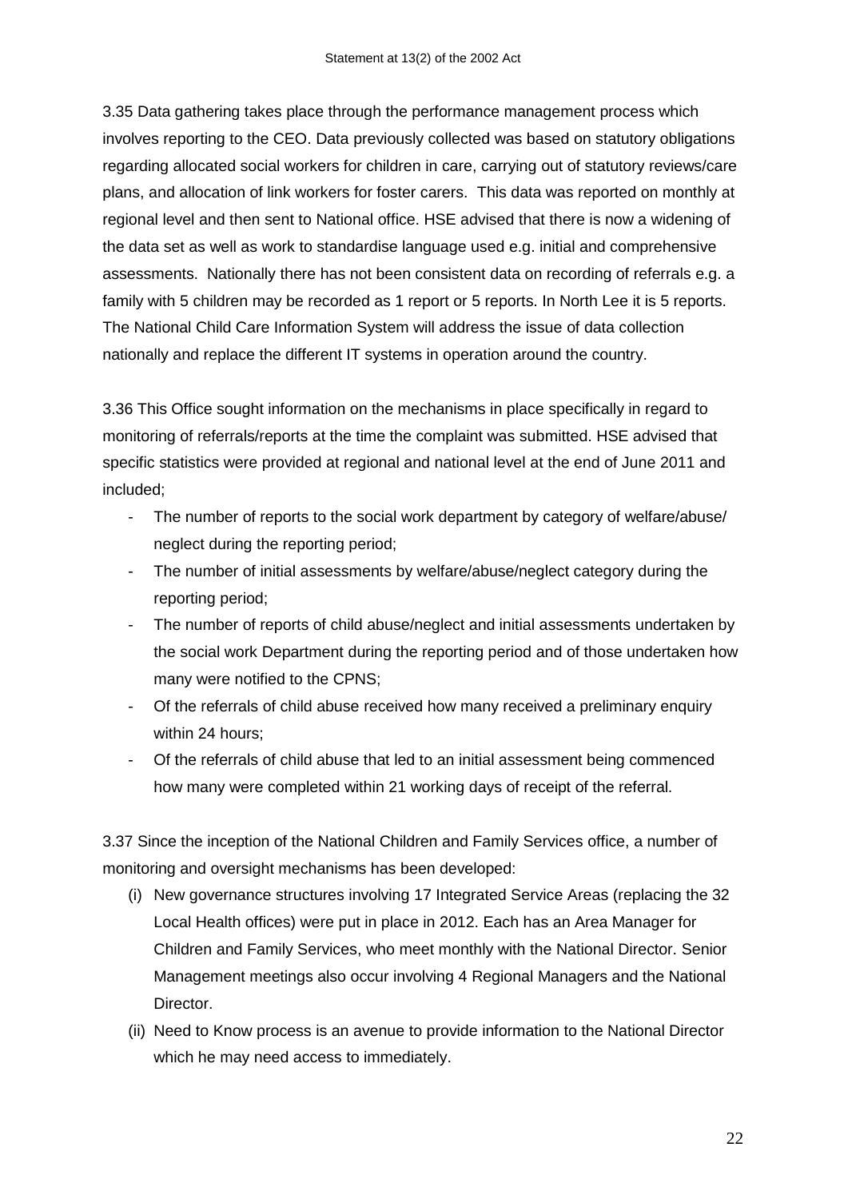3.35 Data gathering takes place through the performance management process which involves reporting to the CEO. Data previously collected was based on statutory obligations regarding allocated social workers for children in care, carrying out of statutory reviews/care plans, and allocation of link workers for foster carers. This data was reported on monthly at regional level and then sent to National office. HSE advised that there is now a widening of the data set as well as work to standardise language used e.g. initial and comprehensive assessments. Nationally there has not been consistent data on recording of referrals e.g. a family with 5 children may be recorded as 1 report or 5 reports. In North Lee it is 5 reports. The National Child Care Information System will address the issue of data collection nationally and replace the different IT systems in operation around the country.

3.36 This Office sought information on the mechanisms in place specifically in regard to monitoring of referrals/reports at the time the complaint was submitted. HSE advised that specific statistics were provided at regional and national level at the end of June 2011 and included;

- The number of reports to the social work department by category of welfare/abuse/ neglect during the reporting period;
- The number of initial assessments by welfare/abuse/neglect category during the reporting period;
- The number of reports of child abuse/neglect and initial assessments undertaken by the social work Department during the reporting period and of those undertaken how many were notified to the CPNS;
- Of the referrals of child abuse received how many received a preliminary enquiry within 24 hours;
- Of the referrals of child abuse that led to an initial assessment being commenced how many were completed within 21 working days of receipt of the referral.

3.37 Since the inception of the National Children and Family Services office, a number of monitoring and oversight mechanisms has been developed:

(i) New governance structures involving 17 Integrated Service Areas (replacing the 32 Local Health offices) were put in place in 2012. Each has an Area Manager for Children and Family Services, who meet monthly with the National Director. Senior Management meetings also occur involving 4 Regional Managers and the National Director.

(ii) Need to Know process is an avenue to provide information to the National Director which he may need access to immediately.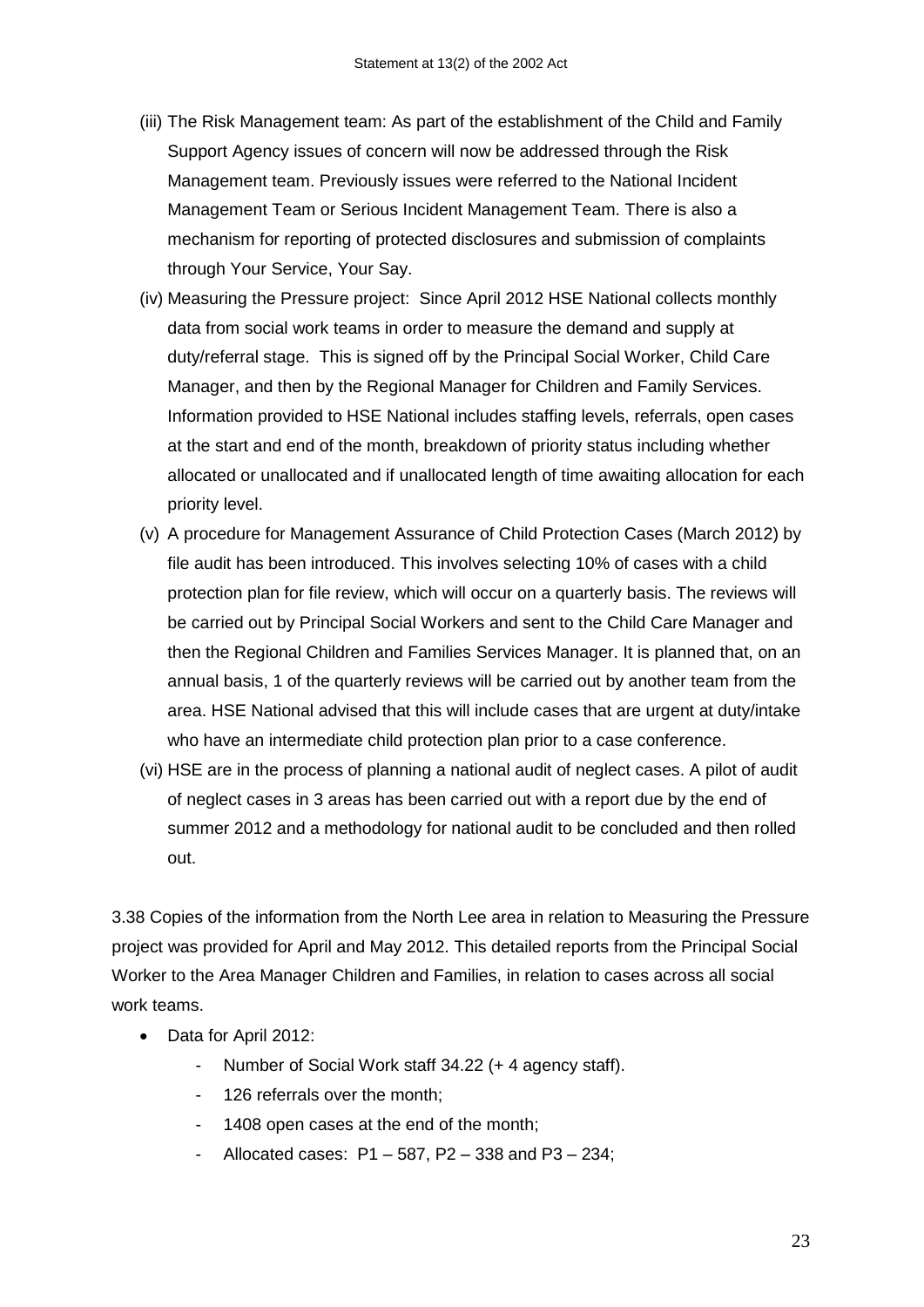(iii) The Risk Management team: As part of the establishment of the Child and Family Support Agency issues of concern will now be addressed through the Risk Management team. Previously issues were referred to the National Incident Management Team or Serious Incident Management Team. There is also a mechanism for reporting of protected disclosures and submission of complaints through Your Service, Your Say.

(iv) Measuring the Pressure project: Since April 2012 HSE National collects monthly data from social work teams in order to measure the demand and supply at duty/referral stage. This is signed off by the Principal Social Worker, Child Care Manager, and then by the Regional Manager for Children and Family Services. Information provided to HSE National includes staffing levels, referrals, open cases at the start and end of the month, breakdown of priority status including whether allocated or unallocated and if unallocated length of time awaiting allocation for each priority level.

(v) A procedure for Management Assurance of Child Protection Cases (March 2012) by file audit has been introduced. This involves selecting 10% of cases with a child protection plan for file review, which will occur on a quarterly basis. The reviews will be carried out by Principal Social Workers and sent to the Child Care Manager and then the Regional Children and Families Services Manager. It is planned that, on an annual basis, 1 of the quarterly reviews will be carried out by another team from the area. HSE National advised that this will include cases that are urgent at duty/intake who have an intermediate child protection plan prior to a case conference.

(vi) HSE are in the process of planning a national audit of neglect cases. A pilot of audit of neglect cases in 3 areas has been carried out with a report due by the end of summer 2012 and a methodology for national audit to be concluded and then rolled out.

3.38 Copies of the information from the North Lee area in relation to Measuring the Pressure project was provided for April and May 2012. This detailed reports from the Principal Social Worker to the Area Manager Children and Families, in relation to cases across all social work teams.

- Data for April 2012:
    - Number of Social Work staff 34.22 (+ 4 agency staff).
    - 126 referrals over the month;
    - 1408 open cases at the end of the month;
    - Allocated cases: P1 – 587, P2 – 338 and P3 – 234;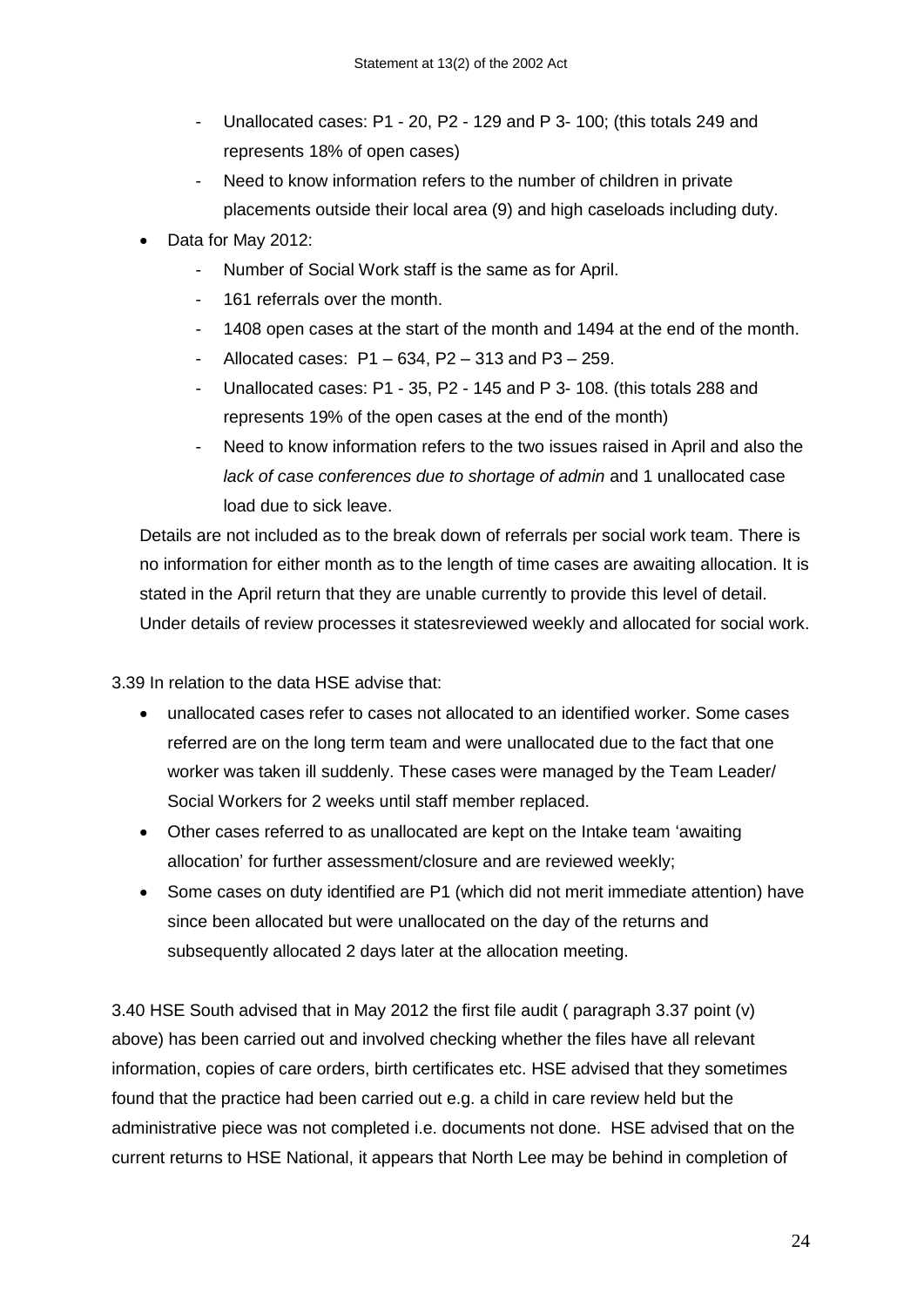- Unallocated cases: P1 - 20, P2 - 129 and P 3- 100; (this totals 249 and represents 18% of open cases)
- Need to know information refers to the number of children in private placements outside their local area (9) and high caseloads including duty.

- Data for May 2012:
    - Number of Social Work staff is the same as for April.
    - 161 referrals over the month.
    - 1408 open cases at the start of the month and 1494 at the end of the month.
    - Allocated cases: P1 – 634, P2 – 313 and P3 – 259.
    - Unallocated cases: P1 - 35, P2 - 145 and P 3- 108. (this totals 288 and represents 19% of the open cases at the end of the month)
    - Need to know information refers to the two issues raised in April and also the *lack of case conferences due to shortage of admin* and 1 unallocated case load due to sick leave.

Details are not included as to the break down of referrals per social work team. There is no information for either month as to the length of time cases are awaiting allocation. It is stated in the April return that they are unable currently to provide this level of detail. Under details of review processes it statesreviewed weekly and allocated for social work.

3.39 In relation to the data HSE advise that:

- unallocated cases refer to cases not allocated to an identified worker. Some cases referred are on the long term team and were unallocated due to the fact that one worker was taken ill suddenly. These cases were managed by the Team Leader/ Social Workers for 2 weeks until staff member replaced.
- Other cases referred to as unallocated are kept on the Intake team 'awaiting allocation' for further assessment/closure and are reviewed weekly;
- Some cases on duty identified are P1 (which did not merit immediate attention) have since been allocated but were unallocated on the day of the returns and subsequently allocated 2 days later at the allocation meeting.

3.40 HSE South advised that in May 2012 the first file audit ( paragraph 3.37 point (v) above) has been carried out and involved checking whether the files have all relevant information, copies of care orders, birth certificates etc. HSE advised that they sometimes found that the practice had been carried out e.g. a child in care review held but the administrative piece was not completed i.e. documents not done. HSE advised that on the current returns to HSE National, it appears that North Lee may be behind in completion of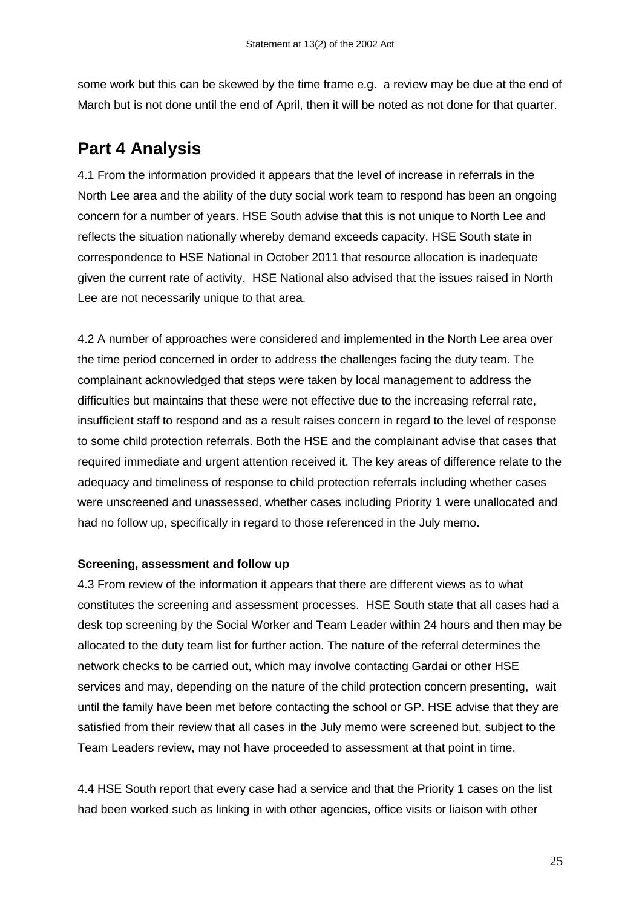some work but this can be skewed by the time frame e.g. a review may be due at the end of March but is not done until the end of April, then it will be noted as not done for that quarter.

# Part 4 Analysis

4.1 From the information provided it appears that the level of increase in referrals in the North Lee area and the ability of the duty social work team to respond has been an ongoing concern for a number of years. HSE South advise that this is not unique to North Lee and reflects the situation nationally whereby demand exceeds capacity. HSE South state in correspondence to HSE National in October 2011 that resource allocation is inadequate given the current rate of activity. HSE National also advised that the issues raised in North Lee are not necessarily unique to that area.

4.2 A number of approaches were considered and implemented in the North Lee area over the time period concerned in order to address the challenges facing the duty team. The complainant acknowledged that steps were taken by local management to address the difficulties but maintains that these were not effective due to the increasing referral rate, insufficient staff to respond and as a result raises concern in regard to the level of response to some child protection referrals. Both the HSE and the complainant advise that cases that required immediate and urgent attention received it. The key areas of difference relate to the adequacy and timeliness of response to child protection referrals including whether cases were unscreened and unassessed, whether cases including Priority 1 were unallocated and had no follow up, specifically in regard to those referenced in the July memo.

**Screening, assessment and follow up**

4.3 From review of the information it appears that there are different views as to what constitutes the screening and assessment processes. HSE South state that all cases had a desk top screening by the Social Worker and Team Leader within 24 hours and then may be allocated to the duty team list for further action. The nature of the referral determines the network checks to be carried out, which may involve contacting Gardai or other HSE services and may, depending on the nature of the child protection concern presenting, wait until the family have been met before contacting the school or GP. HSE advise that they are satisfied from their review that all cases in the July memo were screened but, subject to the Team Leaders review, may not have proceeded to assessment at that point in time.

4.4 HSE South report that every case had a service and that the Priority 1 cases on the list had been worked such as linking in with other agencies, office visits or liaison with other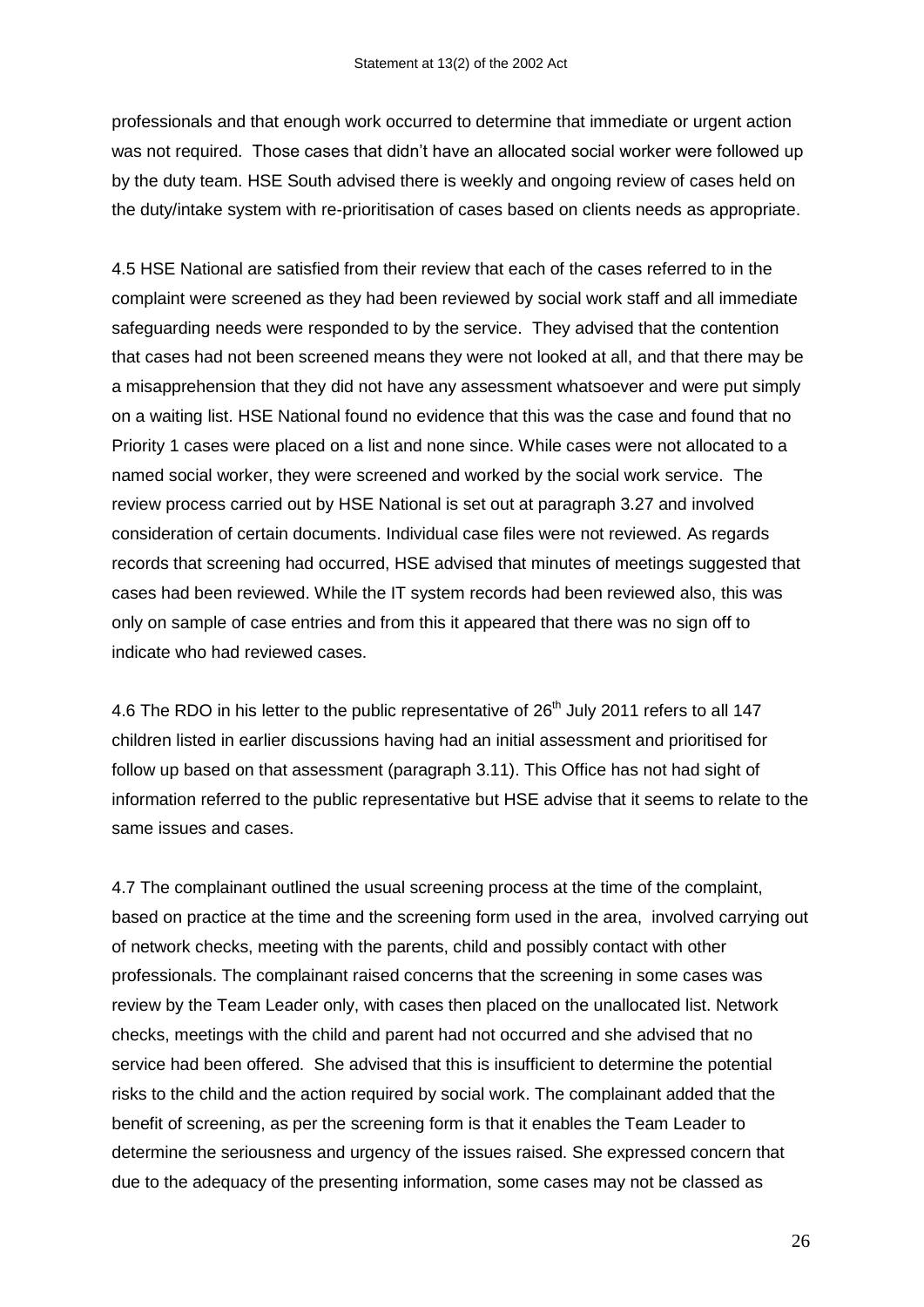professionals and that enough work occurred to determine that immediate or urgent action was not required. Those cases that didn't have an allocated social worker were followed up by the duty team. HSE South advised there is weekly and ongoing review of cases held on the duty/intake system with re-prioritisation of cases based on clients needs as appropriate.

4.5 HSE National are satisfied from their review that each of the cases referred to in the complaint were screened as they had been reviewed by social work staff and all immediate safeguarding needs were responded to by the service. They advised that the contention that cases had not been screened means they were not looked at all, and that there may be a misapprehension that they did not have any assessment whatsoever and were put simply on a waiting list. HSE National found no evidence that this was the case and found that no Priority 1 cases were placed on a list and none since. While cases were not allocated to a named social worker, they were screened and worked by the social work service. The review process carried out by HSE National is set out at paragraph 3.27 and involved consideration of certain documents. Individual case files were not reviewed. As regards records that screening had occurred, HSE advised that minutes of meetings suggested that cases had been reviewed. While the IT system records had been reviewed also, this was only on sample of case entries and from this it appeared that there was no sign off to indicate who had reviewed cases.

4.6 The RDO in his letter to the public representative of 26th July 2011 refers to all 147 children listed in earlier discussions having had an initial assessment and prioritised for follow up based on that assessment (paragraph 3.11). This Office has not had sight of information referred to the public representative but HSE advise that it seems to relate to the same issues and cases.

4.7 The complainant outlined the usual screening process at the time of the complaint, based on practice at the time and the screening form used in the area, involved carrying out of network checks, meeting with the parents, child and possibly contact with other professionals. The complainant raised concerns that the screening in some cases was review by the Team Leader only, with cases then placed on the unallocated list. Network checks, meetings with the child and parent had not occurred and she advised that no service had been offered. She advised that this is insufficient to determine the potential risks to the child and the action required by social work. The complainant added that the benefit of screening, as per the screening form is that it enables the Team Leader to determine the seriousness and urgency of the issues raised. She expressed concern that due to the adequacy of the presenting information, some cases may not be classed as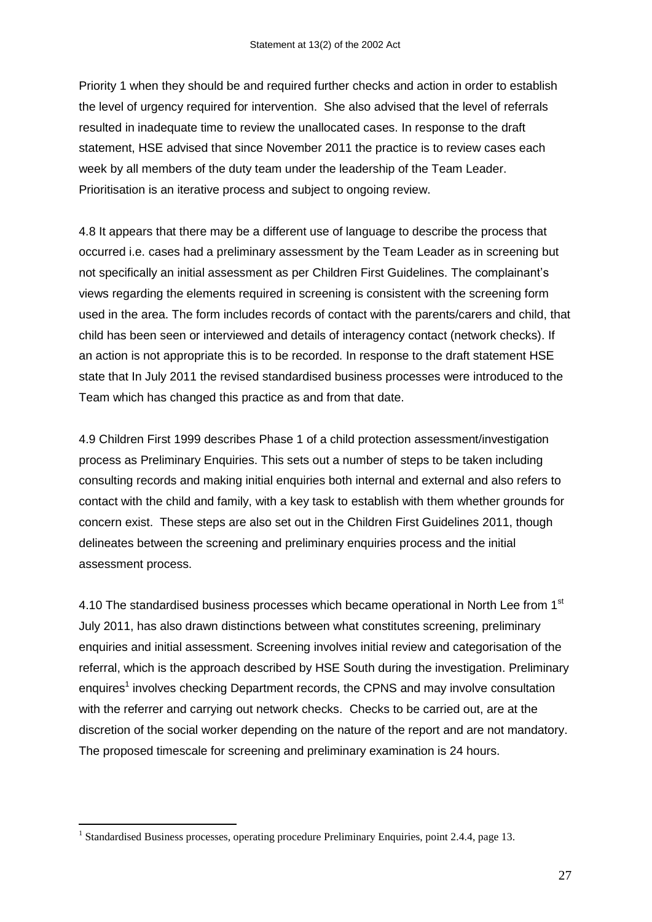Priority 1 when they should be and required further checks and action in order to establish the level of urgency required for intervention. She also advised that the level of referrals resulted in inadequate time to review the unallocated cases. In response to the draft statement, HSE advised that since November 2011 the practice is to review cases each week by all members of the duty team under the leadership of the Team Leader. Prioritisation is an iterative process and subject to ongoing review.

4.8 It appears that there may be a different use of language to describe the process that occurred i.e. cases had a preliminary assessment by the Team Leader as in screening but not specifically an initial assessment as per Children First Guidelines. The complainant's views regarding the elements required in screening is consistent with the screening form used in the area. The form includes records of contact with the parents/carers and child, that child has been seen or interviewed and details of interagency contact (network checks). If an action is not appropriate this is to be recorded. In response to the draft statement HSE state that In July 2011 the revised standardised business processes were introduced to the Team which has changed this practice as and from that date.

4.9 Children First 1999 describes Phase 1 of a child protection assessment/investigation process as Preliminary Enquiries. This sets out a number of steps to be taken including consulting records and making initial enquiries both internal and external and also refers to contact with the child and family, with a key task to establish with them whether grounds for concern exist. These steps are also set out in the Children First Guidelines 2011, though delineates between the screening and preliminary enquiries process and the initial assessment process.

4.10 The standardised business processes which became operational in North Lee from 1st July 2011, has also drawn distinctions between what constitutes screening, preliminary enquiries and initial assessment. Screening involves initial review and categorisation of the referral, which is the approach described by HSE South during the investigation. Preliminary enquires[1] involves checking Department records, the CPNS and may involve consultation with the referrer and carrying out network checks. Checks to be carried out, are at the discretion of the social worker depending on the nature of the report and are not mandatory. The proposed timescale for screening and preliminary examination is 24 hours.

[1] Standardised Business processes, operating procedure Preliminary Enquiries, point 2.4.4, page 13.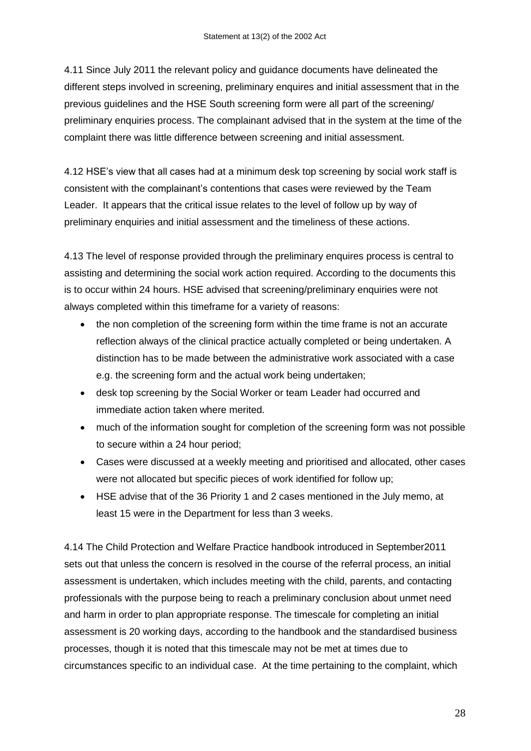4.11 Since July 2011 the relevant policy and guidance documents have delineated the different steps involved in screening, preliminary enquires and initial assessment that in the previous guidelines and the HSE South screening form were all part of the screening/ preliminary enquiries process. The complainant advised that in the system at the time of the complaint there was little difference between screening and initial assessment.

4.12 HSE's view that all cases had at a minimum desk top screening by social work staff is consistent with the complainant's contentions that cases were reviewed by the Team Leader. It appears that the critical issue relates to the level of follow up by way of preliminary enquiries and initial assessment and the timeliness of these actions.

4.13 The level of response provided through the preliminary enquires process is central to assisting and determining the social work action required. According to the documents this is to occur within 24 hours. HSE advised that screening/preliminary enquiries were not always completed within this timeframe for a variety of reasons:

- the non completion of the screening form within the time frame is not an accurate reflection always of the clinical practice actually completed or being undertaken. A distinction has to be made between the administrative work associated with a case e.g. the screening form and the actual work being undertaken;
- desk top screening by the Social Worker or team Leader had occurred and immediate action taken where merited.
- much of the information sought for completion of the screening form was not possible to secure within a 24 hour period;
- Cases were discussed at a weekly meeting and prioritised and allocated, other cases were not allocated but specific pieces of work identified for follow up;
- HSE advise that of the 36 Priority 1 and 2 cases mentioned in the July memo, at least 15 were in the Department for less than 3 weeks.

4.14 The Child Protection and Welfare Practice handbook introduced in September2011 sets out that unless the concern is resolved in the course of the referral process, an initial assessment is undertaken, which includes meeting with the child, parents, and contacting professionals with the purpose being to reach a preliminary conclusion about unmet need and harm in order to plan appropriate response. The timescale for completing an initial assessment is 20 working days, according to the handbook and the standardised business processes, though it is noted that this timescale may not be met at times due to circumstances specific to an individual case. At the time pertaining to the complaint, which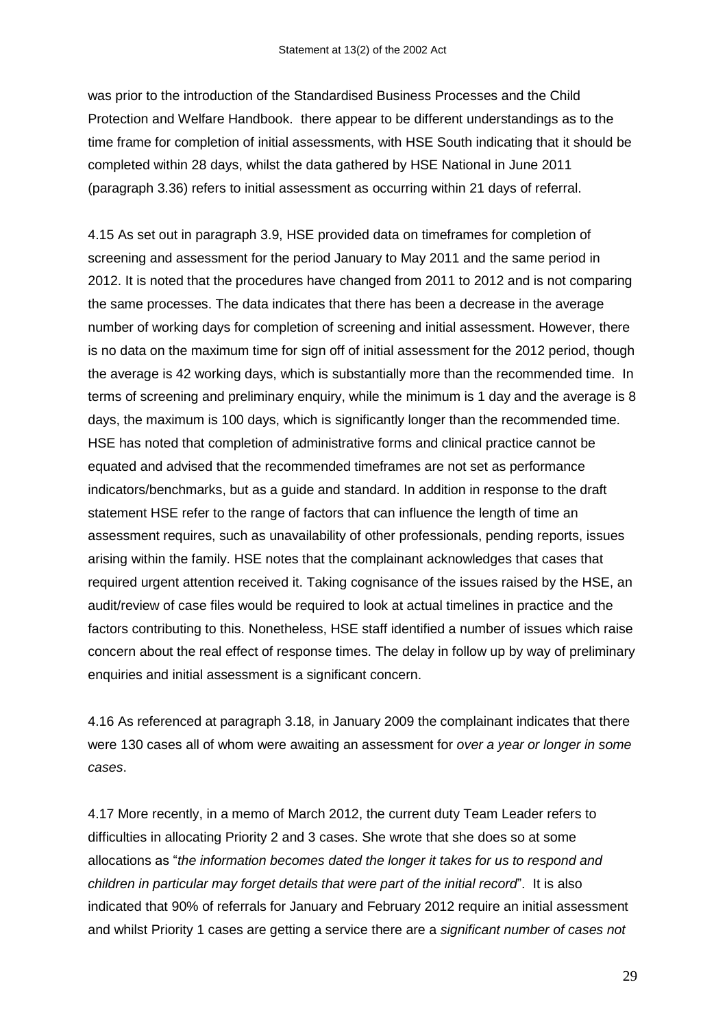was prior to the introduction of the Standardised Business Processes and the Child Protection and Welfare Handbook. there appear to be different understandings as to the time frame for completion of initial assessments, with HSE South indicating that it should be completed within 28 days, whilst the data gathered by HSE National in June 2011 (paragraph 3.36) refers to initial assessment as occurring within 21 days of referral.

4.15 As set out in paragraph 3.9, HSE provided data on timeframes for completion of screening and assessment for the period January to May 2011 and the same period in 2012. It is noted that the procedures have changed from 2011 to 2012 and is not comparing the same processes. The data indicates that there has been a decrease in the average number of working days for completion of screening and initial assessment. However, there is no data on the maximum time for sign off of initial assessment for the 2012 period, though the average is 42 working days, which is substantially more than the recommended time. In terms of screening and preliminary enquiry, while the minimum is 1 day and the average is 8 days, the maximum is 100 days, which is significantly longer than the recommended time. HSE has noted that completion of administrative forms and clinical practice cannot be equated and advised that the recommended timeframes are not set as performance indicators/benchmarks, but as a guide and standard. In addition in response to the draft statement HSE refer to the range of factors that can influence the length of time an assessment requires, such as unavailability of other professionals, pending reports, issues arising within the family. HSE notes that the complainant acknowledges that cases that required urgent attention received it. Taking cognisance of the issues raised by the HSE, an audit/review of case files would be required to look at actual timelines in practice and the factors contributing to this. Nonetheless, HSE staff identified a number of issues which raise concern about the real effect of response times. The delay in follow up by way of preliminary enquiries and initial assessment is a significant concern.

4.16 As referenced at paragraph 3.18, in January 2009 the complainant indicates that there were 130 cases all of whom were awaiting an assessment for *over a year or longer in some cases*.

4.17 More recently, in a memo of March 2012, the current duty Team Leader refers to difficulties in allocating Priority 2 and 3 cases. She wrote that she does so at some allocations as "*the information becomes dated the longer it takes for us to respond and children in particular may forget details that were part of the initial record*". It is also indicated that 90% of referrals for January and February 2012 require an initial assessment and whilst Priority 1 cases are getting a service there are a *significant number of cases not*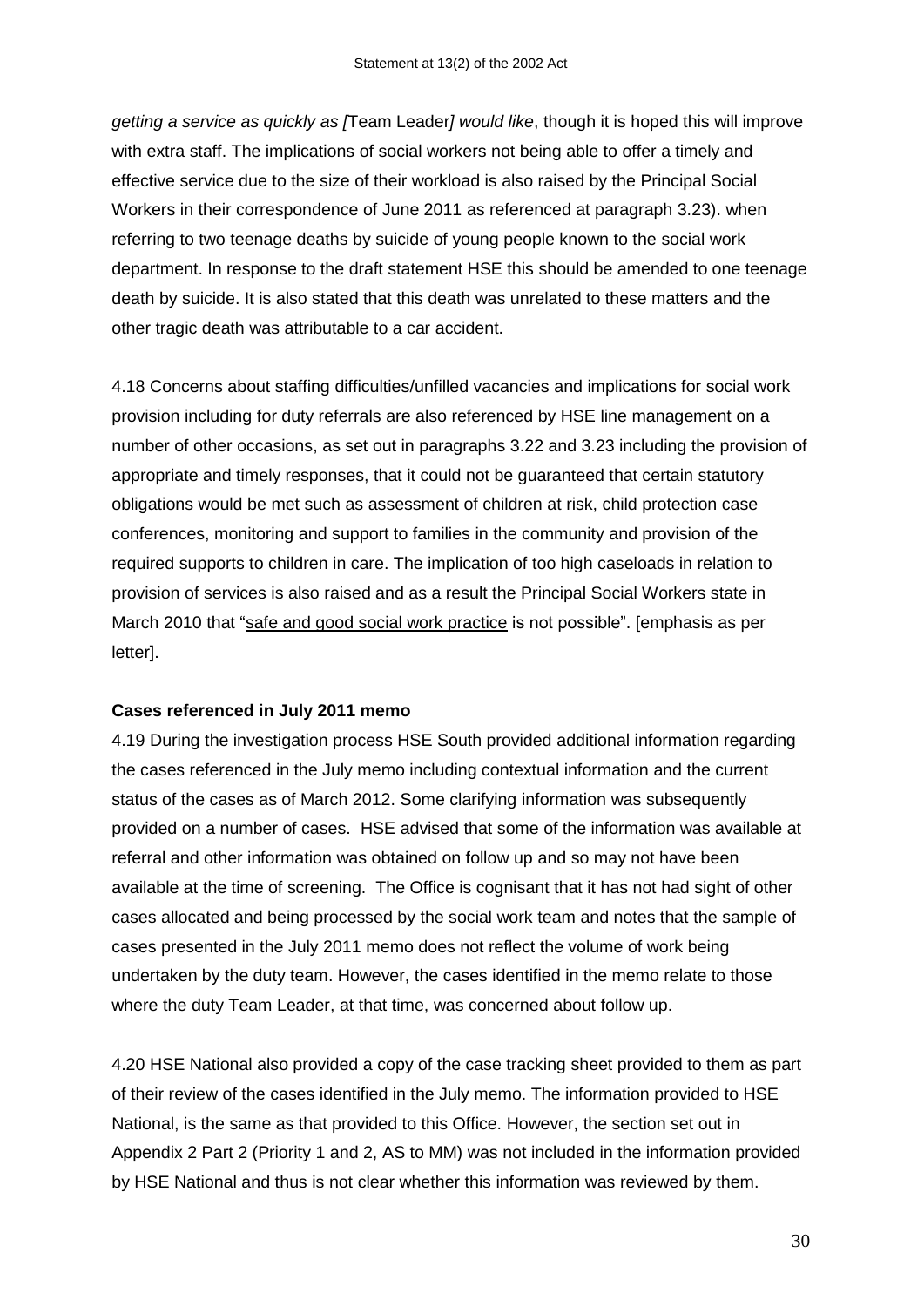*getting a service as quickly as [*Team Leader*] would like*, though it is hoped this will improve with extra staff. The implications of social workers not being able to offer a timely and effective service due to the size of their workload is also raised by the Principal Social Workers in their correspondence of June 2011 as referenced at paragraph 3.23). when referring to two teenage deaths by suicide of young people known to the social work department. In response to the draft statement HSE this should be amended to one teenage death by suicide. It is also stated that this death was unrelated to these matters and the other tragic death was attributable to a car accident.

4.18 Concerns about staffing difficulties/unfilled vacancies and implications for social work provision including for duty referrals are also referenced by HSE line management on a number of other occasions, as set out in paragraphs 3.22 and 3.23 including the provision of appropriate and timely responses, that it could not be guaranteed that certain statutory obligations would be met such as assessment of children at risk, child protection case conferences, monitoring and support to families in the community and provision of the required supports to children in care. The implication of too high caseloads in relation to provision of services is also raised and as a result the Principal Social Workers state in March 2010 that "<u>safe and good social work practice</u> is not possible". [emphasis as per letter].

**Cases referenced in July 2011 memo**

4.19 During the investigation process HSE South provided additional information regarding the cases referenced in the July memo including contextual information and the current status of the cases as of March 2012. Some clarifying information was subsequently provided on a number of cases. HSE advised that some of the information was available at referral and other information was obtained on follow up and so may not have been available at the time of screening. The Office is cognisant that it has not had sight of other cases allocated and being processed by the social work team and notes that the sample of cases presented in the July 2011 memo does not reflect the volume of work being undertaken by the duty team. However, the cases identified in the memo relate to those where the duty Team Leader, at that time, was concerned about follow up.

4.20 HSE National also provided a copy of the case tracking sheet provided to them as part of their review of the cases identified in the July memo. The information provided to HSE National, is the same as that provided to this Office. However, the section set out in Appendix 2 Part 2 (Priority 1 and 2, AS to MM) was not included in the information provided by HSE National and thus is not clear whether this information was reviewed by them.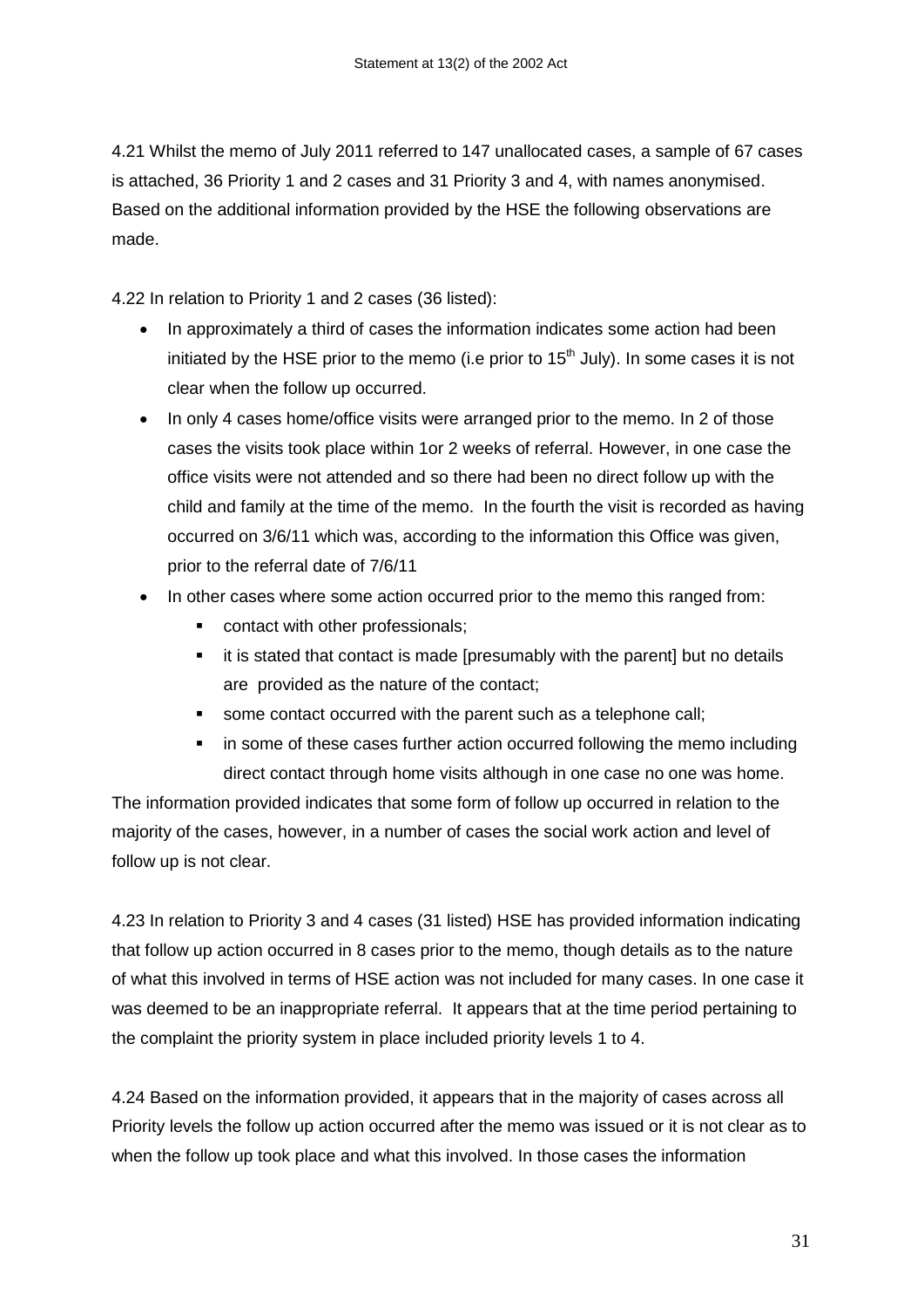4.21 Whilst the memo of July 2011 referred to 147 unallocated cases, a sample of 67 cases is attached, 36 Priority 1 and 2 cases and 31 Priority 3 and 4, with names anonymised. Based on the additional information provided by the HSE the following observations are made.

4.22 In relation to Priority 1 and 2 cases (36 listed):

- In approximately a third of cases the information indicates some action had been initiated by the HSE prior to the memo (i.e prior to 15th July). In some cases it is not clear when the follow up occurred.
- In only 4 cases home/office visits were arranged prior to the memo. In 2 of those cases the visits took place within 1or 2 weeks of referral. However, in one case the office visits were not attended and so there had been no direct follow up with the child and family at the time of the memo. In the fourth the visit is recorded as having occurred on 3/6/11 which was, according to the information this Office was given, prior to the referral date of 7/6/11
- In other cases where some action occurred prior to the memo this ranged from:
  - contact with other professionals;
  - it is stated that contact is made [presumably with the parent] but no details are provided as the nature of the contact;
  - some contact occurred with the parent such as a telephone call;
  - in some of these cases further action occurred following the memo including direct contact through home visits although in one case no one was home.

The information provided indicates that some form of follow up occurred in relation to the majority of the cases, however, in a number of cases the social work action and level of follow up is not clear.

4.23 In relation to Priority 3 and 4 cases (31 listed) HSE has provided information indicating that follow up action occurred in 8 cases prior to the memo, though details as to the nature of what this involved in terms of HSE action was not included for many cases. In one case it was deemed to be an inappropriate referral. It appears that at the time period pertaining to the complaint the priority system in place included priority levels 1 to 4.

4.24 Based on the information provided, it appears that in the majority of cases across all Priority levels the follow up action occurred after the memo was issued or it is not clear as to when the follow up took place and what this involved. In those cases the information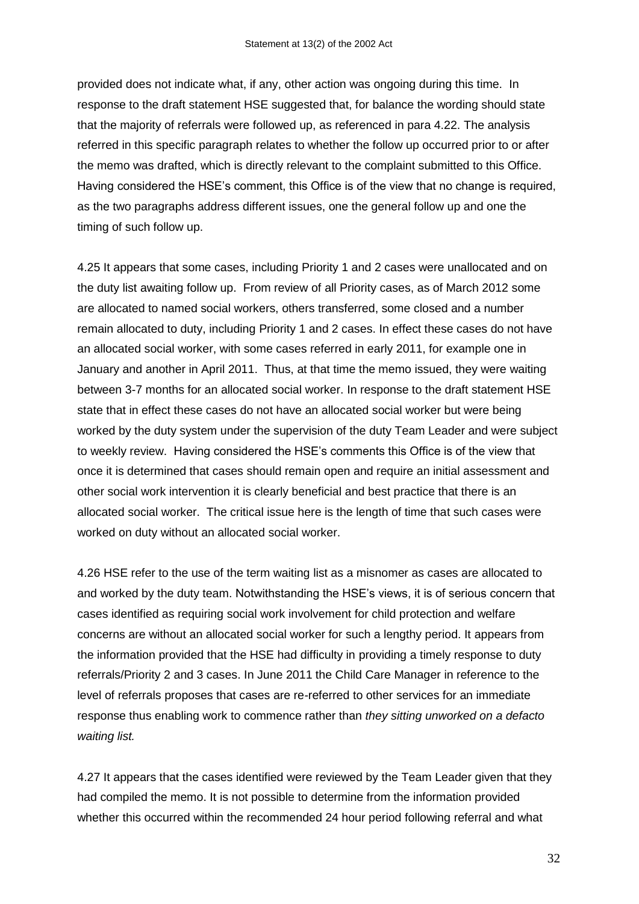provided does not indicate what, if any, other action was ongoing during this time. In response to the draft statement HSE suggested that, for balance the wording should state that the majority of referrals were followed up, as referenced in para 4.22. The analysis referred in this specific paragraph relates to whether the follow up occurred prior to or after the memo was drafted, which is directly relevant to the complaint submitted to this Office. Having considered the HSE's comment, this Office is of the view that no change is required, as the two paragraphs address different issues, one the general follow up and one the timing of such follow up.

4.25 It appears that some cases, including Priority 1 and 2 cases were unallocated and on the duty list awaiting follow up. From review of all Priority cases, as of March 2012 some are allocated to named social workers, others transferred, some closed and a number remain allocated to duty, including Priority 1 and 2 cases. In effect these cases do not have an allocated social worker, with some cases referred in early 2011, for example one in January and another in April 2011. Thus, at that time the memo issued, they were waiting between 3-7 months for an allocated social worker. In response to the draft statement HSE state that in effect these cases do not have an allocated social worker but were being worked by the duty system under the supervision of the duty Team Leader and were subject to weekly review. Having considered the HSE's comments this Office is of the view that once it is determined that cases should remain open and require an initial assessment and other social work intervention it is clearly beneficial and best practice that there is an allocated social worker. The critical issue here is the length of time that such cases were worked on duty without an allocated social worker.

4.26 HSE refer to the use of the term waiting list as a misnomer as cases are allocated to and worked by the duty team. Notwithstanding the HSE's views, it is of serious concern that cases identified as requiring social work involvement for child protection and welfare concerns are without an allocated social worker for such a lengthy period. It appears from the information provided that the HSE had difficulty in providing a timely response to duty referrals/Priority 2 and 3 cases. In June 2011 the Child Care Manager in reference to the level of referrals proposes that cases are re-referred to other services for an immediate response thus enabling work to commence rather than *they sitting unworked on a defacto waiting list.*

4.27 It appears that the cases identified were reviewed by the Team Leader given that they had compiled the memo. It is not possible to determine from the information provided whether this occurred within the recommended 24 hour period following referral and what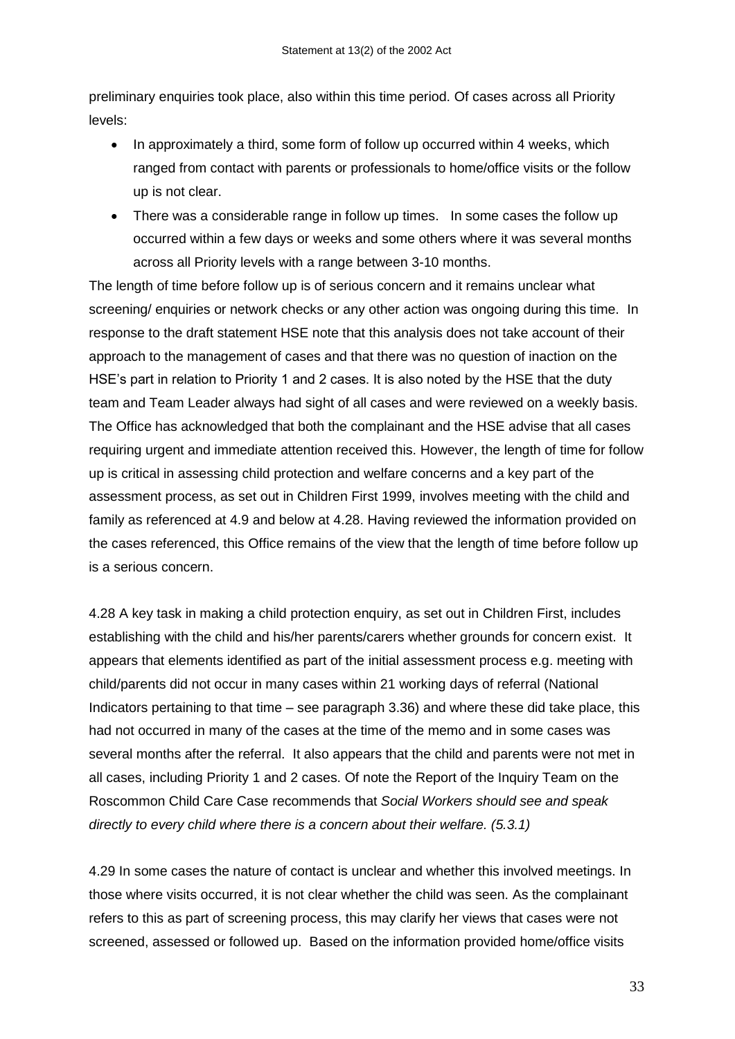preliminary enquiries took place, also within this time period. Of cases across all Priority levels:

- In approximately a third, some form of follow up occurred within 4 weeks, which ranged from contact with parents or professionals to home/office visits or the follow up is not clear.
- There was a considerable range in follow up times. In some cases the follow up occurred within a few days or weeks and some others where it was several months across all Priority levels with a range between 3-10 months.

The length of time before follow up is of serious concern and it remains unclear what screening/ enquiries or network checks or any other action was ongoing during this time. In response to the draft statement HSE note that this analysis does not take account of their approach to the management of cases and that there was no question of inaction on the HSE's part in relation to Priority 1 and 2 cases. It is also noted by the HSE that the duty team and Team Leader always had sight of all cases and were reviewed on a weekly basis. The Office has acknowledged that both the complainant and the HSE advise that all cases requiring urgent and immediate attention received this. However, the length of time for follow up is critical in assessing child protection and welfare concerns and a key part of the assessment process, as set out in Children First 1999, involves meeting with the child and family as referenced at 4.9 and below at 4.28. Having reviewed the information provided on the cases referenced, this Office remains of the view that the length of time before follow up is a serious concern.

4.28 A key task in making a child protection enquiry, as set out in Children First, includes establishing with the child and his/her parents/carers whether grounds for concern exist. It appears that elements identified as part of the initial assessment process e.g. meeting with child/parents did not occur in many cases within 21 working days of referral (National Indicators pertaining to that time – see paragraph 3.36) and where these did take place, this had not occurred in many of the cases at the time of the memo and in some cases was several months after the referral. It also appears that the child and parents were not met in all cases, including Priority 1 and 2 cases. Of note the Report of the Inquiry Team on the Roscommon Child Care Case recommends that *Social Workers should see and speak directly to every child where there is a concern about their welfare. (5.3.1)*

4.29 In some cases the nature of contact is unclear and whether this involved meetings. In those where visits occurred, it is not clear whether the child was seen. As the complainant refers to this as part of screening process, this may clarify her views that cases were not screened, assessed or followed up. Based on the information provided home/office visits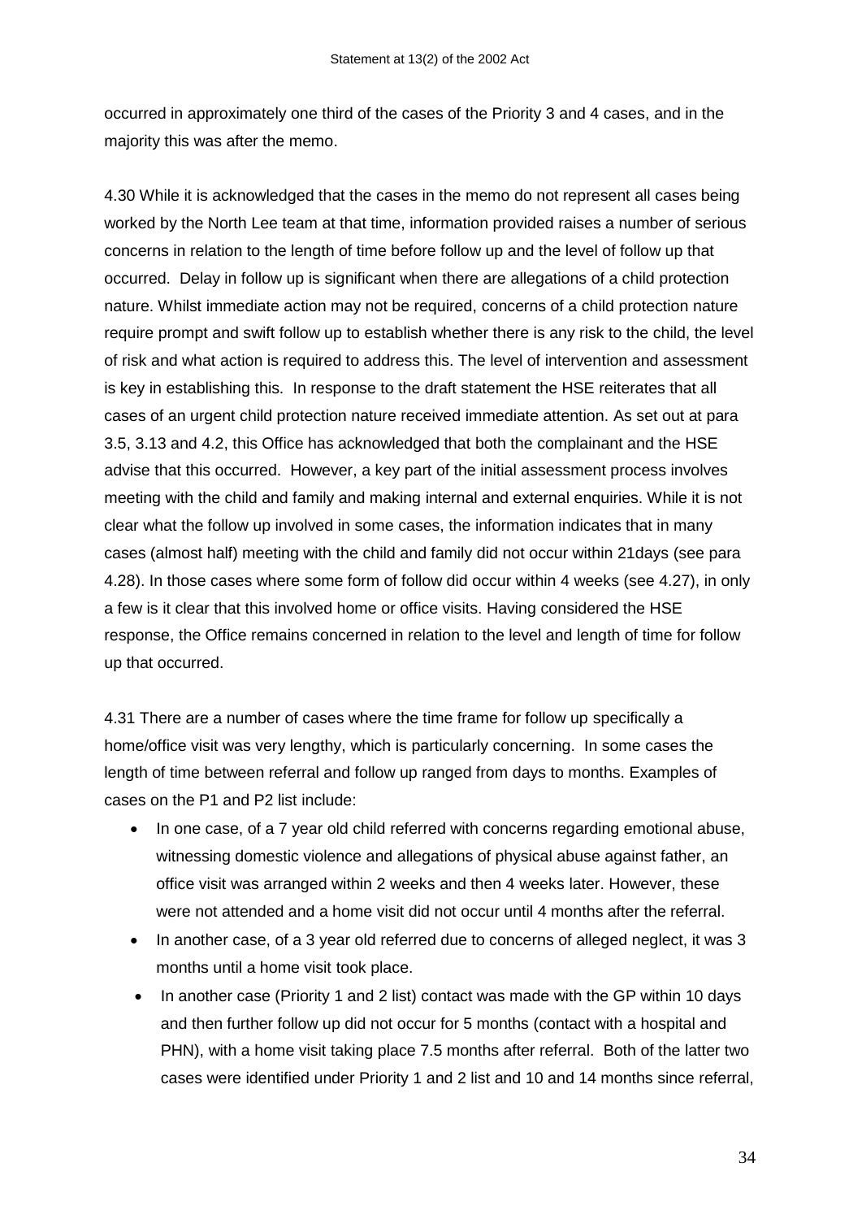occurred in approximately one third of the cases of the Priority 3 and 4 cases, and in the majority this was after the memo.

4.30 While it is acknowledged that the cases in the memo do not represent all cases being worked by the North Lee team at that time, information provided raises a number of serious concerns in relation to the length of time before follow up and the level of follow up that occurred. Delay in follow up is significant when there are allegations of a child protection nature. Whilst immediate action may not be required, concerns of a child protection nature require prompt and swift follow up to establish whether there is any risk to the child, the level of risk and what action is required to address this. The level of intervention and assessment is key in establishing this. In response to the draft statement the HSE reiterates that all cases of an urgent child protection nature received immediate attention. As set out at para 3.5, 3.13 and 4.2, this Office has acknowledged that both the complainant and the HSE advise that this occurred. However, a key part of the initial assessment process involves meeting with the child and family and making internal and external enquiries. While it is not clear what the follow up involved in some cases, the information indicates that in many cases (almost half) meeting with the child and family did not occur within 21days (see para 4.28). In those cases where some form of follow did occur within 4 weeks (see 4.27), in only a few is it clear that this involved home or office visits. Having considered the HSE response, the Office remains concerned in relation to the level and length of time for follow up that occurred.

4.31 There are a number of cases where the time frame for follow up specifically a home/office visit was very lengthy, which is particularly concerning. In some cases the length of time between referral and follow up ranged from days to months. Examples of cases on the P1 and P2 list include:

- In one case, of a 7 year old child referred with concerns regarding emotional abuse, witnessing domestic violence and allegations of physical abuse against father, an office visit was arranged within 2 weeks and then 4 weeks later. However, these were not attended and a home visit did not occur until 4 months after the referral.
- In another case, of a 3 year old referred due to concerns of alleged neglect, it was 3 months until a home visit took place.
- In another case (Priority 1 and 2 list) contact was made with the GP within 10 days and then further follow up did not occur for 5 months (contact with a hospital and PHN), with a home visit taking place 7.5 months after referral. Both of the latter two cases were identified under Priority 1 and 2 list and 10 and 14 months since referral,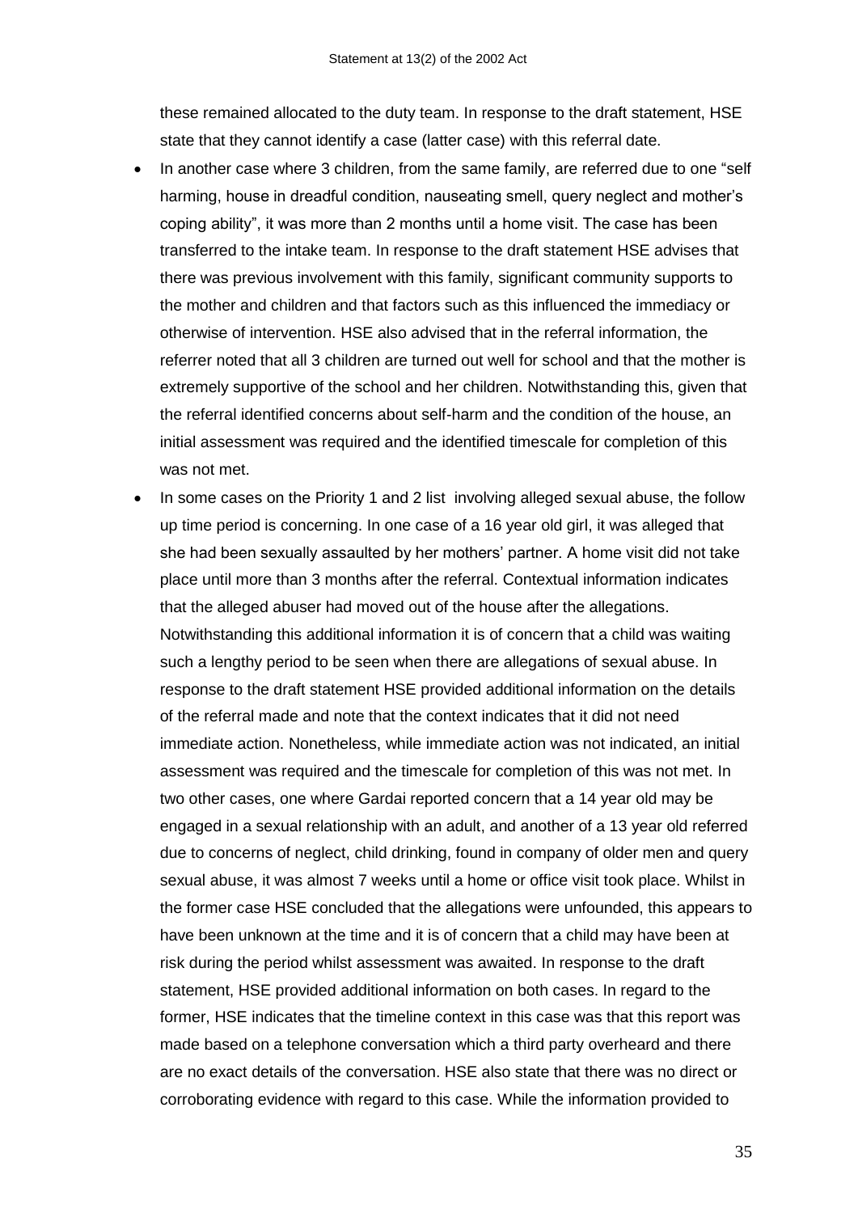these remained allocated to the duty team. In response to the draft statement, HSE state that they cannot identify a case (latter case) with this referral date.

- In another case where 3 children, from the same family, are referred due to one "self harming, house in dreadful condition, nauseating smell, query neglect and mother's coping ability", it was more than 2 months until a home visit. The case has been transferred to the intake team. In response to the draft statement HSE advises that there was previous involvement with this family, significant community supports to the mother and children and that factors such as this influenced the immediacy or otherwise of intervention. HSE also advised that in the referral information, the referrer noted that all 3 children are turned out well for school and that the mother is extremely supportive of the school and her children. Notwithstanding this, given that the referral identified concerns about self-harm and the condition of the house, an initial assessment was required and the identified timescale for completion of this was not met.
- In some cases on the Priority 1 and 2 list involving alleged sexual abuse, the follow up time period is concerning. In one case of a 16 year old girl, it was alleged that she had been sexually assaulted by her mothers' partner. A home visit did not take place until more than 3 months after the referral. Contextual information indicates that the alleged abuser had moved out of the house after the allegations. Notwithstanding this additional information it is of concern that a child was waiting such a lengthy period to be seen when there are allegations of sexual abuse. In response to the draft statement HSE provided additional information on the details of the referral made and note that the context indicates that it did not need immediate action. Nonetheless, while immediate action was not indicated, an initial assessment was required and the timescale for completion of this was not met. In two other cases, one where Gardai reported concern that a 14 year old may be engaged in a sexual relationship with an adult, and another of a 13 year old referred due to concerns of neglect, child drinking, found in company of older men and query sexual abuse, it was almost 7 weeks until a home or office visit took place. Whilst in the former case HSE concluded that the allegations were unfounded, this appears to have been unknown at the time and it is of concern that a child may have been at risk during the period whilst assessment was awaited. In response to the draft statement, HSE provided additional information on both cases. In regard to the former, HSE indicates that the timeline context in this case was that this report was made based on a telephone conversation which a third party overheard and there are no exact details of the conversation. HSE also state that there was no direct or corroborating evidence with regard to this case. While the information provided to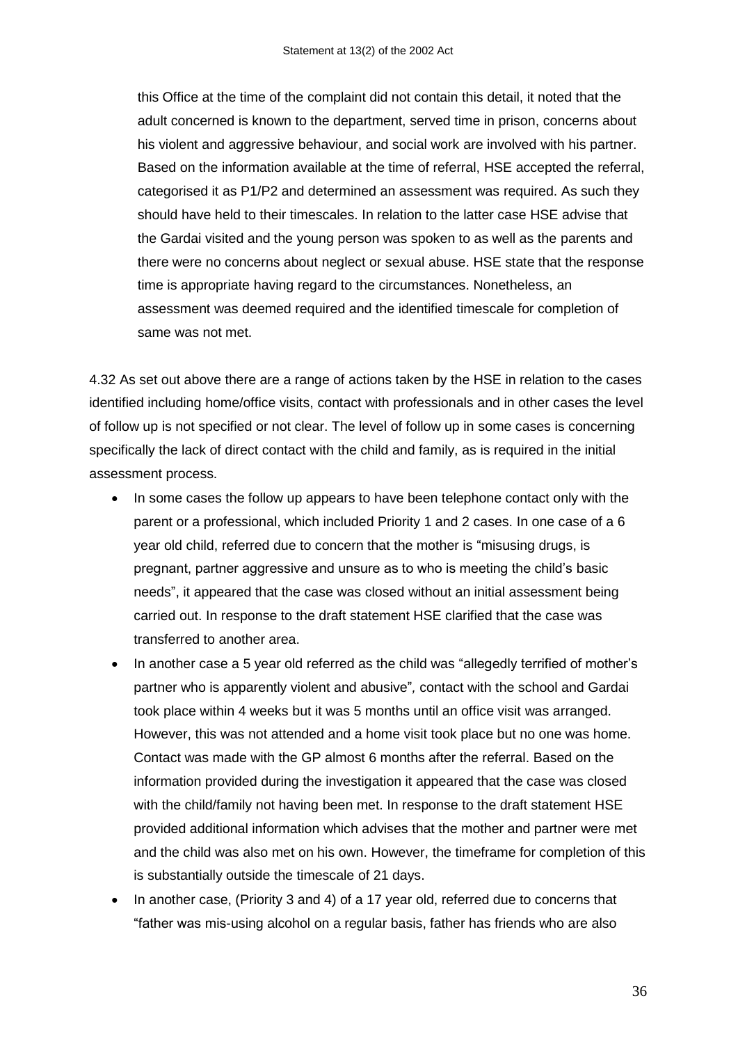this Office at the time of the complaint did not contain this detail, it noted that the adult concerned is known to the department, served time in prison, concerns about his violent and aggressive behaviour, and social work are involved with his partner. Based on the information available at the time of referral, HSE accepted the referral, categorised it as P1/P2 and determined an assessment was required. As such they should have held to their timescales. In relation to the latter case HSE advise that the Gardai visited and the young person was spoken to as well as the parents and there were no concerns about neglect or sexual abuse. HSE state that the response time is appropriate having regard to the circumstances. Nonetheless, an assessment was deemed required and the identified timescale for completion of same was not met.

4.32 As set out above there are a range of actions taken by the HSE in relation to the cases identified including home/office visits, contact with professionals and in other cases the level of follow up is not specified or not clear. The level of follow up in some cases is concerning specifically the lack of direct contact with the child and family, as is required in the initial assessment process.

- In some cases the follow up appears to have been telephone contact only with the parent or a professional, which included Priority 1 and 2 cases. In one case of a 6 year old child, referred due to concern that the mother is "misusing drugs, is pregnant, partner aggressive and unsure as to who is meeting the child's basic needs", it appeared that the case was closed without an initial assessment being carried out. In response to the draft statement HSE clarified that the case was transferred to another area.
- In another case a 5 year old referred as the child was "allegedly terrified of mother's partner who is apparently violent and abusive"*,* contact with the school and Gardai took place within 4 weeks but it was 5 months until an office visit was arranged. However, this was not attended and a home visit took place but no one was home. Contact was made with the GP almost 6 months after the referral. Based on the information provided during the investigation it appeared that the case was closed with the child/family not having been met. In response to the draft statement HSE provided additional information which advises that the mother and partner were met and the child was also met on his own. However, the timeframe for completion of this is substantially outside the timescale of 21 days.
- In another case, (Priority 3 and 4) of a 17 year old, referred due to concerns that "father was mis-using alcohol on a regular basis, father has friends who are also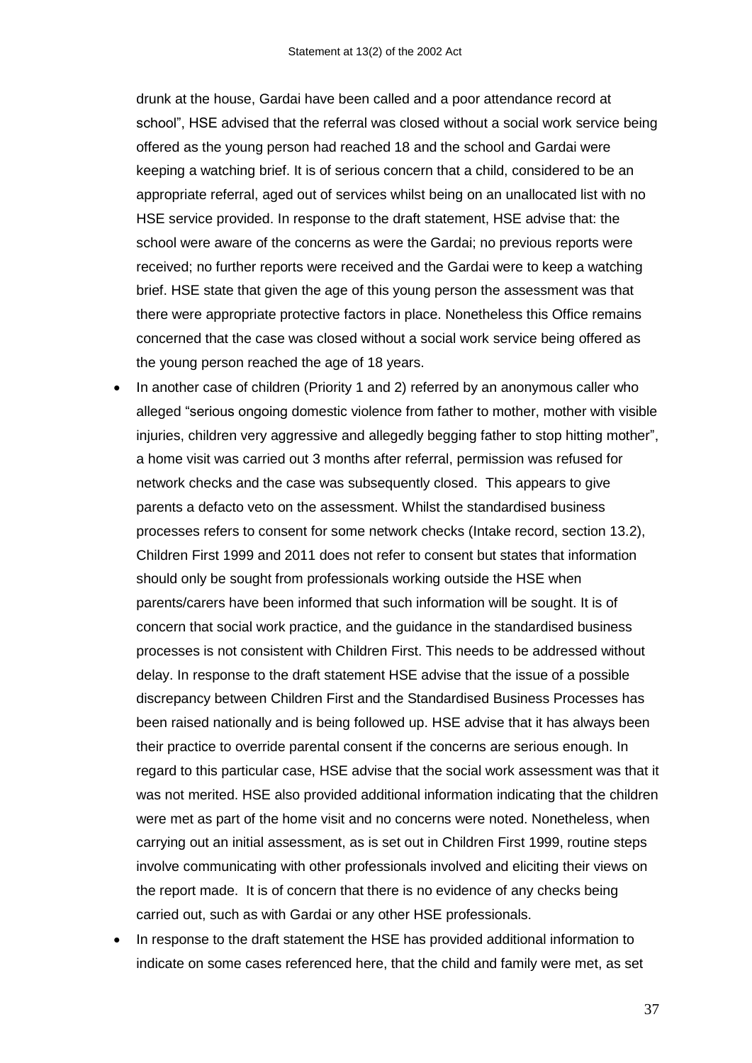drunk at the house, Gardai have been called and a poor attendance record at school", HSE advised that the referral was closed without a social work service being offered as the young person had reached 18 and the school and Gardai were keeping a watching brief. It is of serious concern that a child, considered to be an appropriate referral, aged out of services whilst being on an unallocated list with no HSE service provided. In response to the draft statement, HSE advise that: the school were aware of the concerns as were the Gardai; no previous reports were received; no further reports were received and the Gardai were to keep a watching brief. HSE state that given the age of this young person the assessment was that there were appropriate protective factors in place. Nonetheless this Office remains concerned that the case was closed without a social work service being offered as the young person reached the age of 18 years.

- In another case of children (Priority 1 and 2) referred by an anonymous caller who alleged "serious ongoing domestic violence from father to mother, mother with visible injuries, children very aggressive and allegedly begging father to stop hitting mother", a home visit was carried out 3 months after referral, permission was refused for network checks and the case was subsequently closed. This appears to give parents a defacto veto on the assessment. Whilst the standardised business processes refers to consent for some network checks (Intake record, section 13.2), Children First 1999 and 2011 does not refer to consent but states that information should only be sought from professionals working outside the HSE when parents/carers have been informed that such information will be sought. It is of concern that social work practice, and the guidance in the standardised business processes is not consistent with Children First. This needs to be addressed without delay. In response to the draft statement HSE advise that the issue of a possible discrepancy between Children First and the Standardised Business Processes has been raised nationally and is being followed up. HSE advise that it has always been their practice to override parental consent if the concerns are serious enough. In regard to this particular case, HSE advise that the social work assessment was that it was not merited. HSE also provided additional information indicating that the children were met as part of the home visit and no concerns were noted. Nonetheless, when carrying out an initial assessment, as is set out in Children First 1999, routine steps involve communicating with other professionals involved and eliciting their views on the report made. It is of concern that there is no evidence of any checks being carried out, such as with Gardai or any other HSE professionals.
- In response to the draft statement the HSE has provided additional information to indicate on some cases referenced here, that the child and family were met, as set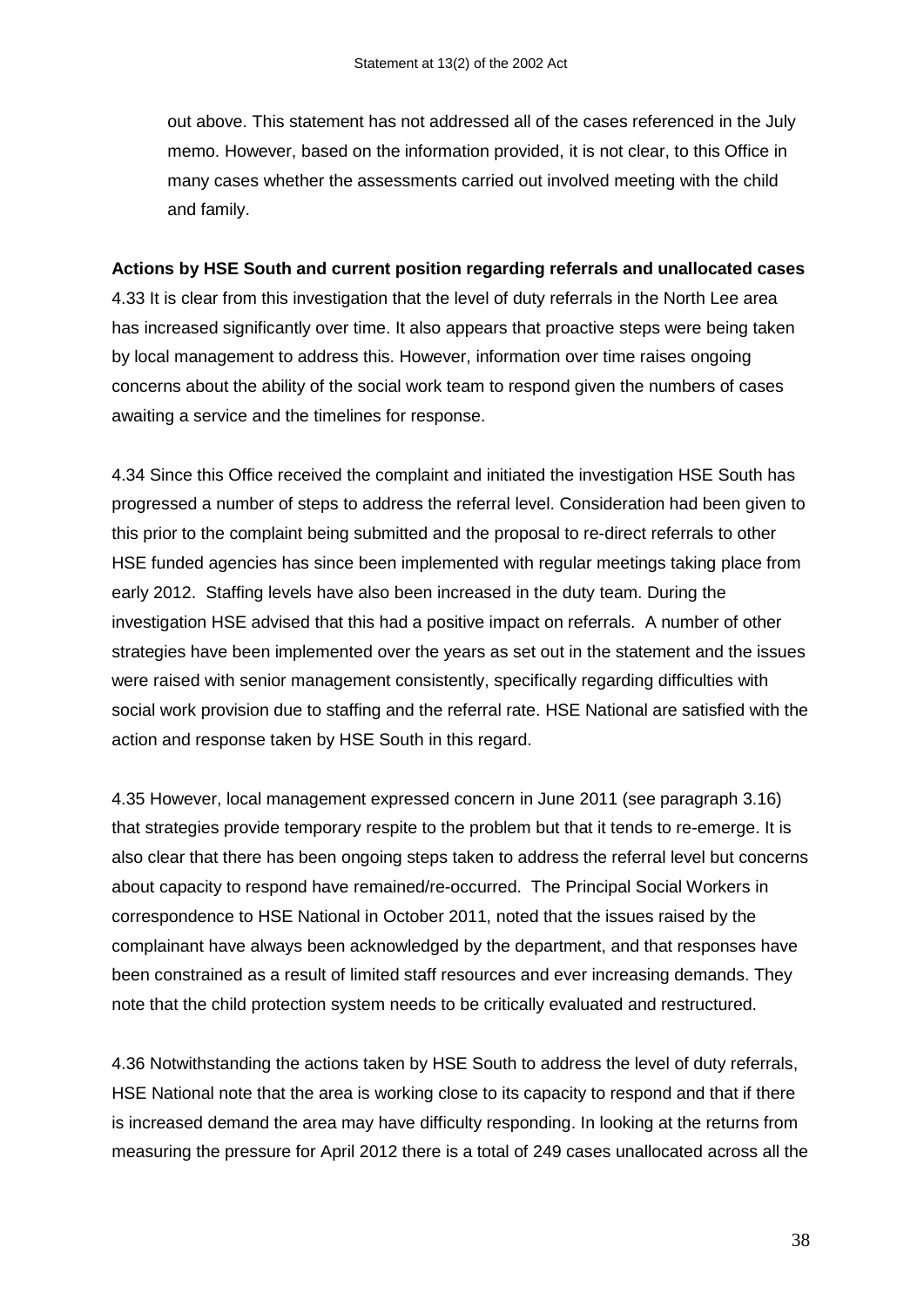out above. This statement has not addressed all of the cases referenced in the July memo. However, based on the information provided, it is not clear, to this Office in many cases whether the assessments carried out involved meeting with the child and family.

**Actions by HSE South and current position regarding referrals and unallocated cases**

4.33 It is clear from this investigation that the level of duty referrals in the North Lee area has increased significantly over time. It also appears that proactive steps were being taken by local management to address this. However, information over time raises ongoing concerns about the ability of the social work team to respond given the numbers of cases awaiting a service and the timelines for response.

4.34 Since this Office received the complaint and initiated the investigation HSE South has progressed a number of steps to address the referral level. Consideration had been given to this prior to the complaint being submitted and the proposal to re-direct referrals to other HSE funded agencies has since been implemented with regular meetings taking place from early 2012. Staffing levels have also been increased in the duty team. During the investigation HSE advised that this had a positive impact on referrals. A number of other strategies have been implemented over the years as set out in the statement and the issues were raised with senior management consistently, specifically regarding difficulties with social work provision due to staffing and the referral rate. HSE National are satisfied with the action and response taken by HSE South in this regard.

4.35 However, local management expressed concern in June 2011 (see paragraph 3.16) that strategies provide temporary respite to the problem but that it tends to re-emerge. It is also clear that there has been ongoing steps taken to address the referral level but concerns about capacity to respond have remained/re-occurred. The Principal Social Workers in correspondence to HSE National in October 2011, noted that the issues raised by the complainant have always been acknowledged by the department, and that responses have been constrained as a result of limited staff resources and ever increasing demands. They note that the child protection system needs to be critically evaluated and restructured.

4.36 Notwithstanding the actions taken by HSE South to address the level of duty referrals, HSE National note that the area is working close to its capacity to respond and that if there is increased demand the area may have difficulty responding. In looking at the returns from measuring the pressure for April 2012 there is a total of 249 cases unallocated across all the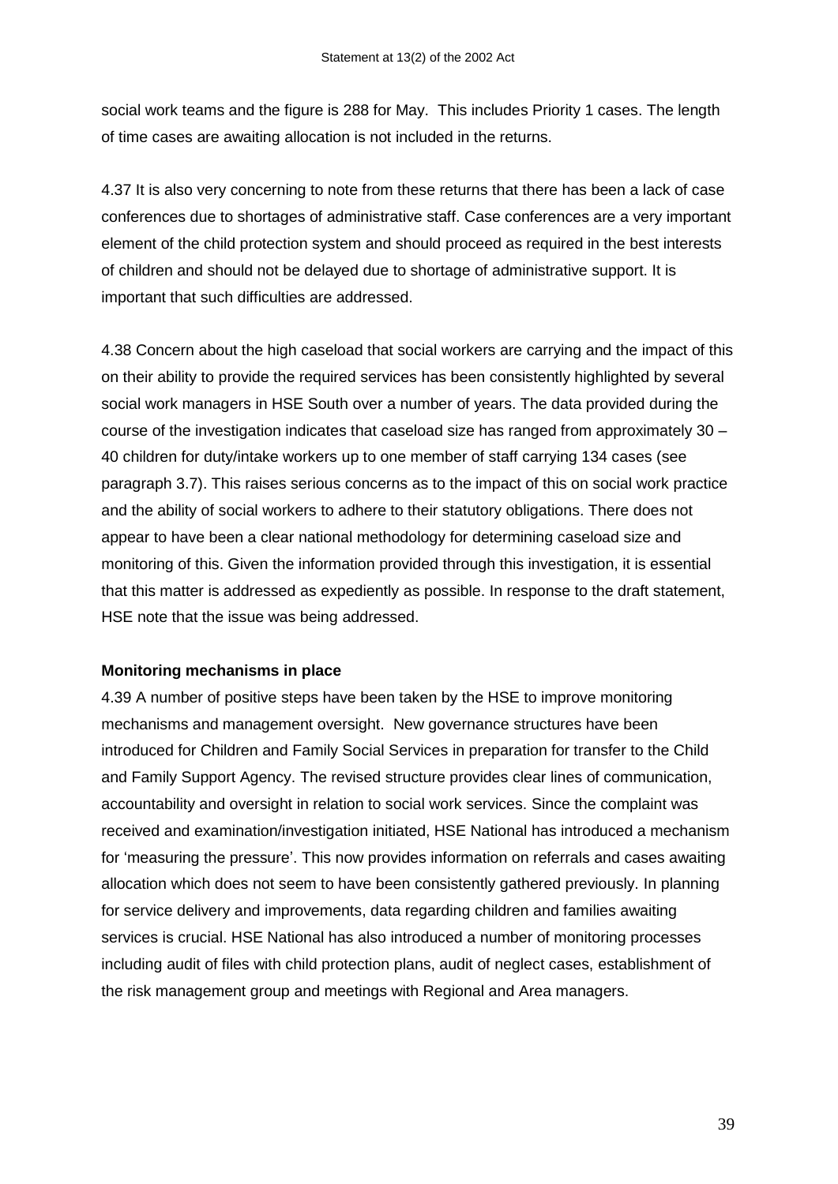social work teams and the figure is 288 for May. This includes Priority 1 cases. The length of time cases are awaiting allocation is not included in the returns.

4.37 It is also very concerning to note from these returns that there has been a lack of case conferences due to shortages of administrative staff. Case conferences are a very important element of the child protection system and should proceed as required in the best interests of children and should not be delayed due to shortage of administrative support. It is important that such difficulties are addressed.

4.38 Concern about the high caseload that social workers are carrying and the impact of this on their ability to provide the required services has been consistently highlighted by several social work managers in HSE South over a number of years. The data provided during the course of the investigation indicates that caseload size has ranged from approximately 30 – 40 children for duty/intake workers up to one member of staff carrying 134 cases (see paragraph 3.7). This raises serious concerns as to the impact of this on social work practice and the ability of social workers to adhere to their statutory obligations. There does not appear to have been a clear national methodology for determining caseload size and monitoring of this. Given the information provided through this investigation, it is essential that this matter is addressed as expediently as possible. In response to the draft statement, HSE note that the issue was being addressed.

**Monitoring mechanisms in place**

4.39 A number of positive steps have been taken by the HSE to improve monitoring mechanisms and management oversight. New governance structures have been introduced for Children and Family Social Services in preparation for transfer to the Child and Family Support Agency. The revised structure provides clear lines of communication, accountability and oversight in relation to social work services. Since the complaint was received and examination/investigation initiated, HSE National has introduced a mechanism for 'measuring the pressure'. This now provides information on referrals and cases awaiting allocation which does not seem to have been consistently gathered previously. In planning for service delivery and improvements, data regarding children and families awaiting services is crucial. HSE National has also introduced a number of monitoring processes including audit of files with child protection plans, audit of neglect cases, establishment of the risk management group and meetings with Regional and Area managers.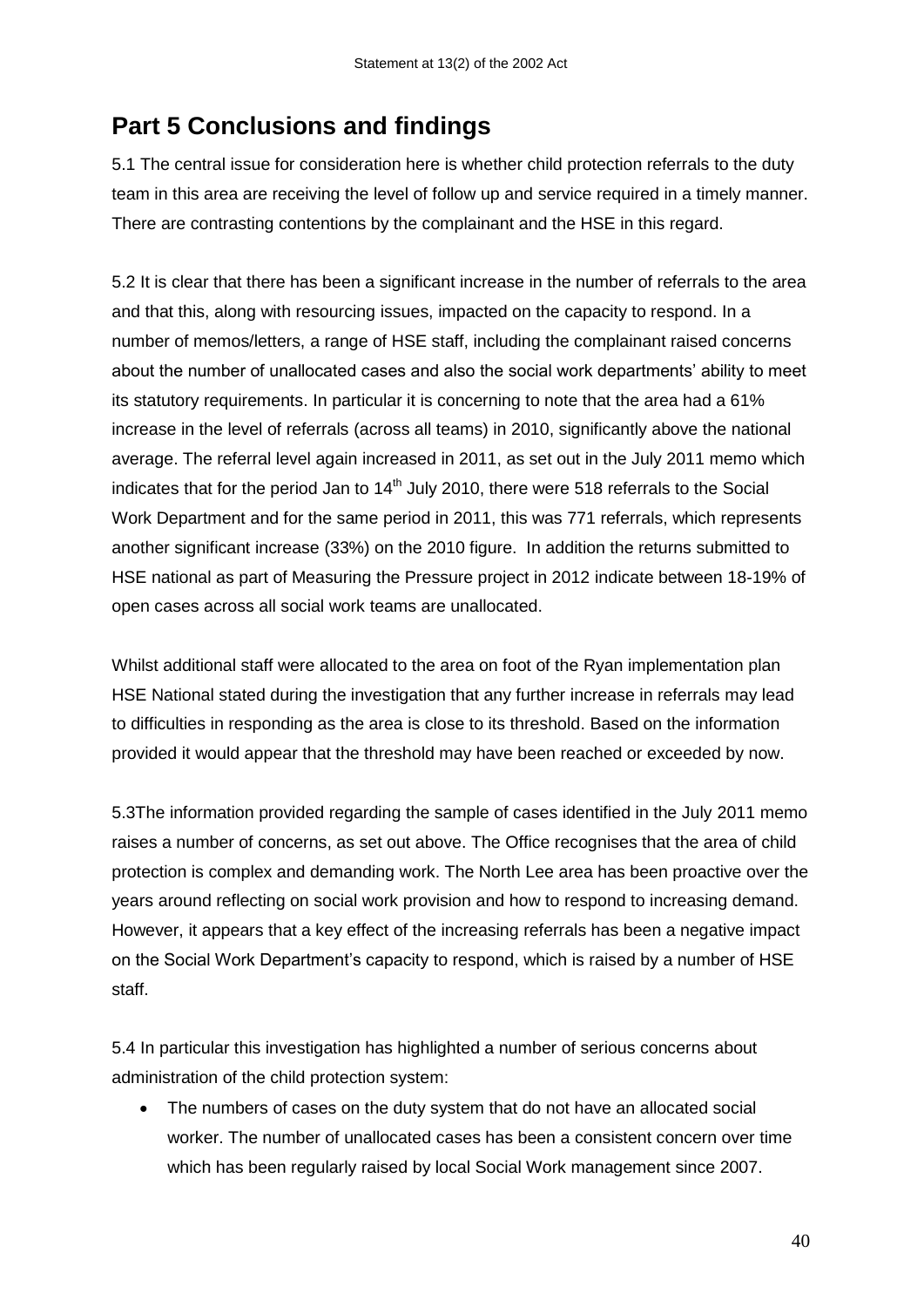## Part 5 Conclusions and findings

5.1 The central issue for consideration here is whether child protection referrals to the duty team in this area are receiving the level of follow up and service required in a timely manner. There are contrasting contentions by the complainant and the HSE in this regard.

5.2 It is clear that there has been a significant increase in the number of referrals to the area and that this, along with resourcing issues, impacted on the capacity to respond. In a number of memos/letters, a range of HSE staff, including the complainant raised concerns about the number of unallocated cases and also the social work departments' ability to meet its statutory requirements. In particular it is concerning to note that the area had a 61% increase in the level of referrals (across all teams) in 2010, significantly above the national average. The referral level again increased in 2011, as set out in the July 2011 memo which indicates that for the period Jan to 14th July 2010, there were 518 referrals to the Social Work Department and for the same period in 2011, this was 771 referrals, which represents another significant increase (33%) on the 2010 figure. In addition the returns submitted to HSE national as part of Measuring the Pressure project in 2012 indicate between 18-19% of open cases across all social work teams are unallocated.

Whilst additional staff were allocated to the area on foot of the Ryan implementation plan HSE National stated during the investigation that any further increase in referrals may lead to difficulties in responding as the area is close to its threshold. Based on the information provided it would appear that the threshold may have been reached or exceeded by now.

5.3The information provided regarding the sample of cases identified in the July 2011 memo raises a number of concerns, as set out above. The Office recognises that the area of child protection is complex and demanding work. The North Lee area has been proactive over the years around reflecting on social work provision and how to respond to increasing demand. However, it appears that a key effect of the increasing referrals has been a negative impact on the Social Work Department's capacity to respond, which is raised by a number of HSE staff.

5.4 In particular this investigation has highlighted a number of serious concerns about administration of the child protection system:

- The numbers of cases on the duty system that do not have an allocated social worker. The number of unallocated cases has been a consistent concern over time which has been regularly raised by local Social Work management since 2007.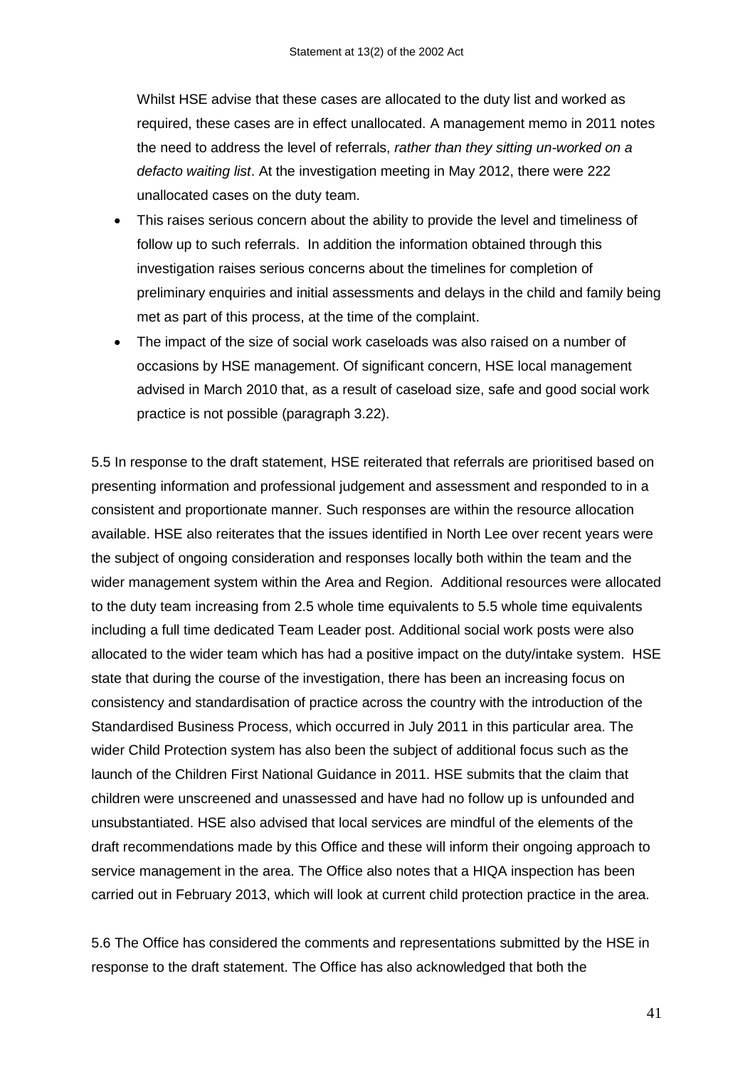Whilst HSE advise that these cases are allocated to the duty list and worked as required, these cases are in effect unallocated. A management memo in 2011 notes the need to address the level of referrals, *rather than they sitting un-worked on a defacto waiting list*. At the investigation meeting in May 2012, there were 222 unallocated cases on the duty team.

- This raises serious concern about the ability to provide the level and timeliness of follow up to such referrals. In addition the information obtained through this investigation raises serious concerns about the timelines for completion of preliminary enquiries and initial assessments and delays in the child and family being met as part of this process, at the time of the complaint.
- The impact of the size of social work caseloads was also raised on a number of occasions by HSE management. Of significant concern, HSE local management advised in March 2010 that, as a result of caseload size, safe and good social work practice is not possible (paragraph 3.22).

5.5 In response to the draft statement, HSE reiterated that referrals are prioritised based on presenting information and professional judgement and assessment and responded to in a consistent and proportionate manner. Such responses are within the resource allocation available. HSE also reiterates that the issues identified in North Lee over recent years were the subject of ongoing consideration and responses locally both within the team and the wider management system within the Area and Region. Additional resources were allocated to the duty team increasing from 2.5 whole time equivalents to 5.5 whole time equivalents including a full time dedicated Team Leader post. Additional social work posts were also allocated to the wider team which has had a positive impact on the duty/intake system. HSE state that during the course of the investigation, there has been an increasing focus on consistency and standardisation of practice across the country with the introduction of the Standardised Business Process, which occurred in July 2011 in this particular area. The wider Child Protection system has also been the subject of additional focus such as the launch of the Children First National Guidance in 2011. HSE submits that the claim that children were unscreened and unassessed and have had no follow up is unfounded and unsubstantiated. HSE also advised that local services are mindful of the elements of the draft recommendations made by this Office and these will inform their ongoing approach to service management in the area. The Office also notes that a HIQA inspection has been carried out in February 2013, which will look at current child protection practice in the area.

5.6 The Office has considered the comments and representations submitted by the HSE in response to the draft statement. The Office has also acknowledged that both the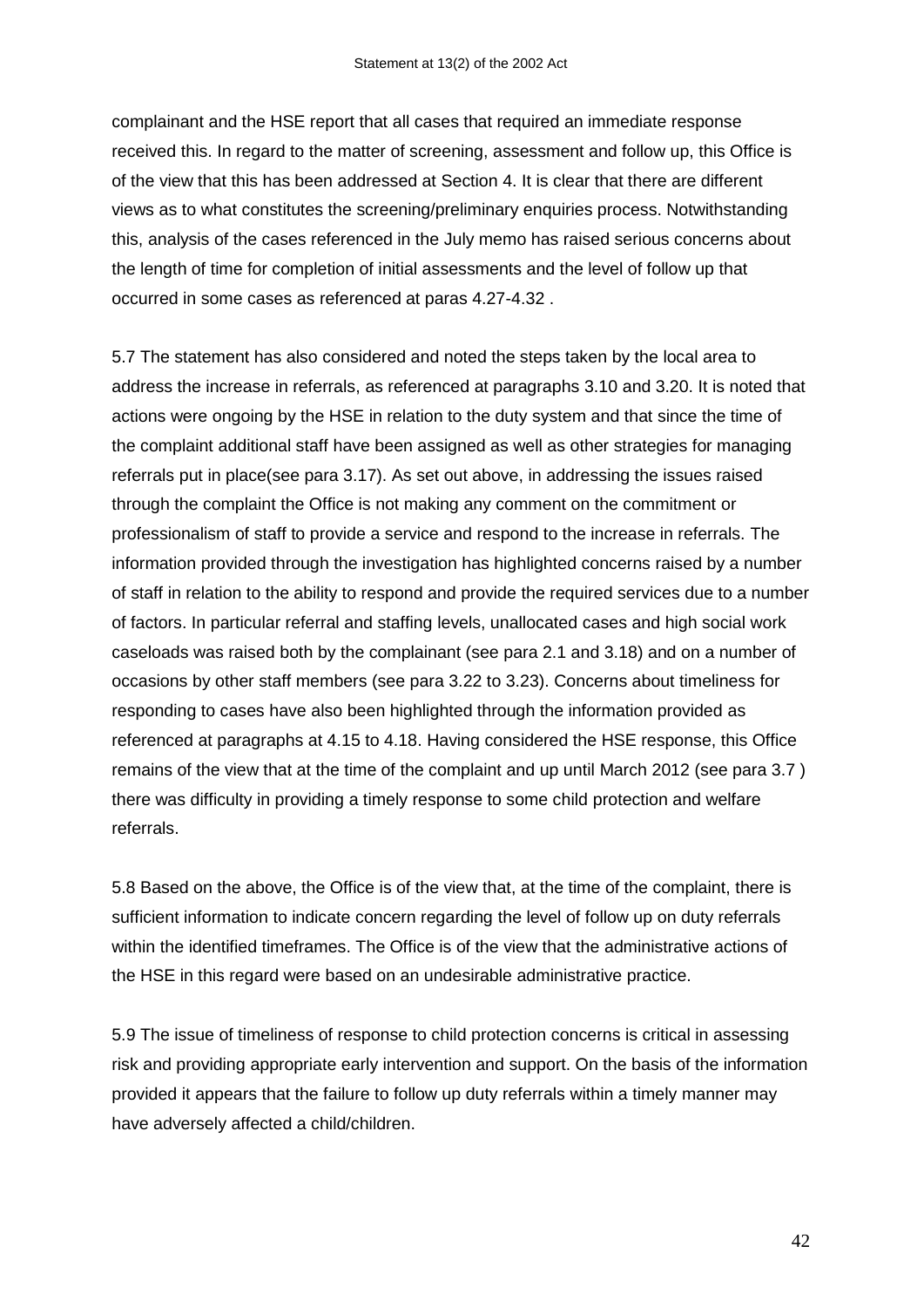complainant and the HSE report that all cases that required an immediate response received this. In regard to the matter of screening, assessment and follow up, this Office is of the view that this has been addressed at Section 4. It is clear that there are different views as to what constitutes the screening/preliminary enquiries process. Notwithstanding this, analysis of the cases referenced in the July memo has raised serious concerns about the length of time for completion of initial assessments and the level of follow up that occurred in some cases as referenced at paras 4.27-4.32 .

5.7 The statement has also considered and noted the steps taken by the local area to address the increase in referrals, as referenced at paragraphs 3.10 and 3.20. It is noted that actions were ongoing by the HSE in relation to the duty system and that since the time of the complaint additional staff have been assigned as well as other strategies for managing referrals put in place(see para 3.17). As set out above, in addressing the issues raised through the complaint the Office is not making any comment on the commitment or professionalism of staff to provide a service and respond to the increase in referrals. The information provided through the investigation has highlighted concerns raised by a number of staff in relation to the ability to respond and provide the required services due to a number of factors. In particular referral and staffing levels, unallocated cases and high social work caseloads was raised both by the complainant (see para 2.1 and 3.18) and on a number of occasions by other staff members (see para 3.22 to 3.23). Concerns about timeliness for responding to cases have also been highlighted through the information provided as referenced at paragraphs at 4.15 to 4.18. Having considered the HSE response, this Office remains of the view that at the time of the complaint and up until March 2012 (see para 3.7 ) there was difficulty in providing a timely response to some child protection and welfare referrals.

5.8 Based on the above, the Office is of the view that, at the time of the complaint, there is sufficient information to indicate concern regarding the level of follow up on duty referrals within the identified timeframes. The Office is of the view that the administrative actions of the HSE in this regard were based on an undesirable administrative practice.

5.9 The issue of timeliness of response to child protection concerns is critical in assessing risk and providing appropriate early intervention and support. On the basis of the information provided it appears that the failure to follow up duty referrals within a timely manner may have adversely affected a child/children.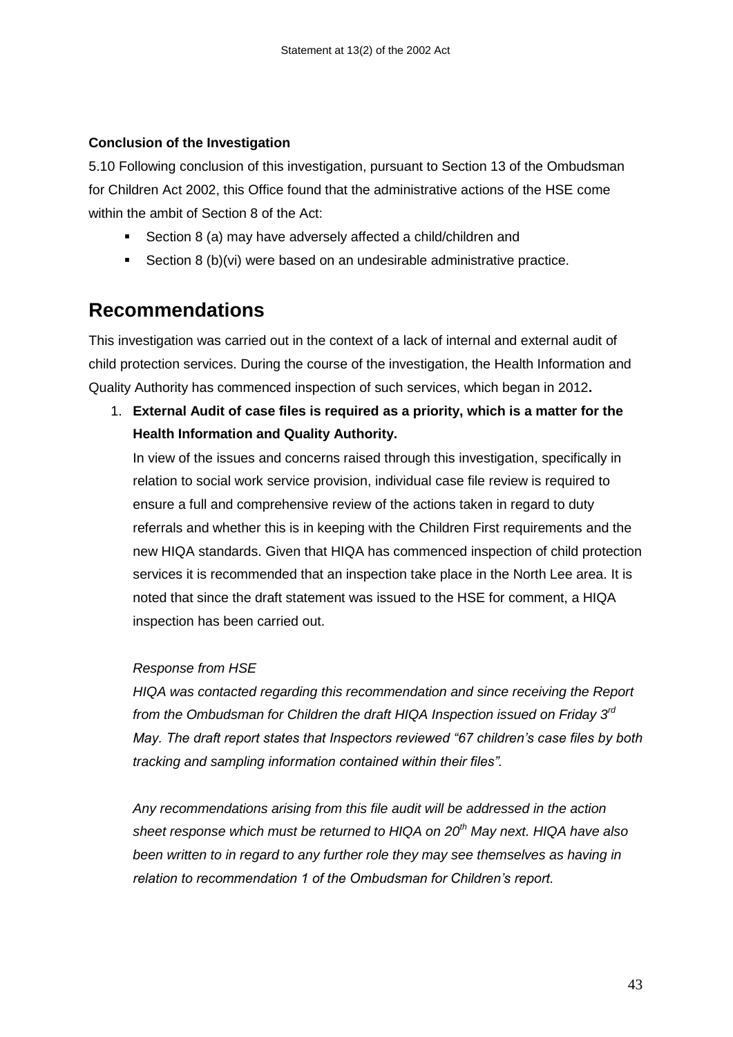**Conclusion of the Investigation**

5.10 Following conclusion of this investigation, pursuant to Section 13 of the Ombudsman for Children Act 2002, this Office found that the administrative actions of the HSE come within the ambit of Section 8 of the Act:

- Section 8 (a) may have adversely affected a child/children and
- Section 8 (b)(vi) were based on an undesirable administrative practice.

# Recommendations

This investigation was carried out in the context of a lack of internal and external audit of child protection services. During the course of the investigation, the Health Information and Quality Authority has commenced inspection of such services, which began in 2012**.**

1. **External Audit of case files is required as a priority, which is a matter for the Health Information and Quality Authority.**

   In view of the issues and concerns raised through this investigation, specifically in relation to social work service provision, individual case file review is required to ensure a full and comprehensive review of the actions taken in regard to duty referrals and whether this is in keeping with the Children First requirements and the new HIQA standards. Given that HIQA has commenced inspection of child protection services it is recommended that an inspection take place in the North Lee area. It is noted that since the draft statement was issued to the HSE for comment, a HIQA inspection has been carried out.

   *Response from HSE*

   *HIQA was contacted regarding this recommendation and since receiving the Report from the Ombudsman for Children the draft HIQA Inspection issued on Friday 3rd May. The draft report states that Inspectors reviewed "67 children's case files by both tracking and sampling information contained within their files".*

   *Any recommendations arising from this file audit will be addressed in the action sheet response which must be returned to HIQA on 20th May next. HIQA have also been written to in regard to any further role they may see themselves as having in relation to recommendation 1 of the Ombudsman for Children's report.*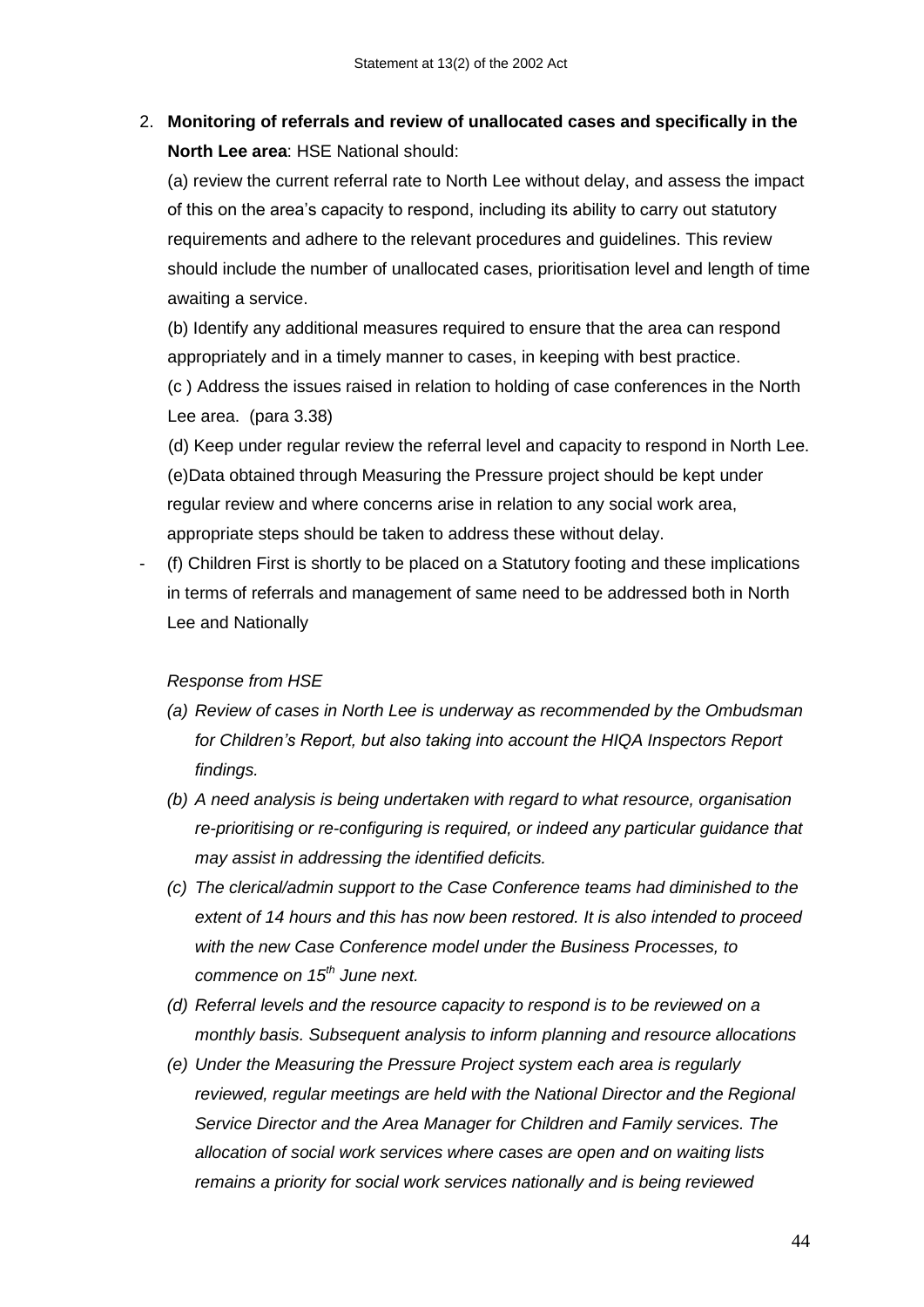2. **Monitoring of referrals and review of unallocated cases and specifically in the North Lee area**: HSE National should:

   (a) review the current referral rate to North Lee without delay, and assess the impact of this on the area's capacity to respond, including its ability to carry out statutory requirements and adhere to the relevant procedures and guidelines. This review should include the number of unallocated cases, prioritisation level and length of time awaiting a service.

   (b) Identify any additional measures required to ensure that the area can respond appropriately and in a timely manner to cases, in keeping with best practice.

   (c ) Address the issues raised in relation to holding of case conferences in the North Lee area. (para 3.38)

   (d) Keep under regular review the referral level and capacity to respond in North Lee.

   (e)Data obtained through Measuring the Pressure project should be kept under regular review and where concerns arise in relation to any social work area, appropriate steps should be taken to address these without delay.

- (f) Children First is shortly to be placed on a Statutory footing and these implications in terms of referrals and management of same need to be addressed both in North Lee and Nationally

*Response from HSE*

*(a) Review of cases in North Lee is underway as recommended by the Ombudsman for Children's Report, but also taking into account the HIQA Inspectors Report findings.*

*(b) A need analysis is being undertaken with regard to what resource, organisation re-prioritising or re-configuring is required, or indeed any particular guidance that may assist in addressing the identified deficits.*

*(c) The clerical/admin support to the Case Conference teams had diminished to the extent of 14 hours and this has now been restored. It is also intended to proceed with the new Case Conference model under the Business Processes, to commence on 15th June next.*

*(d) Referral levels and the resource capacity to respond is to be reviewed on a monthly basis. Subsequent analysis to inform planning and resource allocations*

*(e) Under the Measuring the Pressure Project system each area is regularly reviewed, regular meetings are held with the National Director and the Regional Service Director and the Area Manager for Children and Family services. The allocation of social work services where cases are open and on waiting lists remains a priority for social work services nationally and is being reviewed*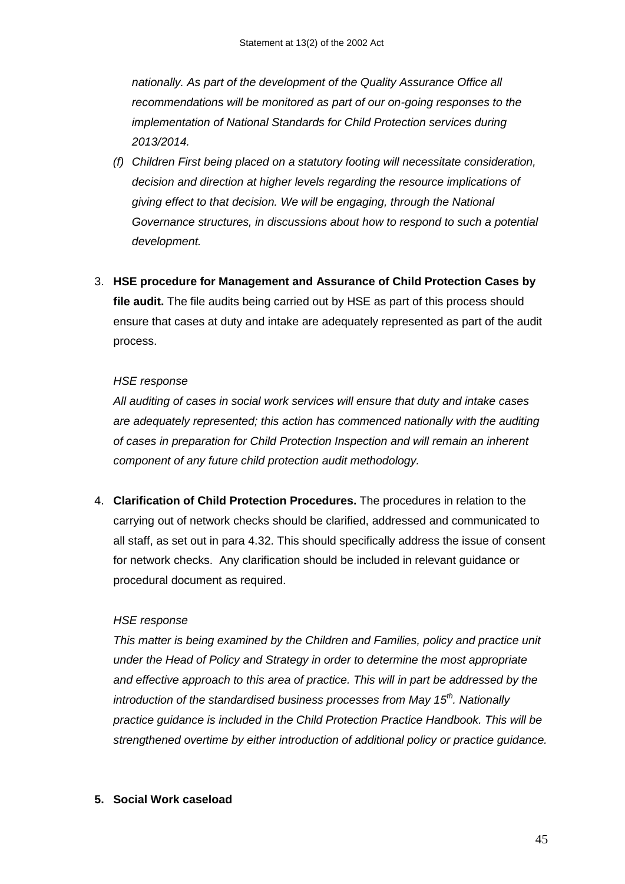*nationally. As part of the development of the Quality Assurance Office all recommendations will be monitored as part of our on-going responses to the implementation of National Standards for Child Protection services during 2013/2014.*

*(f) Children First being placed on a statutory footing will necessitate consideration, decision and direction at higher levels regarding the resource implications of giving effect to that decision. We will be engaging, through the National Governance structures, in discussions about how to respond to such a potential development.*

3. **HSE procedure for Management and Assurance of Child Protection Cases by file audit.** The file audits being carried out by HSE as part of this process should ensure that cases at duty and intake are adequately represented as part of the audit process.

   *HSE response*

   *All auditing of cases in social work services will ensure that duty and intake cases are adequately represented; this action has commenced nationally with the auditing of cases in preparation for Child Protection Inspection and will remain an inherent component of any future child protection audit methodology.*

4. **Clarification of Child Protection Procedures.** The procedures in relation to the carrying out of network checks should be clarified, addressed and communicated to all staff, as set out in para 4.32. This should specifically address the issue of consent for network checks. Any clarification should be included in relevant guidance or procedural document as required.

   *HSE response*

   *This matter is being examined by the Children and Families, policy and practice unit under the Head of Policy and Strategy in order to determine the most appropriate and effective approach to this area of practice. This will in part be addressed by the introduction of the standardised business processes from May 15th. Nationally practice guidance is included in the Child Protection Practice Handbook. This will be strengthened overtime by either introduction of additional policy or practice guidance.*

5. **Social Work caseload**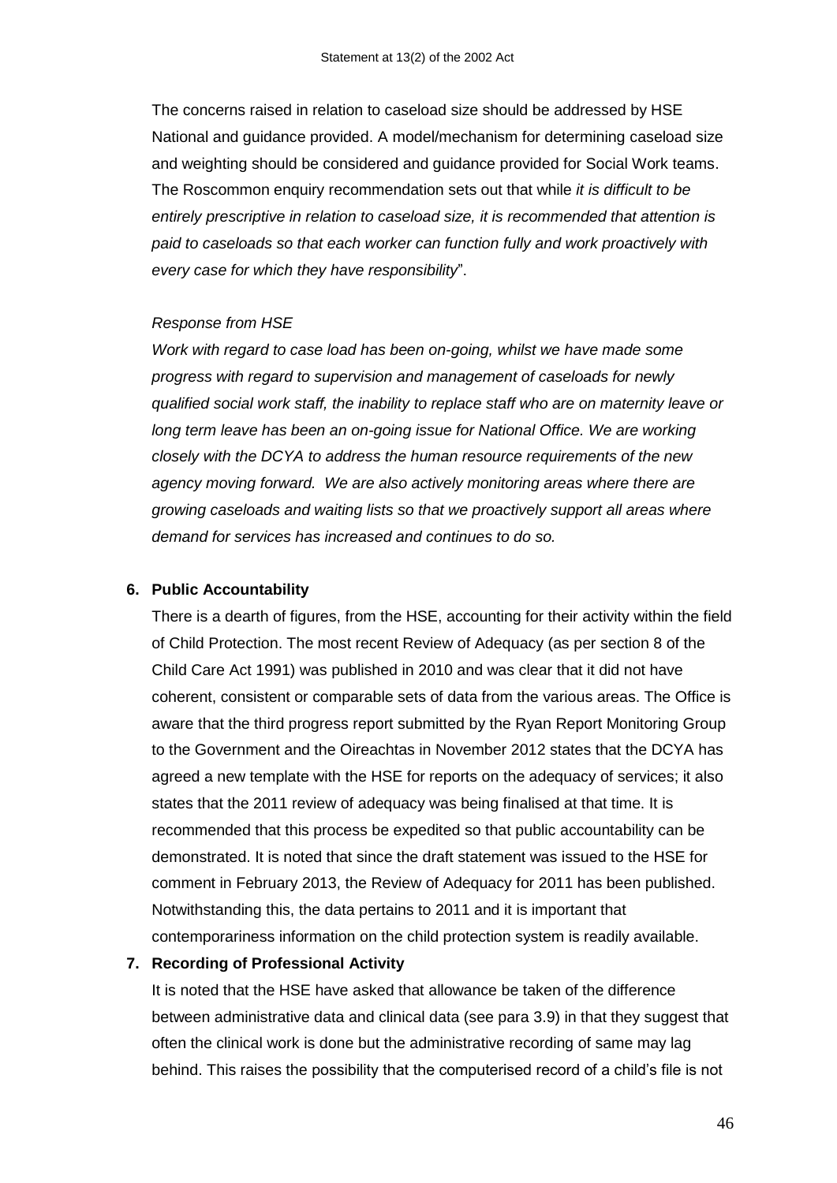The concerns raised in relation to caseload size should be addressed by HSE National and guidance provided. A model/mechanism for determining caseload size and weighting should be considered and guidance provided for Social Work teams. The Roscommon enquiry recommendation sets out that while *it is difficult to be entirely prescriptive in relation to caseload size, it is recommended that attention is paid to caseloads so that each worker can function fully and work proactively with every case for which they have responsibility*".

*Response from HSE*

*Work with regard to case load has been on-going, whilst we have made some progress with regard to supervision and management of caseloads for newly qualified social work staff, the inability to replace staff who are on maternity leave or long term leave has been an on-going issue for National Office. We are working closely with the DCYA to address the human resource requirements of the new agency moving forward. We are also actively monitoring areas where there are growing caseloads and waiting lists so that we proactively support all areas where demand for services has increased and continues to do so.*

**6. Public Accountability**

There is a dearth of figures, from the HSE, accounting for their activity within the field of Child Protection. The most recent Review of Adequacy (as per section 8 of the Child Care Act 1991) was published in 2010 and was clear that it did not have coherent, consistent or comparable sets of data from the various areas. The Office is aware that the third progress report submitted by the Ryan Report Monitoring Group to the Government and the Oireachtas in November 2012 states that the DCYA has agreed a new template with the HSE for reports on the adequacy of services; it also states that the 2011 review of adequacy was being finalised at that time. It is recommended that this process be expedited so that public accountability can be demonstrated. It is noted that since the draft statement was issued to the HSE for comment in February 2013, the Review of Adequacy for 2011 has been published. Notwithstanding this, the data pertains to 2011 and it is important that contemporariness information on the child protection system is readily available.

**7. Recording of Professional Activity**

It is noted that the HSE have asked that allowance be taken of the difference between administrative data and clinical data (see para 3.9) in that they suggest that often the clinical work is done but the administrative recording of same may lag behind. This raises the possibility that the computerised record of a child's file is not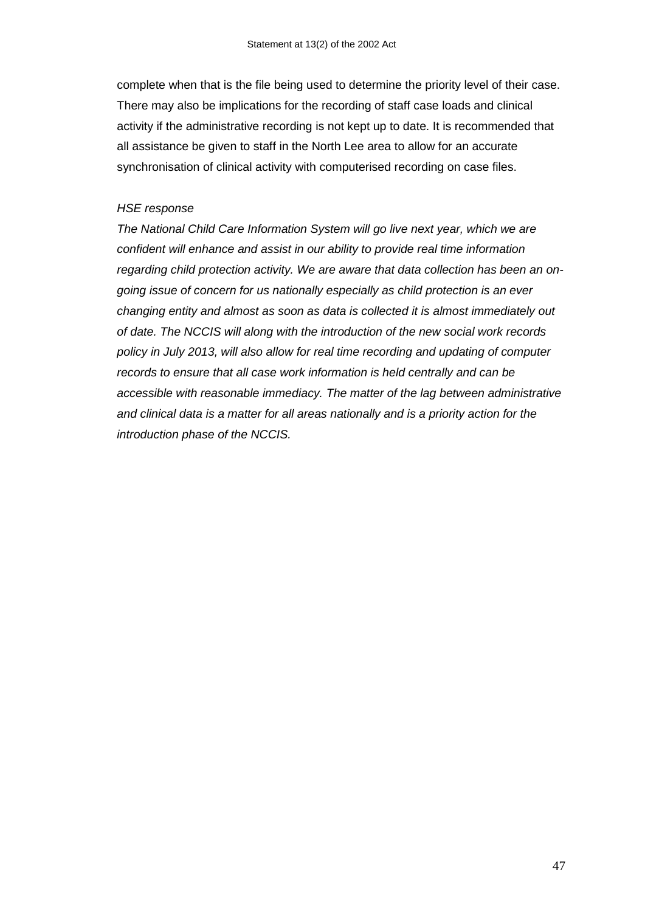complete when that is the file being used to determine the priority level of their case. There may also be implications for the recording of staff case loads and clinical activity if the administrative recording is not kept up to date. It is recommended that all assistance be given to staff in the North Lee area to allow for an accurate synchronisation of clinical activity with computerised recording on case files.

*HSE response*

*The National Child Care Information System will go live next year, which we are confident will enhance and assist in our ability to provide real time information regarding child protection activity. We are aware that data collection has been an on-going issue of concern for us nationally especially as child protection is an ever changing entity and almost as soon as data is collected it is almost immediately out of date. The NCCIS will along with the introduction of the new social work records policy in July 2013, will also allow for real time recording and updating of computer records to ensure that all case work information is held centrally and can be accessible with reasonable immediacy. The matter of the lag between administrative and clinical data is a matter for all areas nationally and is a priority action for the introduction phase of the NCCIS.*